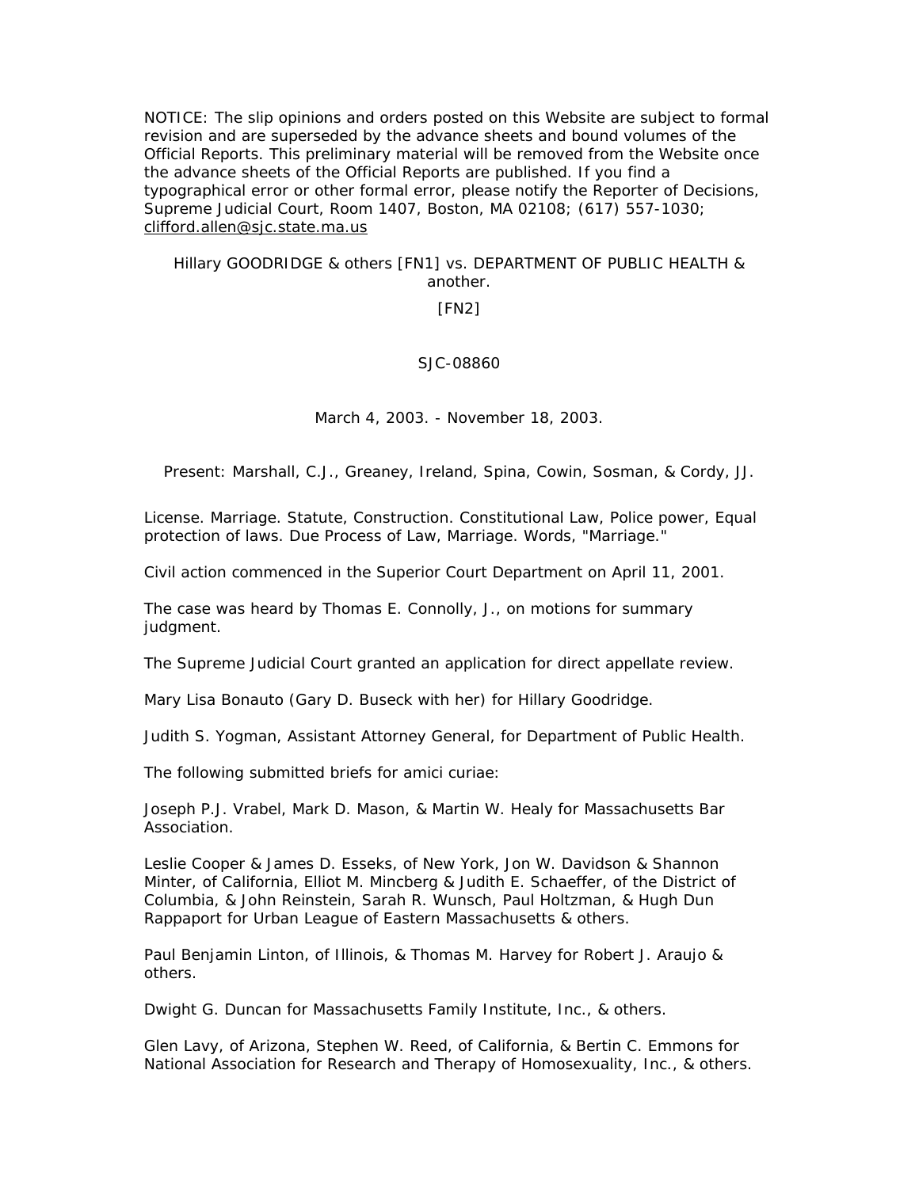NOTICE: The slip opinions and orders posted on this Website are subject to formal revision and are superseded by the advance sheets and bound volumes of the Official Reports. This preliminary material will be removed from the Website once the advance sheets of the Official Reports are published. If you find a typographical error or other formal error, please notify the Reporter of Decisions, Supreme Judicial Court, Room 1407, Boston, MA 02108; (617) 557-1030; clifford.allen@sjc.state.ma.us

Hillary GOODRIDGE & others [FN1] vs. DEPARTMENT OF PUBLIC HEALTH & another.

[FN2]

SJC-08860

March 4, 2003. - November 18, 2003.

Present: Marshall, C.J., Greaney, Ireland, Spina, Cowin, Sosman, & Cordy, JJ.

License. Marriage. Statute, Construction. Constitutional Law, Police power, Equal protection of laws. Due Process of Law, Marriage. Words, "Marriage."

Civil action commenced in the Superior Court Department on April 11, 2001.

The case was heard by Thomas E. Connolly, J., on motions for summary judgment.

The Supreme Judicial Court granted an application for direct appellate review.

Mary Lisa Bonauto (Gary D. Buseck with her) for Hillary Goodridge.

Judith S. Yogman, Assistant Attorney General, for Department of Public Health.

The following submitted briefs for amici curiae:

Joseph P.J. Vrabel, Mark D. Mason, & Martin W. Healy for Massachusetts Bar Association.

Leslie Cooper & James D. Esseks, of New York, Jon W. Davidson & Shannon Minter, of California, Elliot M. Mincberg & Judith E. Schaeffer, of the District of Columbia, & John Reinstein, Sarah R. Wunsch, Paul Holtzman, & Hugh Dun Rappaport for Urban League of Eastern Massachusetts & others.

Paul Benjamin Linton, of Illinois, & Thomas M. Harvey for Robert J. Araujo & others.

Dwight G. Duncan for Massachusetts Family Institute, Inc., & others.

Glen Lavy, of Arizona, Stephen W. Reed, of California, & Bertin C. Emmons for National Association for Research and Therapy of Homosexuality, Inc., & others.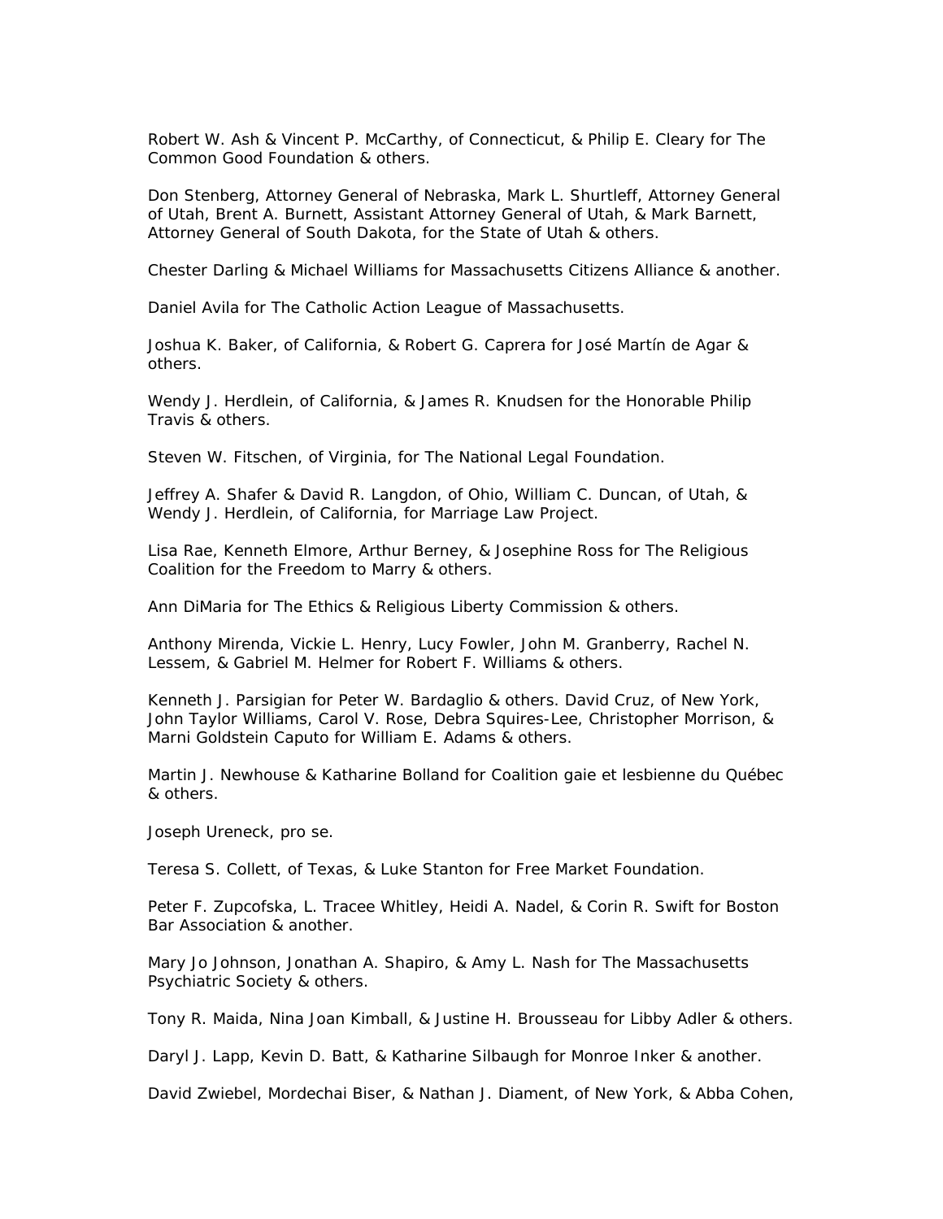Robert W. Ash & Vincent P. McCarthy, of Connecticut, & Philip E. Cleary for The Common Good Foundation & others.

Don Stenberg, Attorney General of Nebraska, Mark L. Shurtleff, Attorney General of Utah, Brent A. Burnett, Assistant Attorney General of Utah, & Mark Barnett, Attorney General of South Dakota, for the State of Utah & others.

Chester Darling & Michael Williams for Massachusetts Citizens Alliance & another.

Daniel Avila for The Catholic Action League of Massachusetts.

Joshua K. Baker, of California, & Robert G. Caprera for José Martín de Agar & others.

Wendy J. Herdlein, of California, & James R. Knudsen for the Honorable Philip Travis & others.

Steven W. Fitschen, of Virginia, for The National Legal Foundation.

Jeffrey A. Shafer & David R. Langdon, of Ohio, William C. Duncan, of Utah, & Wendy J. Herdlein, of California, for Marriage Law Project.

Lisa Rae, Kenneth Elmore, Arthur Berney, & Josephine Ross for The Religious Coalition for the Freedom to Marry & others.

Ann DiMaria for The Ethics & Religious Liberty Commission & others.

Anthony Mirenda, Vickie L. Henry, Lucy Fowler, John M. Granberry, Rachel N. Lessem, & Gabriel M. Helmer for Robert F. Williams & others.

Kenneth J. Parsigian for Peter W. Bardaglio & others. David Cruz, of New York, John Taylor Williams, Carol V. Rose, Debra Squires-Lee, Christopher Morrison, & Marni Goldstein Caputo for William E. Adams & others.

Martin J. Newhouse & Katharine Bolland for Coalition gaie et lesbienne du Québec & others.

Joseph Ureneck, pro se.

Teresa S. Collett, of Texas, & Luke Stanton for Free Market Foundation.

Peter F. Zupcofska, L. Tracee Whitley, Heidi A. Nadel, & Corin R. Swift for Boston Bar Association & another.

Mary Jo Johnson, Jonathan A. Shapiro, & Amy L. Nash for The Massachusetts Psychiatric Society & others.

Tony R. Maida, Nina Joan Kimball, & Justine H. Brousseau for Libby Adler & others.

Daryl J. Lapp, Kevin D. Batt, & Katharine Silbaugh for Monroe Inker & another.

David Zwiebel, Mordechai Biser, & Nathan J. Diament, of New York, & Abba Cohen,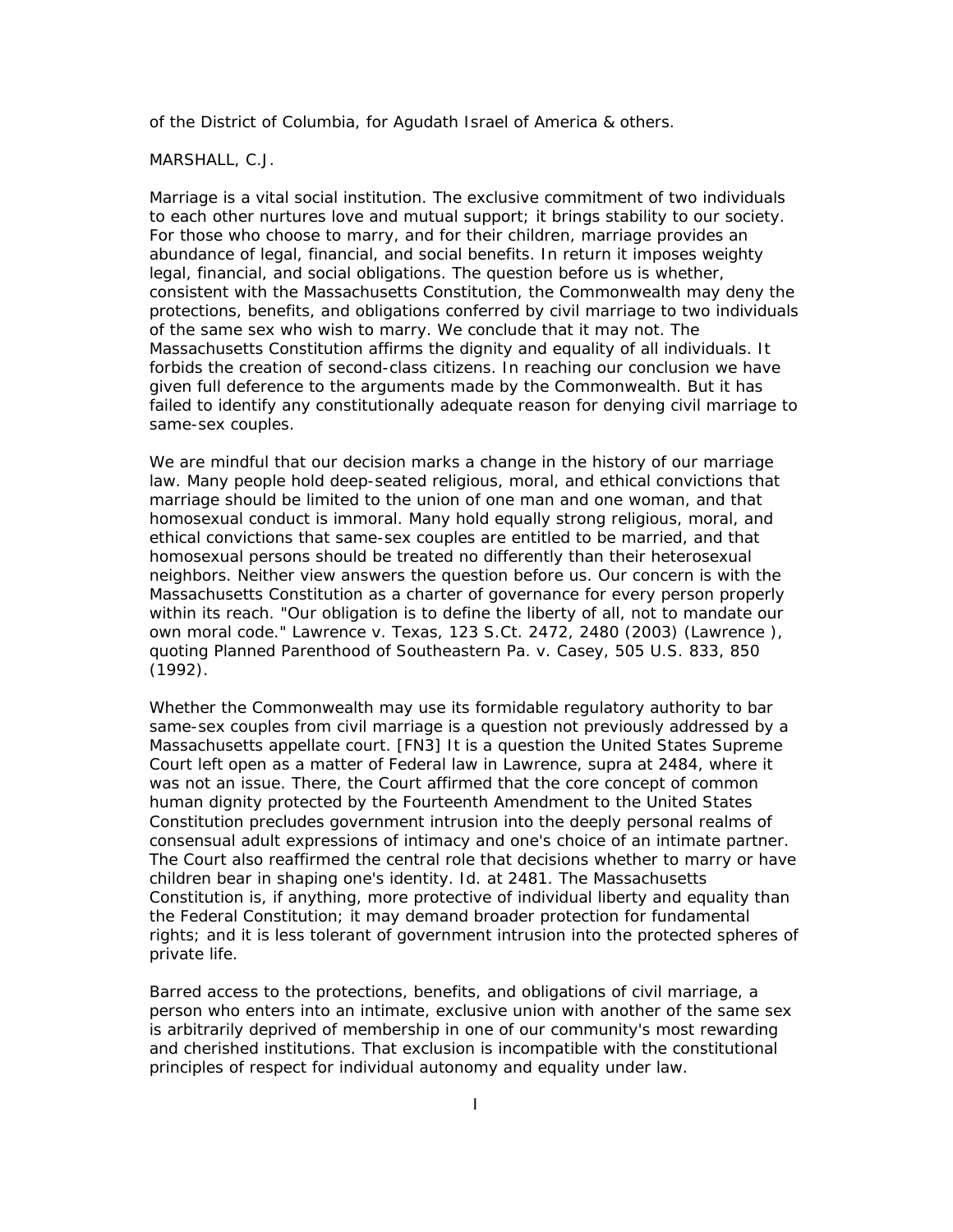of the District of Columbia, for Agudath Israel of America & others.

MARSHALL, C.J.

Marriage is a vital social institution. The exclusive commitment of two individuals to each other nurtures love and mutual support; it brings stability to our society. For those who choose to marry, and for their children, marriage provides an abundance of legal, financial, and social benefits. In return it imposes weighty legal, financial, and social obligations. The question before us is whether, consistent with the Massachusetts Constitution, the Commonwealth may deny the protections, benefits, and obligations conferred by civil marriage to two individuals of the same sex who wish to marry. We conclude that it may not. The Massachusetts Constitution affirms the dignity and equality of all individuals. It forbids the creation of second-class citizens. In reaching our conclusion we have given full deference to the arguments made by the Commonwealth. But it has failed to identify any constitutionally adequate reason for denying civil marriage to same-sex couples.

We are mindful that our decision marks a change in the history of our marriage law. Many people hold deep-seated religious, moral, and ethical convictions that marriage should be limited to the union of one man and one woman, and that homosexual conduct is immoral. Many hold equally strong religious, moral, and ethical convictions that same-sex couples are entitled to be married, and that homosexual persons should be treated no differently than their heterosexual neighbors. Neither view answers the question before us. Our concern is with the Massachusetts Constitution as a charter of governance for every person properly within its reach. "Our obligation is to define the liberty of all, not to mandate our own moral code." Lawrence v. Texas, 123 S.Ct. 2472, 2480 (2003) (Lawrence ), quoting Planned Parenthood of Southeastern Pa. v. Casey, 505 U.S. 833, 850 (1992).

Whether the Commonwealth may use its formidable regulatory authority to bar same-sex couples from civil marriage is a question not previously addressed by a Massachusetts appellate court. [FN3] It is a question the United States Supreme Court left open as a matter of Federal law in Lawrence, supra at 2484, where it was not an issue. There, the Court affirmed that the core concept of common human dignity protected by the Fourteenth Amendment to the United States Constitution precludes government intrusion into the deeply personal realms of consensual adult expressions of intimacy and one's choice of an intimate partner. The Court also reaffirmed the central role that decisions whether to marry or have children bear in shaping one's identity. Id. at 2481. The Massachusetts Constitution is, if anything, more protective of individual liberty and equality than the Federal Constitution; it may demand broader protection for fundamental rights; and it is less tolerant of government intrusion into the protected spheres of private life.

Barred access to the protections, benefits, and obligations of civil marriage, a person who enters into an intimate, exclusive union with another of the same sex is arbitrarily deprived of membership in one of our community's most rewarding and cherished institutions. That exclusion is incompatible with the constitutional principles of respect for individual autonomy and equality under law.

## I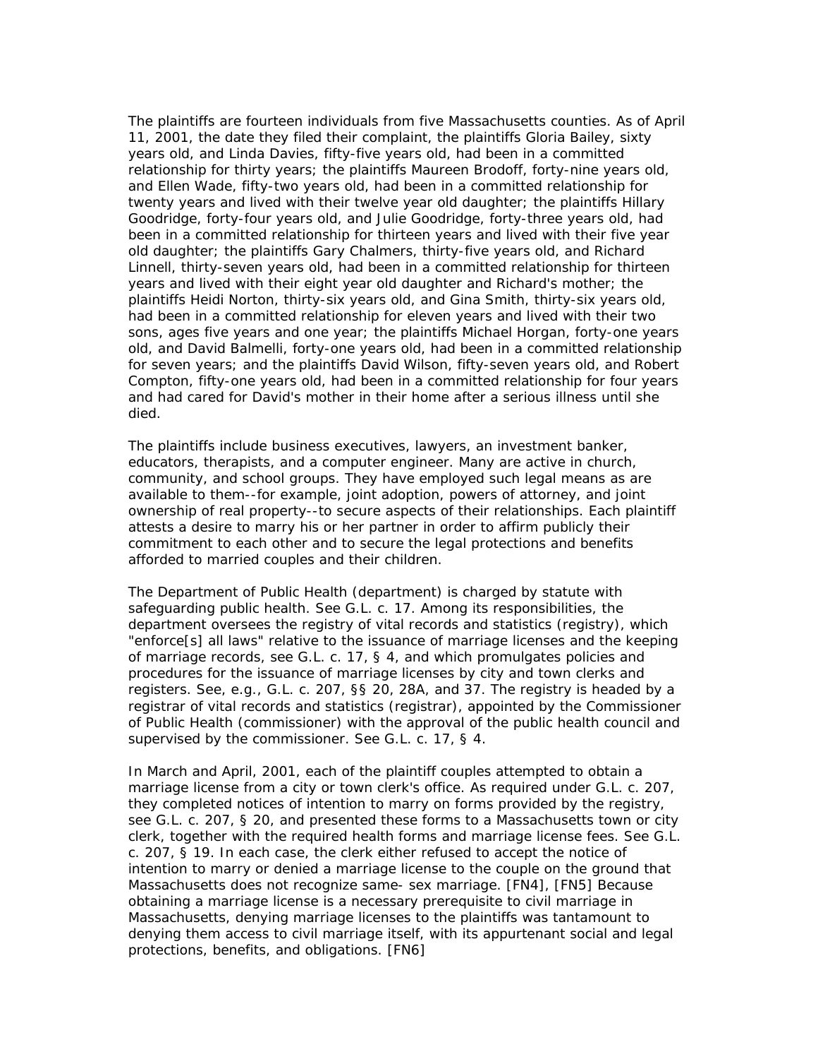The plaintiffs are fourteen individuals from five Massachusetts counties. As of April 11, 2001, the date they filed their complaint, the plaintiffs Gloria Bailey, sixty years old, and Linda Davies, fifty-five years old, had been in a committed relationship for thirty years; the plaintiffs Maureen Brodoff, forty-nine years old, and Ellen Wade, fifty-two years old, had been in a committed relationship for twenty years and lived with their twelve year old daughter; the plaintiffs Hillary Goodridge, forty-four years old, and Julie Goodridge, forty-three years old, had been in a committed relationship for thirteen years and lived with their five year old daughter; the plaintiffs Gary Chalmers, thirty-five years old, and Richard Linnell, thirty-seven years old, had been in a committed relationship for thirteen years and lived with their eight year old daughter and Richard's mother; the plaintiffs Heidi Norton, thirty-six years old, and Gina Smith, thirty-six years old, had been in a committed relationship for eleven years and lived with their two sons, ages five years and one year; the plaintiffs Michael Horgan, forty-one years old, and David Balmelli, forty-one years old, had been in a committed relationship for seven years; and the plaintiffs David Wilson, fifty-seven years old, and Robert Compton, fifty-one years old, had been in a committed relationship for four years and had cared for David's mother in their home after a serious illness until she died.

The plaintiffs include business executives, lawyers, an investment banker, educators, therapists, and a computer engineer. Many are active in church, community, and school groups. They have employed such legal means as are available to them--for example, joint adoption, powers of attorney, and joint ownership of real property--to secure aspects of their relationships. Each plaintiff attests a desire to marry his or her partner in order to affirm publicly their commitment to each other and to secure the legal protections and benefits afforded to married couples and their children.

The Department of Public Health (department) is charged by statute with safeguarding public health. See G.L. c. 17. Among its responsibilities, the department oversees the registry of vital records and statistics (registry), which "enforce[s] all laws" relative to the issuance of marriage licenses and the keeping of marriage records, see G.L. c. 17, § 4, and which promulgates policies and procedures for the issuance of marriage licenses by city and town clerks and registers. See, e.g., G.L. c. 207, §§ 20, 28A, and 37. The registry is headed by a registrar of vital records and statistics (registrar), appointed by the Commissioner of Public Health (commissioner) with the approval of the public health council and supervised by the commissioner. See G.L. c. 17, § 4.

In March and April, 2001, each of the plaintiff couples attempted to obtain a marriage license from a city or town clerk's office. As required under G.L. c. 207, they completed notices of intention to marry on forms provided by the registry, see G.L. c. 207, § 20, and presented these forms to a Massachusetts town or city clerk, together with the required health forms and marriage license fees. See G.L. c. 207, § 19. In each case, the clerk either refused to accept the notice of intention to marry or denied a marriage license to the couple on the ground that Massachusetts does not recognize same- sex marriage. [FN4], [FN5] Because obtaining a marriage license is a necessary prerequisite to civil marriage in Massachusetts, denying marriage licenses to the plaintiffs was tantamount to denying them access to civil marriage itself, with its appurtenant social and legal protections, benefits, and obligations. [FN6]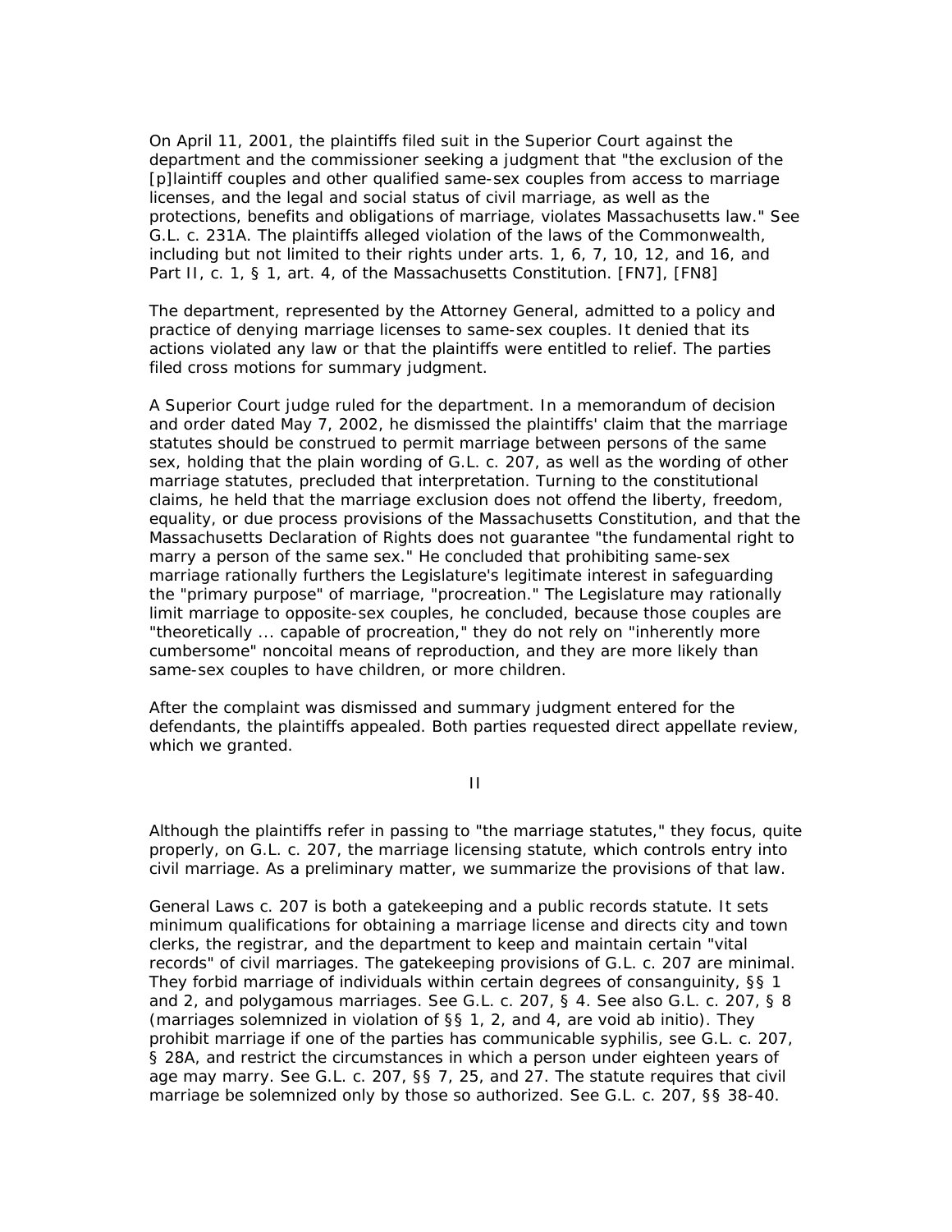On April 11, 2001, the plaintiffs filed suit in the Superior Court against the department and the commissioner seeking a judgment that "the exclusion of the [p]laintiff couples and other qualified same-sex couples from access to marriage licenses, and the legal and social status of civil marriage, as well as the protections, benefits and obligations of marriage, violates Massachusetts law." See G.L. c. 231A. The plaintiffs alleged violation of the laws of the Commonwealth, including but not limited to their rights under arts. 1, 6, 7, 10, 12, and 16, and Part II, c. 1, § 1, art. 4, of the Massachusetts Constitution. [FN7], [FN8]

The department, represented by the Attorney General, admitted to a policy and practice of denying marriage licenses to same-sex couples. It denied that its actions violated any law or that the plaintiffs were entitled to relief. The parties filed cross motions for summary judgment.

A Superior Court judge ruled for the department. In a memorandum of decision and order dated May 7, 2002, he dismissed the plaintiffs' claim that the marriage statutes should be construed to permit marriage between persons of the same sex, holding that the plain wording of G.L. c. 207, as well as the wording of other marriage statutes, precluded that interpretation. Turning to the constitutional claims, he held that the marriage exclusion does not offend the liberty, freedom, equality, or due process provisions of the Massachusetts Constitution, and that the Massachusetts Declaration of Rights does not guarantee "the fundamental right to marry a person of the same sex." He concluded that prohibiting same-sex marriage rationally furthers the Legislature's legitimate interest in safeguarding the "primary purpose" of marriage, "procreation." The Legislature may rationally limit marriage to opposite-sex couples, he concluded, because those couples are "theoretically ... capable of procreation," they do not rely on "inherently more cumbersome" noncoital means of reproduction, and they are more likely than same-sex couples to have children, or more children.

After the complaint was dismissed and summary judgment entered for the defendants, the plaintiffs appealed. Both parties requested direct appellate review, which we granted.

## II

Although the plaintiffs refer in passing to "the marriage statutes," they focus, quite properly, on G.L. c. 207, the marriage licensing statute, which controls entry into civil marriage. As a preliminary matter, we summarize the provisions of that law.

General Laws c. 207 is both a gatekeeping and a public records statute. It sets minimum qualifications for obtaining a marriage license and directs city and town clerks, the registrar, and the department to keep and maintain certain "vital records" of civil marriages. The gatekeeping provisions of G.L. c. 207 are minimal. They forbid marriage of individuals within certain degrees of consanguinity, §§ 1 and 2, and polygamous marriages. See G.L. c. 207, § 4. See also G.L. c. 207, § 8 (marriages solemnized in violation of §§ 1, 2, and 4, are void ab initio). They prohibit marriage if one of the parties has communicable syphilis, see G.L. c. 207, § 28A, and restrict the circumstances in which a person under eighteen years of age may marry. See G.L. c. 207, §§ 7, 25, and 27. The statute requires that civil marriage be solemnized only by those so authorized. See G.L. c. 207, §§ 38-40.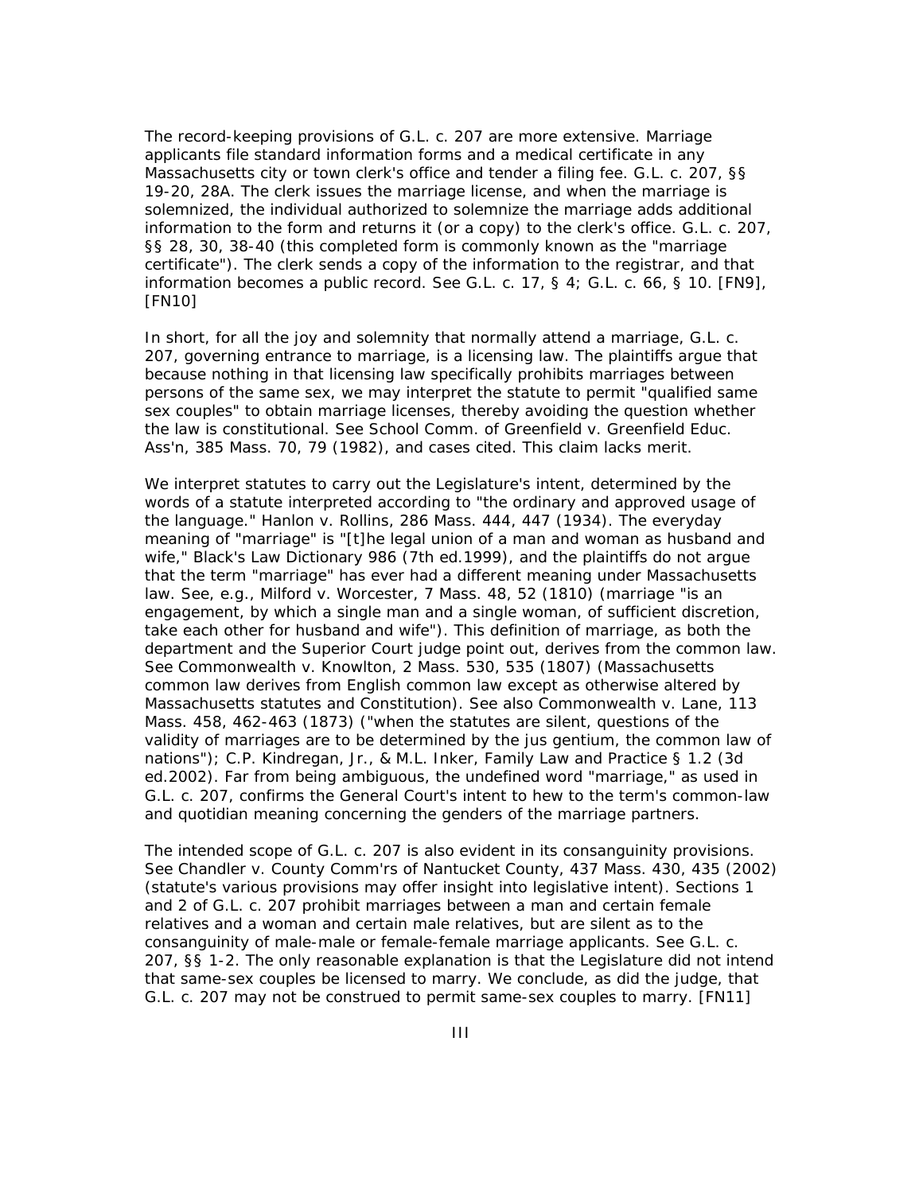The record-keeping provisions of G.L. c. 207 are more extensive. Marriage applicants file standard information forms and a medical certificate in any Massachusetts city or town clerk's office and tender a filing fee. G.L. c. 207, §§ 19-20, 28A. The clerk issues the marriage license, and when the marriage is solemnized, the individual authorized to solemnize the marriage adds additional information to the form and returns it (or a copy) to the clerk's office. G.L. c. 207, §§ 28, 30, 38-40 (this completed form is commonly known as the "marriage certificate"). The clerk sends a copy of the information to the registrar, and that information becomes a public record. See G.L. c. 17, § 4; G.L. c. 66, § 10. [FN9], [FN10]

In short, for all the joy and solemnity that normally attend a marriage, G.L. c. 207, governing entrance to marriage, is a licensing law. The plaintiffs argue that because nothing in that licensing law specifically prohibits marriages between persons of the same sex, we may interpret the statute to permit "qualified same sex couples" to obtain marriage licenses, thereby avoiding the question whether the law is constitutional. See School Comm. of Greenfield v. Greenfield Educ. Ass'n, 385 Mass. 70, 79 (1982), and cases cited. This claim lacks merit.

We interpret statutes to carry out the Legislature's intent, determined by the words of a statute interpreted according to "the ordinary and approved usage of the language." Hanlon v. Rollins, 286 Mass. 444, 447 (1934). The everyday meaning of "marriage" is "[t]he legal union of a man and woman as husband and wife," Black's Law Dictionary 986 (7th ed.1999), and the plaintiffs do not argue that the term "marriage" has ever had a different meaning under Massachusetts law. See, e.g., Milford v. Worcester, 7 Mass. 48, 52 (1810) (marriage "is an engagement, by which a single man and a single woman, of sufficient discretion, take each other for husband and wife"). This definition of marriage, as both the department and the Superior Court judge point out, derives from the common law. See Commonwealth v. Knowlton, 2 Mass. 530, 535 (1807) (Massachusetts common law derives from English common law except as otherwise altered by Massachusetts statutes and Constitution). See also Commonwealth v. Lane, 113 Mass. 458, 462-463 (1873) ("when the statutes are silent, questions of the validity of marriages are to be determined by the jus gentium, the common law of nations"); C.P. Kindregan, Jr., & M.L. Inker, Family Law and Practice § 1.2 (3d ed.2002). Far from being ambiguous, the undefined word "marriage," as used in G.L. c. 207, confirms the General Court's intent to hew to the term's common-law and quotidian meaning concerning the genders of the marriage partners.

The intended scope of G.L. c. 207 is also evident in its consanguinity provisions. See Chandler v. County Comm'rs of Nantucket County, 437 Mass. 430, 435 (2002) (statute's various provisions may offer insight into legislative intent). Sections 1 and 2 of G.L. c. 207 prohibit marriages between a man and certain female relatives and a woman and certain male relatives, but are silent as to the consanguinity of male-male or female-female marriage applicants. See G.L. c. 207, §§ 1-2. The only reasonable explanation is that the Legislature did not intend that same-sex couples be licensed to marry. We conclude, as did the judge, that G.L. c. 207 may not be construed to permit same-sex couples to marry. [FN11]

III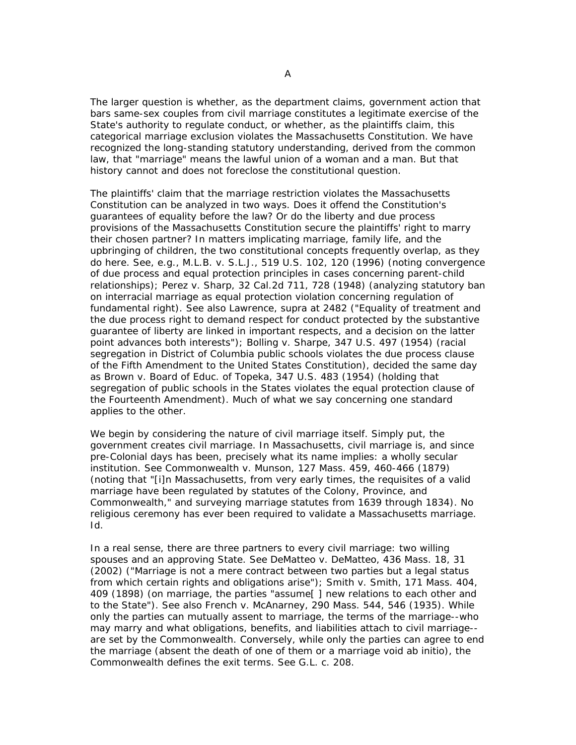### A

The larger question is whether, as the department claims, government action that bars same-sex couples from civil marriage constitutes a legitimate exercise of the State's authority to regulate conduct, or whether, as the plaintiffs claim, this categorical marriage exclusion violates the Massachusetts Constitution. We have recognized the long-standing statutory understanding, derived from the common law, that "marriage" means the lawful union of a woman and a man. But that history cannot and does not foreclose the constitutional question.

The plaintiffs' claim that the marriage restriction violates the Massachusetts Constitution can be analyzed in two ways. Does it offend the Constitution's guarantees of equality before the law? Or do the liberty and due process provisions of the Massachusetts Constitution secure the plaintiffs' right to marry their chosen partner? In matters implicating marriage, family life, and the upbringing of children, the two constitutional concepts frequently overlap, as they do here. See, e.g., M.L.B. v. S.L.J., 519 U.S. 102, 120 (1996) (noting convergence of due process and equal protection principles in cases concerning parent-child relationships); Perez v. Sharp, 32 Cal.2d 711, 728 (1948) (analyzing statutory ban on interracial marriage as equal protection violation concerning regulation of fundamental right). See also Lawrence, supra at 2482 ("Equality of treatment and the due process right to demand respect for conduct protected by the substantive guarantee of liberty are linked in important respects, and a decision on the latter point advances both interests"); Bolling v. Sharpe, 347 U.S. 497 (1954) (racial segregation in District of Columbia public schools violates the due process clause of the Fifth Amendment to the United States Constitution), decided the same day as Brown v. Board of Educ. of Topeka, 347 U.S. 483 (1954) (holding that segregation of public schools in the States violates the equal protection clause of the Fourteenth Amendment). Much of what we say concerning one standard applies to the other.

We begin by considering the nature of civil marriage itself. Simply put, the government creates civil marriage. In Massachusetts, civil marriage is, and since pre-Colonial days has been, precisely what its name implies: a wholly secular institution. See Commonwealth v. Munson, 127 Mass. 459, 460-466 (1879) (noting that "[i]n Massachusetts, from very early times, the requisites of a valid marriage have been regulated by statutes of the Colony, Province, and Commonwealth," and surveying marriage statutes from 1639 through 1834). No religious ceremony has ever been required to validate a Massachusetts marriage. Id.

In a real sense, there are three partners to every civil marriage: two willing spouses and an approving State. See DeMatteo v. DeMatteo, 436 Mass. 18, 31 (2002) ("Marriage is not a mere contract between two parties but a legal status from which certain rights and obligations arise"); Smith v. Smith, 171 Mass. 404, 409 (1898) (on marriage, the parties "assume[ ] new relations to each other and to the State"). See also French v. McAnarney, 290 Mass. 544, 546 (1935). While only the parties can mutually assent to marriage, the terms of the marriage--who may marry and what obligations, benefits, and liabilities attach to civil marriage--are set by the Commonwealth. Conversely, while only the parties can agree to end the marriage (absent the death of one of them or a marriage void ab initio), the Commonwealth defines the exit terms. See G.L. c. 208.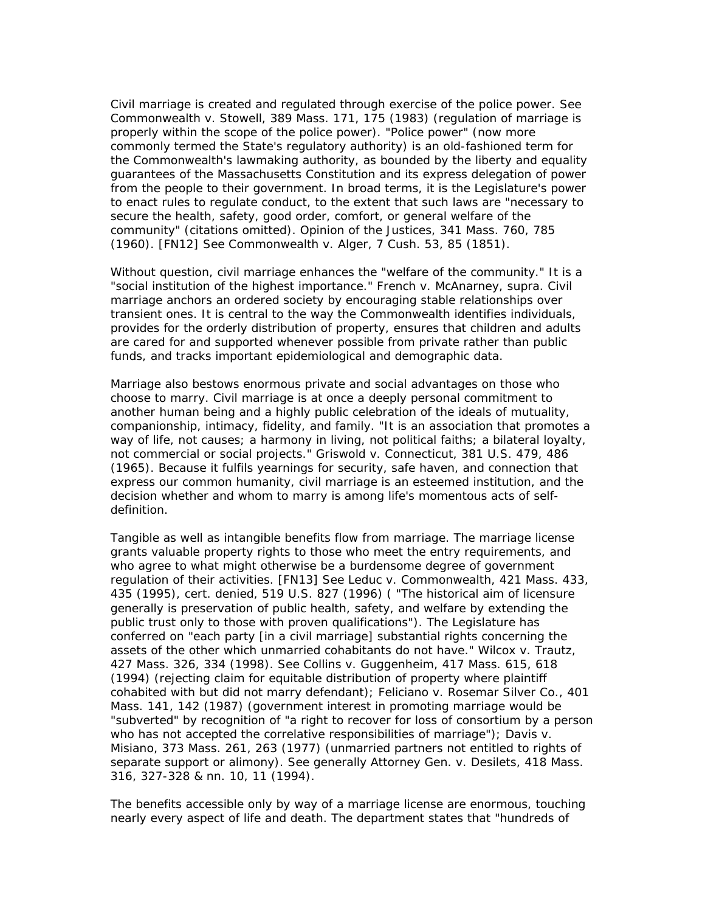Civil marriage is created and regulated through exercise of the police power. See Commonwealth v. Stowell, 389 Mass. 171, 175 (1983) (regulation of marriage is properly within the scope of the police power). "Police power" (now more commonly termed the State's regulatory authority) is an old-fashioned term for the Commonwealth's lawmaking authority, as bounded by the liberty and equality guarantees of the Massachusetts Constitution and its express delegation of power from the people to their government. In broad terms, it is the Legislature's power to enact rules to regulate conduct, to the extent that such laws are "necessary to secure the health, safety, good order, comfort, or general welfare of the community" (citations omitted). Opinion of the Justices, 341 Mass. 760, 785 (1960). [FN12] See Commonwealth v. Alger, 7 Cush. 53, 85 (1851).

Without question, civil marriage enhances the "welfare of the community." It is a "social institution of the highest importance." French v. McAnarney, supra. Civil marriage anchors an ordered society by encouraging stable relationships over transient ones. It is central to the way the Commonwealth identifies individuals, provides for the orderly distribution of property, ensures that children and adults are cared for and supported whenever possible from private rather than public funds, and tracks important epidemiological and demographic data.

Marriage also bestows enormous private and social advantages on those who choose to marry. Civil marriage is at once a deeply personal commitment to another human being and a highly public celebration of the ideals of mutuality, companionship, intimacy, fidelity, and family. "It is an association that promotes a way of life, not causes; a harmony in living, not political faiths; a bilateral loyalty, not commercial or social projects." Griswold v. Connecticut, 381 U.S. 479, 486 (1965). Because it fulfils yearnings for security, safe haven, and connection that express our common humanity, civil marriage is an esteemed institution, and the decision whether and whom to marry is among life's momentous acts of self-definition.

Tangible as well as intangible benefits flow from marriage. The marriage license grants valuable property rights to those who meet the entry requirements, and who agree to what might otherwise be a burdensome degree of government regulation of their activities. [FN13] See Leduc v. Commonwealth, 421 Mass. 433, 435 (1995), cert. denied, 519 U.S. 827 (1996) ( "The historical aim of licensure generally is preservation of public health, safety, and welfare by extending the public trust only to those with proven qualifications"). The Legislature has conferred on "each party [in a civil marriage] substantial rights concerning the assets of the other which unmarried cohabitants do not have." Wilcox v. Trautz, 427 Mass. 326, 334 (1998). See Collins v. Guggenheim, 417 Mass. 615, 618 (1994) (rejecting claim for equitable distribution of property where plaintiff cohabited with but did not marry defendant); Feliciano v. Rosemar Silver Co., 401 Mass. 141, 142 (1987) (government interest in promoting marriage would be "subverted" by recognition of "a right to recover for loss of consortium by a person who has not accepted the correlative responsibilities of marriage"); Davis v. Misiano, 373 Mass. 261, 263 (1977) (unmarried partners not entitled to rights of separate support or alimony). See generally Attorney Gen. v. Desilets, 418 Mass. 316, 327-328 & nn. 10, 11 (1994).

The benefits accessible only by way of a marriage license are enormous, touching nearly every aspect of life and death. The department states that "hundreds of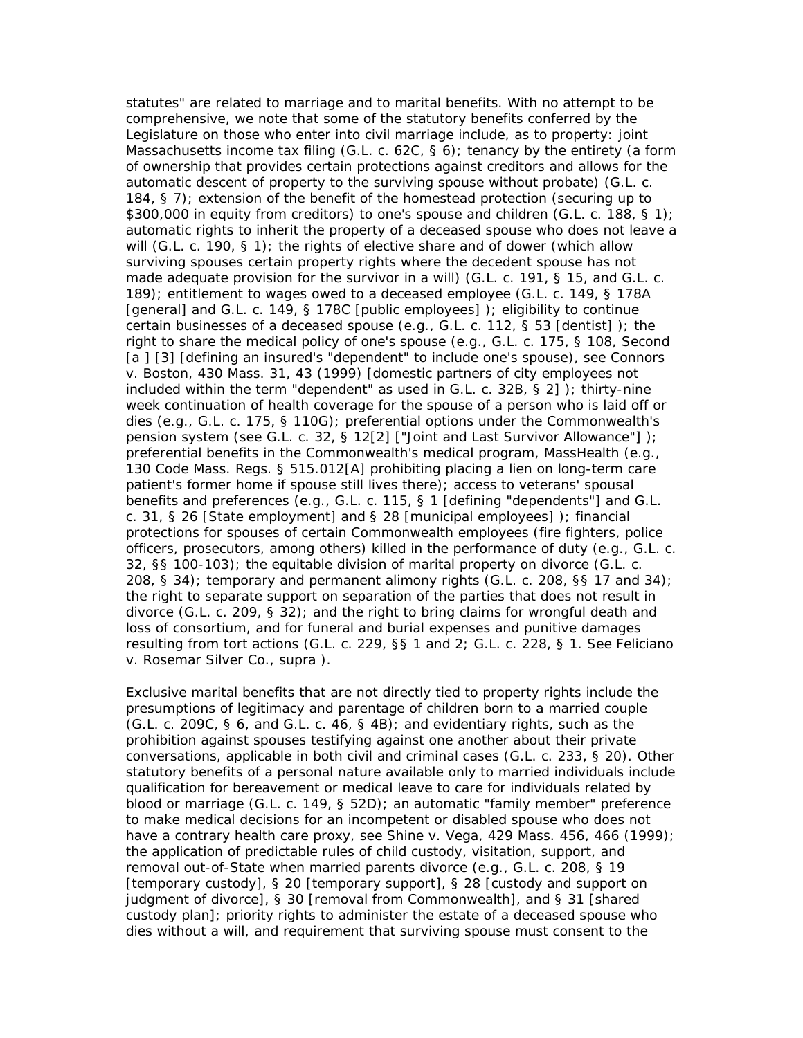statutes" are related to marriage and to marital benefits. With no attempt to be comprehensive, we note that some of the statutory benefits conferred by the Legislature on those who enter into civil marriage include, as to property: joint Massachusetts income tax filing (G.L. c. 62C, § 6); tenancy by the entirety (a form of ownership that provides certain protections against creditors and allows for the automatic descent of property to the surviving spouse without probate) (G.L. c. 184, § 7); extension of the benefit of the homestead protection (securing up to $300,000 in equity from creditors) to one's spouse and children (G.L. c. 188, § 1); automatic rights to inherit the property of a deceased spouse who does not leave a will (G.L. c. 190, § 1); the rights of elective share and of dower (which allow surviving spouses certain property rights where the decedent spouse has not made adequate provision for the survivor in a will) (G.L. c. 191, § 15, and G.L. c. 189); entitlement to wages owed to a deceased employee (G.L. c. 149, § 178A [general] and G.L. c. 149, § 178C [public employees] ); eligibility to continue certain businesses of a deceased spouse (e.g., G.L. c. 112, § 53 [dentist] ); the right to share the medical policy of one's spouse (e.g., G.L. c. 175, § 108, Second [a ] [3] [defining an insured's "dependent" to include one's spouse), see Connors v. Boston, 430 Mass. 31, 43 (1999) [domestic partners of city employees not included within the term "dependent" as used in G.L. c. 32B, § 2] ); thirty-nine week continuation of health coverage for the spouse of a person who is laid off or dies (e.g., G.L. c. 175, § 110G); preferential options under the Commonwealth's pension system (see G.L. c. 32, § 12[2] ["Joint and Last Survivor Allowance"] ); preferential benefits in the Commonwealth's medical program, MassHealth (e.g., 130 Code Mass. Regs. § 515.012[A] prohibiting placing a lien on long-term care patient's former home if spouse still lives there); access to veterans' spousal benefits and preferences (e.g., G.L. c. 115, § 1 [defining "dependents"] and G.L. c. 31, § 26 [State employment] and § 28 [municipal employees] ); financial protections for spouses of certain Commonwealth employees (fire fighters, police officers, prosecutors, among others) killed in the performance of duty (e.g., G.L. c. 32, §§ 100-103); the equitable division of marital property on divorce (G.L. c. 208, § 34); temporary and permanent alimony rights (G.L. c. 208, §§ 17 and 34); the right to separate support on separation of the parties that does not result in divorce (G.L. c. 209, § 32); and the right to bring claims for wrongful death and loss of consortium, and for funeral and burial expenses and punitive damages resulting from tort actions (G.L. c. 229, §§ 1 and 2; G.L. c. 228, § 1. See Feliciano v. Rosemar Silver Co., supra ).

Exclusive marital benefits that are not directly tied to property rights include the presumptions of legitimacy and parentage of children born to a married couple (G.L. c. 209C, § 6, and G.L. c. 46, § 4B); and evidentiary rights, such as the prohibition against spouses testifying against one another about their private conversations, applicable in both civil and criminal cases (G.L. c. 233, § 20). Other statutory benefits of a personal nature available only to married individuals include qualification for bereavement or medical leave to care for individuals related by blood or marriage (G.L. c. 149, § 52D); an automatic "family member" preference to make medical decisions for an incompetent or disabled spouse who does not have a contrary health care proxy, see Shine v. Vega, 429 Mass. 456, 466 (1999); the application of predictable rules of child custody, visitation, support, and removal out-of-State when married parents divorce (e.g., G.L. c. 208, § 19 [temporary custody], § 20 [temporary support], § 28 [custody and support on judgment of divorce], § 30 [removal from Commonwealth], and § 31 [shared custody plan]; priority rights to administer the estate of a deceased spouse who dies without a will, and requirement that surviving spouse must consent to the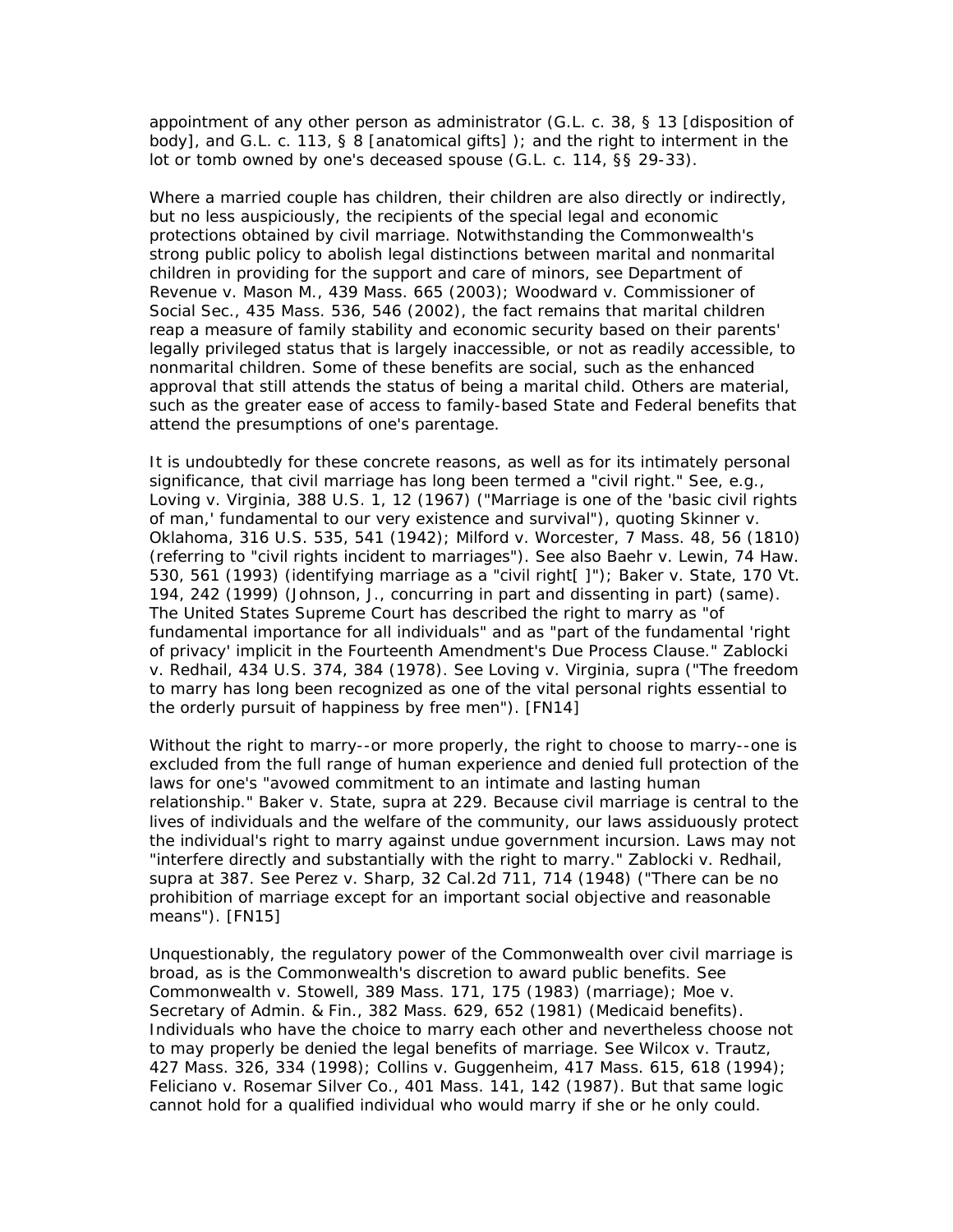appointment of any other person as administrator (G.L. c. 38, § 13 [disposition of body], and G.L. c. 113, § 8 [anatomical gifts] ); and the right to interment in the lot or tomb owned by one's deceased spouse (G.L. c. 114, §§ 29-33).

Where a married couple has children, their children are also directly or indirectly, but no less auspiciously, the recipients of the special legal and economic protections obtained by civil marriage. Notwithstanding the Commonwealth's strong public policy to abolish legal distinctions between marital and nonmarital children in providing for the support and care of minors, see Department of Revenue v. Mason M., 439 Mass. 665 (2003); Woodward v. Commissioner of Social Sec., 435 Mass. 536, 546 (2002), the fact remains that marital children reap a measure of family stability and economic security based on their parents' legally privileged status that is largely inaccessible, or not as readily accessible, to nonmarital children. Some of these benefits are social, such as the enhanced approval that still attends the status of being a marital child. Others are material, such as the greater ease of access to family-based State and Federal benefits that attend the presumptions of one's parentage.

It is undoubtedly for these concrete reasons, as well as for its intimately personal significance, that civil marriage has long been termed a "civil right." See, e.g., Loving v. Virginia, 388 U.S. 1, 12 (1967) ("Marriage is one of the 'basic civil rights of man,' fundamental to our very existence and survival"), quoting Skinner v. Oklahoma, 316 U.S. 535, 541 (1942); Milford v. Worcester, 7 Mass. 48, 56 (1810) (referring to "civil rights incident to marriages"). See also Baehr v. Lewin, 74 Haw. 530, 561 (1993) (identifying marriage as a "civil right[ ]"); Baker v. State, 170 Vt. 194, 242 (1999) (Johnson, J., concurring in part and dissenting in part) (same). The United States Supreme Court has described the right to marry as "of fundamental importance for all individuals" and as "part of the fundamental 'right of privacy' implicit in the Fourteenth Amendment's Due Process Clause." Zablocki v. Redhail, 434 U.S. 374, 384 (1978). See Loving v. Virginia, supra ("The freedom to marry has long been recognized as one of the vital personal rights essential to the orderly pursuit of happiness by free men"). [FN14]

Without the right to marry--or more properly, the right to choose to marry--one is excluded from the full range of human experience and denied full protection of the laws for one's "avowed commitment to an intimate and lasting human relationship." Baker v. State, supra at 229. Because civil marriage is central to the lives of individuals and the welfare of the community, our laws assiduously protect the individual's right to marry against undue government incursion. Laws may not "interfere directly and substantially with the right to marry." Zablocki v. Redhail, supra at 387. See Perez v. Sharp, 32 Cal.2d 711, 714 (1948) ("There can be no prohibition of marriage except for an important social objective and reasonable means"). [FN15]

Unquestionably, the regulatory power of the Commonwealth over civil marriage is broad, as is the Commonwealth's discretion to award public benefits. See Commonwealth v. Stowell, 389 Mass. 171, 175 (1983) (marriage); Moe v. Secretary of Admin. & Fin., 382 Mass. 629, 652 (1981) (Medicaid benefits). Individuals who have the choice to marry each other and nevertheless choose not to may properly be denied the legal benefits of marriage. See Wilcox v. Trautz, 427 Mass. 326, 334 (1998); Collins v. Guggenheim, 417 Mass. 615, 618 (1994); Feliciano v. Rosemar Silver Co., 401 Mass. 141, 142 (1987). But that same logic cannot hold for a qualified individual who would marry if she or he only could.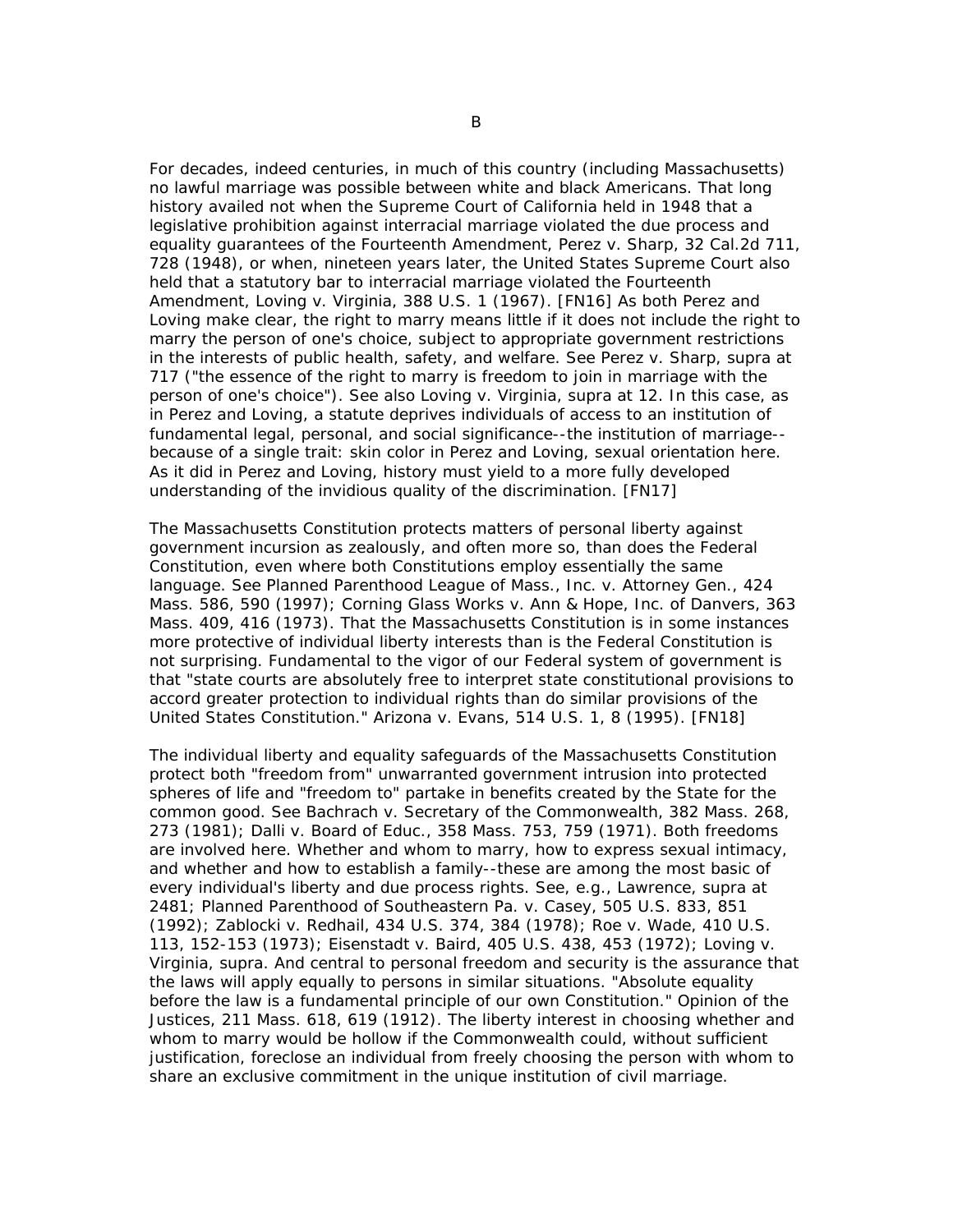B

For decades, indeed centuries, in much of this country (including Massachusetts) no lawful marriage was possible between white and black Americans. That long history availed not when the Supreme Court of California held in 1948 that a legislative prohibition against interracial marriage violated the due process and equality guarantees of the Fourteenth Amendment, Perez v. Sharp, 32 Cal.2d 711, 728 (1948), or when, nineteen years later, the United States Supreme Court also held that a statutory bar to interracial marriage violated the Fourteenth Amendment, Loving v. Virginia, 388 U.S. 1 (1967). [FN16] As both Perez and Loving make clear, the right to marry means little if it does not include the right to marry the person of one's choice, subject to appropriate government restrictions in the interests of public health, safety, and welfare. See Perez v. Sharp, supra at 717 ("the essence of the right to marry is freedom to join in marriage with the person of one's choice"). See also Loving v. Virginia, supra at 12. In this case, as in Perez and Loving, a statute deprives individuals of access to an institution of fundamental legal, personal, and social significance--the institution of marriage--because of a single trait: skin color in Perez and Loving, sexual orientation here. As it did in Perez and Loving, history must yield to a more fully developed understanding of the invidious quality of the discrimination. [FN17]

The Massachusetts Constitution protects matters of personal liberty against government incursion as zealously, and often more so, than does the Federal Constitution, even where both Constitutions employ essentially the same language. See Planned Parenthood League of Mass., Inc. v. Attorney Gen., 424 Mass. 586, 590 (1997); Corning Glass Works v. Ann & Hope, Inc. of Danvers, 363 Mass. 409, 416 (1973). That the Massachusetts Constitution is in some instances more protective of individual liberty interests than is the Federal Constitution is not surprising. Fundamental to the vigor of our Federal system of government is that "state courts are absolutely free to interpret state constitutional provisions to accord greater protection to individual rights than do similar provisions of the United States Constitution." Arizona v. Evans, 514 U.S. 1, 8 (1995). [FN18]

The individual liberty and equality safeguards of the Massachusetts Constitution protect both "freedom from" unwarranted government intrusion into protected spheres of life and "freedom to" partake in benefits created by the State for the common good. See Bachrach v. Secretary of the Commonwealth, 382 Mass. 268, 273 (1981); Dalli v. Board of Educ., 358 Mass. 753, 759 (1971). Both freedoms are involved here. Whether and whom to marry, how to express sexual intimacy, and whether and how to establish a family--these are among the most basic of every individual's liberty and due process rights. See, e.g., Lawrence, supra at 2481; Planned Parenthood of Southeastern Pa. v. Casey, 505 U.S. 833, 851 (1992); Zablocki v. Redhail, 434 U.S. 374, 384 (1978); Roe v. Wade, 410 U.S. 113, 152-153 (1973); Eisenstadt v. Baird, 405 U.S. 438, 453 (1972); Loving v. Virginia, supra. And central to personal freedom and security is the assurance that the laws will apply equally to persons in similar situations. "Absolute equality before the law is a fundamental principle of our own Constitution." Opinion of the Justices, 211 Mass. 618, 619 (1912). The liberty interest in choosing whether and whom to marry would be hollow if the Commonwealth could, without sufficient justification, foreclose an individual from freely choosing the person with whom to share an exclusive commitment in the unique institution of civil marriage.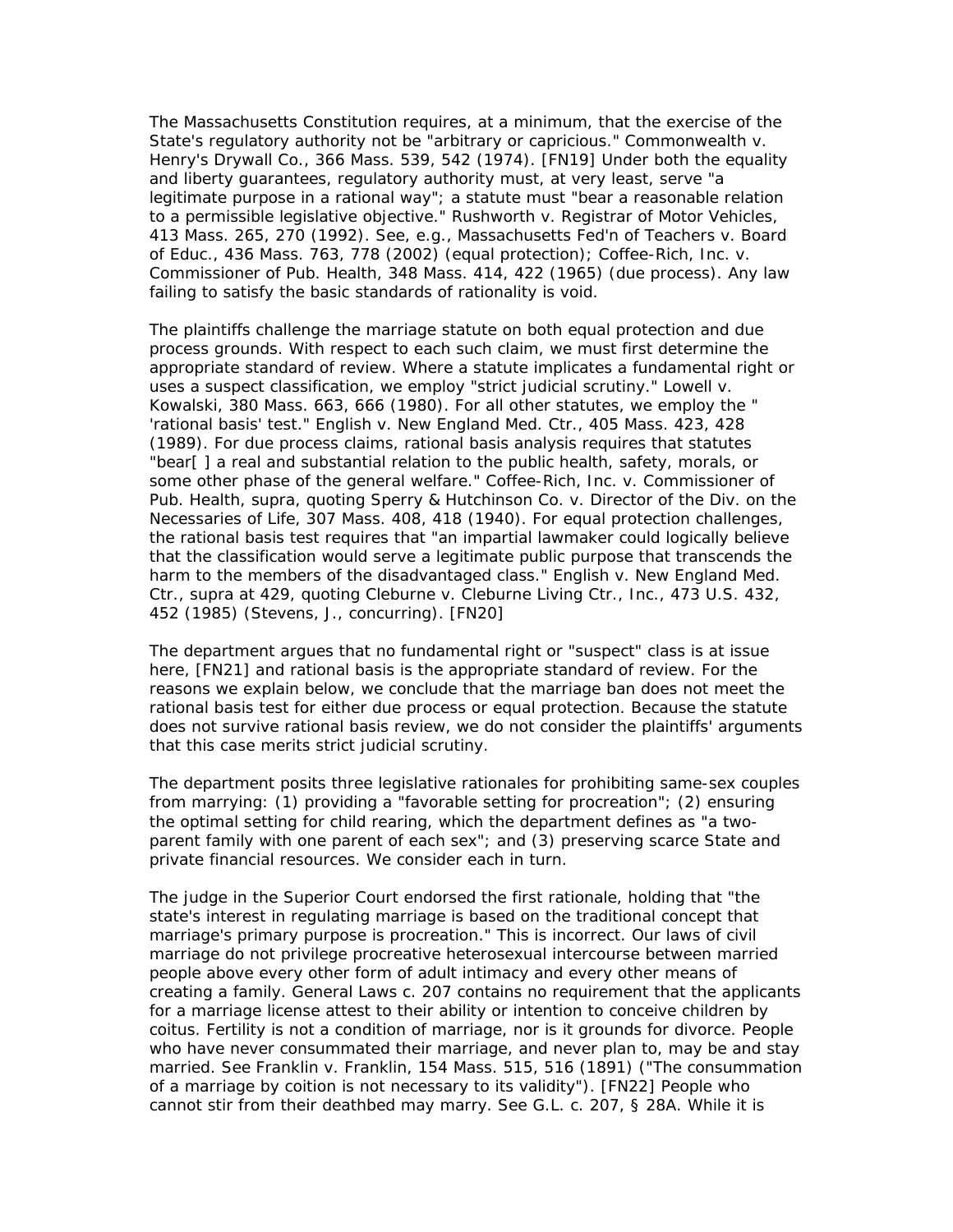The Massachusetts Constitution requires, at a minimum, that the exercise of the State's regulatory authority not be "arbitrary or capricious." Commonwealth v. Henry's Drywall Co., 366 Mass. 539, 542 (1974). [FN19] Under both the equality and liberty guarantees, regulatory authority must, at very least, serve "a legitimate purpose in a rational way"; a statute must "bear a reasonable relation to a permissible legislative objective." Rushworth v. Registrar of Motor Vehicles, 413 Mass. 265, 270 (1992). See, e.g., Massachusetts Fed'n of Teachers v. Board of Educ., 436 Mass. 763, 778 (2002) (equal protection); Coffee-Rich, Inc. v. Commissioner of Pub. Health, 348 Mass. 414, 422 (1965) (due process). Any law failing to satisfy the basic standards of rationality is void.

The plaintiffs challenge the marriage statute on both equal protection and due process grounds. With respect to each such claim, we must first determine the appropriate standard of review. Where a statute implicates a fundamental right or uses a suspect classification, we employ "strict judicial scrutiny." Lowell v. Kowalski, 380 Mass. 663, 666 (1980). For all other statutes, we employ the " 'rational basis' test." English v. New England Med. Ctr., 405 Mass. 423, 428 (1989). For due process claims, rational basis analysis requires that statutes "bear[ ] a real and substantial relation to the public health, safety, morals, or some other phase of the general welfare." Coffee-Rich, Inc. v. Commissioner of Pub. Health, supra, quoting Sperry & Hutchinson Co. v. Director of the Div. on the Necessaries of Life, 307 Mass. 408, 418 (1940). For equal protection challenges, the rational basis test requires that "an impartial lawmaker could logically believe that the classification would serve a legitimate public purpose that transcends the harm to the members of the disadvantaged class." English v. New England Med. Ctr., supra at 429, quoting Cleburne v. Cleburne Living Ctr., Inc., 473 U.S. 432, 452 (1985) (Stevens, J., concurring). [FN20]

The department argues that no fundamental right or "suspect" class is at issue here, [FN21] and rational basis is the appropriate standard of review. For the reasons we explain below, we conclude that the marriage ban does not meet the rational basis test for either due process or equal protection. Because the statute does not survive rational basis review, we do not consider the plaintiffs' arguments that this case merits strict judicial scrutiny.

The department posits three legislative rationales for prohibiting same-sex couples from marrying: (1) providing a "favorable setting for procreation"; (2) ensuring the optimal setting for child rearing, which the department defines as "a two-parent family with one parent of each sex"; and (3) preserving scarce State and private financial resources. We consider each in turn.

The judge in the Superior Court endorsed the first rationale, holding that "the state's interest in regulating marriage is based on the traditional concept that marriage's primary purpose is procreation." This is incorrect. Our laws of civil marriage do not privilege procreative heterosexual intercourse between married people above every other form of adult intimacy and every other means of creating a family. General Laws c. 207 contains no requirement that the applicants for a marriage license attest to their ability or intention to conceive children by coitus. Fertility is not a condition of marriage, nor is it grounds for divorce. People who have never consummated their marriage, and never plan to, may be and stay married. See Franklin v. Franklin, 154 Mass. 515, 516 (1891) ("The consummation of a marriage by coition is not necessary to its validity"). [FN22] People who cannot stir from their deathbed may marry. See G.L. c. 207, § 28A. While it is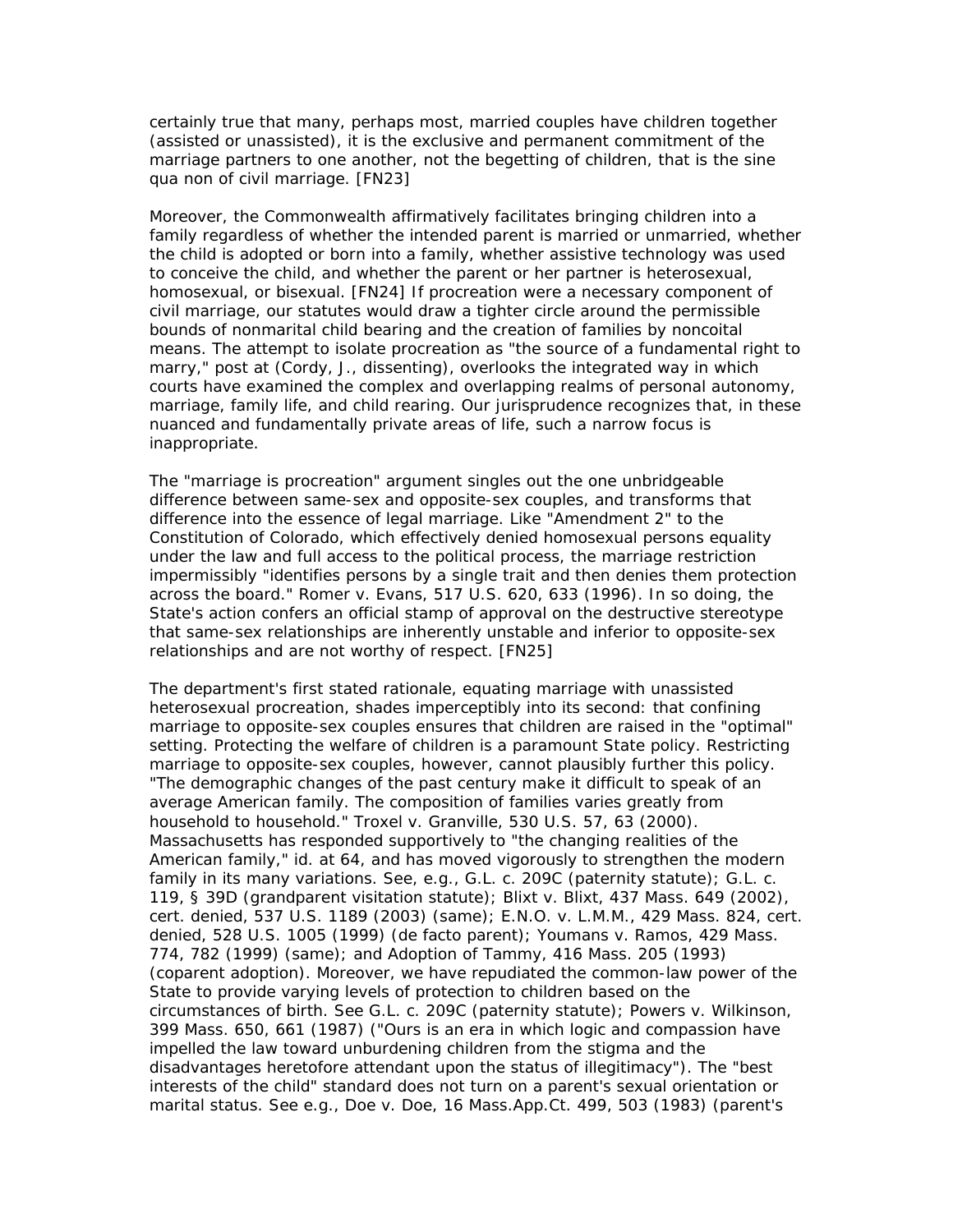certainly true that many, perhaps most, married couples have children together (assisted or unassisted), it is the exclusive and permanent commitment of the marriage partners to one another, not the begetting of children, that is the sine qua non of civil marriage. [FN23]

Moreover, the Commonwealth affirmatively facilitates bringing children into a family regardless of whether the intended parent is married or unmarried, whether the child is adopted or born into a family, whether assistive technology was used to conceive the child, and whether the parent or her partner is heterosexual, homosexual, or bisexual. [FN24] If procreation were a necessary component of civil marriage, our statutes would draw a tighter circle around the permissible bounds of nonmarital child bearing and the creation of families by noncoital means. The attempt to isolate procreation as "the source of a fundamental right to marry," post at (Cordy, J., dissenting), overlooks the integrated way in which courts have examined the complex and overlapping realms of personal autonomy, marriage, family life, and child rearing. Our jurisprudence recognizes that, in these nuanced and fundamentally private areas of life, such a narrow focus is inappropriate.

The "marriage is procreation" argument singles out the one unbridgeable difference between same-sex and opposite-sex couples, and transforms that difference into the essence of legal marriage. Like "Amendment 2" to the Constitution of Colorado, which effectively denied homosexual persons equality under the law and full access to the political process, the marriage restriction impermissibly "identifies persons by a single trait and then denies them protection across the board." Romer v. Evans, 517 U.S. 620, 633 (1996). In so doing, the State's action confers an official stamp of approval on the destructive stereotype that same-sex relationships are inherently unstable and inferior to opposite-sex relationships and are not worthy of respect. [FN25]

The department's first stated rationale, equating marriage with unassisted heterosexual procreation, shades imperceptibly into its second: that confining marriage to opposite-sex couples ensures that children are raised in the "optimal" setting. Protecting the welfare of children is a paramount State policy. Restricting marriage to opposite-sex couples, however, cannot plausibly further this policy. "The demographic changes of the past century make it difficult to speak of an average American family. The composition of families varies greatly from household to household." Troxel v. Granville, 530 U.S. 57, 63 (2000). Massachusetts has responded supportively to "the changing realities of the American family," id. at 64, and has moved vigorously to strengthen the modern family in its many variations. See, e.g., G.L. c. 209C (paternity statute); G.L. c. 119, § 39D (grandparent visitation statute); Blixt v. Blixt, 437 Mass. 649 (2002), cert. denied, 537 U.S. 1189 (2003) (same); E.N.O. v. L.M.M., 429 Mass. 824, cert. denied, 528 U.S. 1005 (1999) (de facto parent); Youmans v. Ramos, 429 Mass. 774, 782 (1999) (same); and Adoption of Tammy, 416 Mass. 205 (1993) (coparent adoption). Moreover, we have repudiated the common-law power of the State to provide varying levels of protection to children based on the circumstances of birth. See G.L. c. 209C (paternity statute); Powers v. Wilkinson, 399 Mass. 650, 661 (1987) ("Ours is an era in which logic and compassion have impelled the law toward unburdening children from the stigma and the disadvantages heretofore attendant upon the status of illegitimacy"). The "best interests of the child" standard does not turn on a parent's sexual orientation or marital status. See e.g., Doe v. Doe, 16 Mass.App.Ct. 499, 503 (1983) (parent's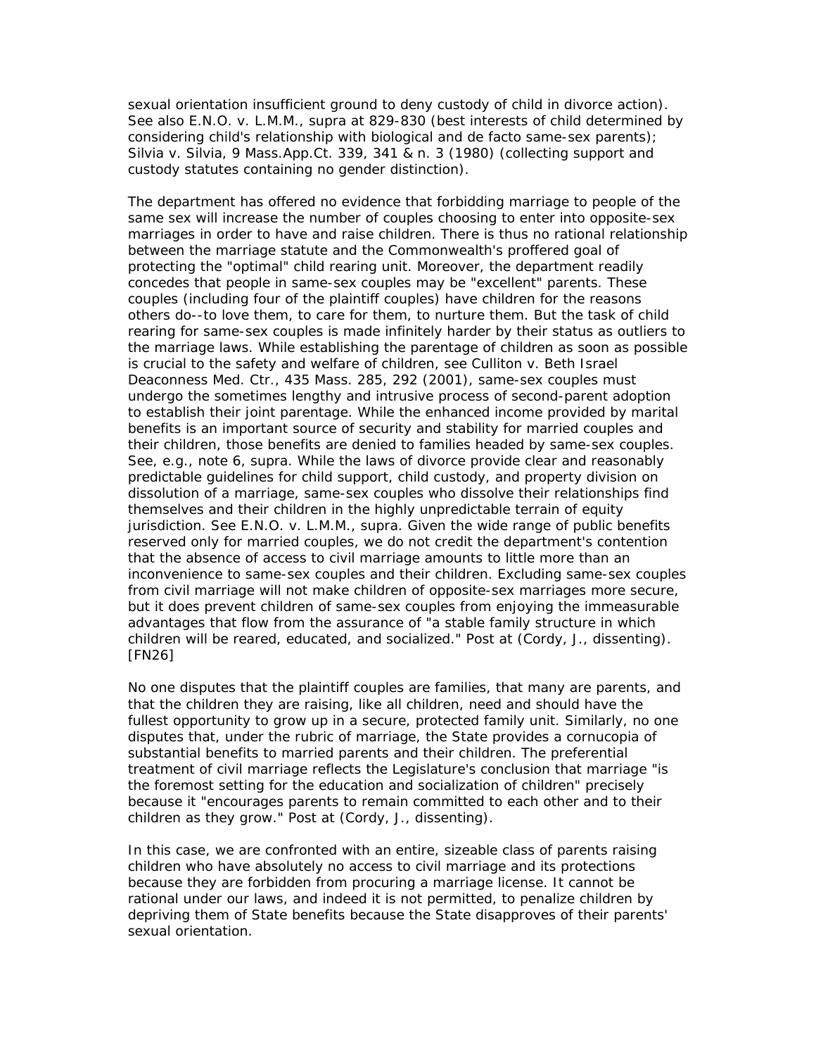sexual orientation insufficient ground to deny custody of child in divorce action). See also E.N.O. v. L.M.M., supra at 829-830 (best interests of child determined by considering child's relationship with biological and de facto same-sex parents); Silvia v. Silvia, 9 Mass.App.Ct. 339, 341 & n. 3 (1980) (collecting support and custody statutes containing no gender distinction).

The department has offered no evidence that forbidding marriage to people of the same sex will increase the number of couples choosing to enter into opposite-sex marriages in order to have and raise children. There is thus no rational relationship between the marriage statute and the Commonwealth's proffered goal of protecting the "optimal" child rearing unit. Moreover, the department readily concedes that people in same-sex couples may be "excellent" parents. These couples (including four of the plaintiff couples) have children for the reasons others do--to love them, to care for them, to nurture them. But the task of child rearing for same-sex couples is made infinitely harder by their status as outliers to the marriage laws. While establishing the parentage of children as soon as possible is crucial to the safety and welfare of children, see Culliton v. Beth Israel Deaconness Med. Ctr., 435 Mass. 285, 292 (2001), same-sex couples must undergo the sometimes lengthy and intrusive process of second-parent adoption to establish their joint parentage. While the enhanced income provided by marital benefits is an important source of security and stability for married couples and their children, those benefits are denied to families headed by same-sex couples. See, e.g., note 6, supra. While the laws of divorce provide clear and reasonably predictable guidelines for child support, child custody, and property division on dissolution of a marriage, same-sex couples who dissolve their relationships find themselves and their children in the highly unpredictable terrain of equity jurisdiction. See E.N.O. v. L.M.M., supra. Given the wide range of public benefits reserved only for married couples, we do not credit the department's contention that the absence of access to civil marriage amounts to little more than an inconvenience to same-sex couples and their children. Excluding same-sex couples from civil marriage will not make children of opposite-sex marriages more secure, but it does prevent children of same-sex couples from enjoying the immeasurable advantages that flow from the assurance of "a stable family structure in which children will be reared, educated, and socialized." Post at (Cordy, J., dissenting). [FN26]

No one disputes that the plaintiff couples are families, that many are parents, and that the children they are raising, like all children, need and should have the fullest opportunity to grow up in a secure, protected family unit. Similarly, no one disputes that, under the rubric of marriage, the State provides a cornucopia of substantial benefits to married parents and their children. The preferential treatment of civil marriage reflects the Legislature's conclusion that marriage "is the foremost setting for the education and socialization of children" precisely because it "encourages parents to remain committed to each other and to their children as they grow." Post at (Cordy, J., dissenting).

In this case, we are confronted with an entire, sizeable class of parents raising children who have absolutely no access to civil marriage and its protections because they are forbidden from procuring a marriage license. It cannot be rational under our laws, and indeed it is not permitted, to penalize children by depriving them of State benefits because the State disapproves of their parents' sexual orientation.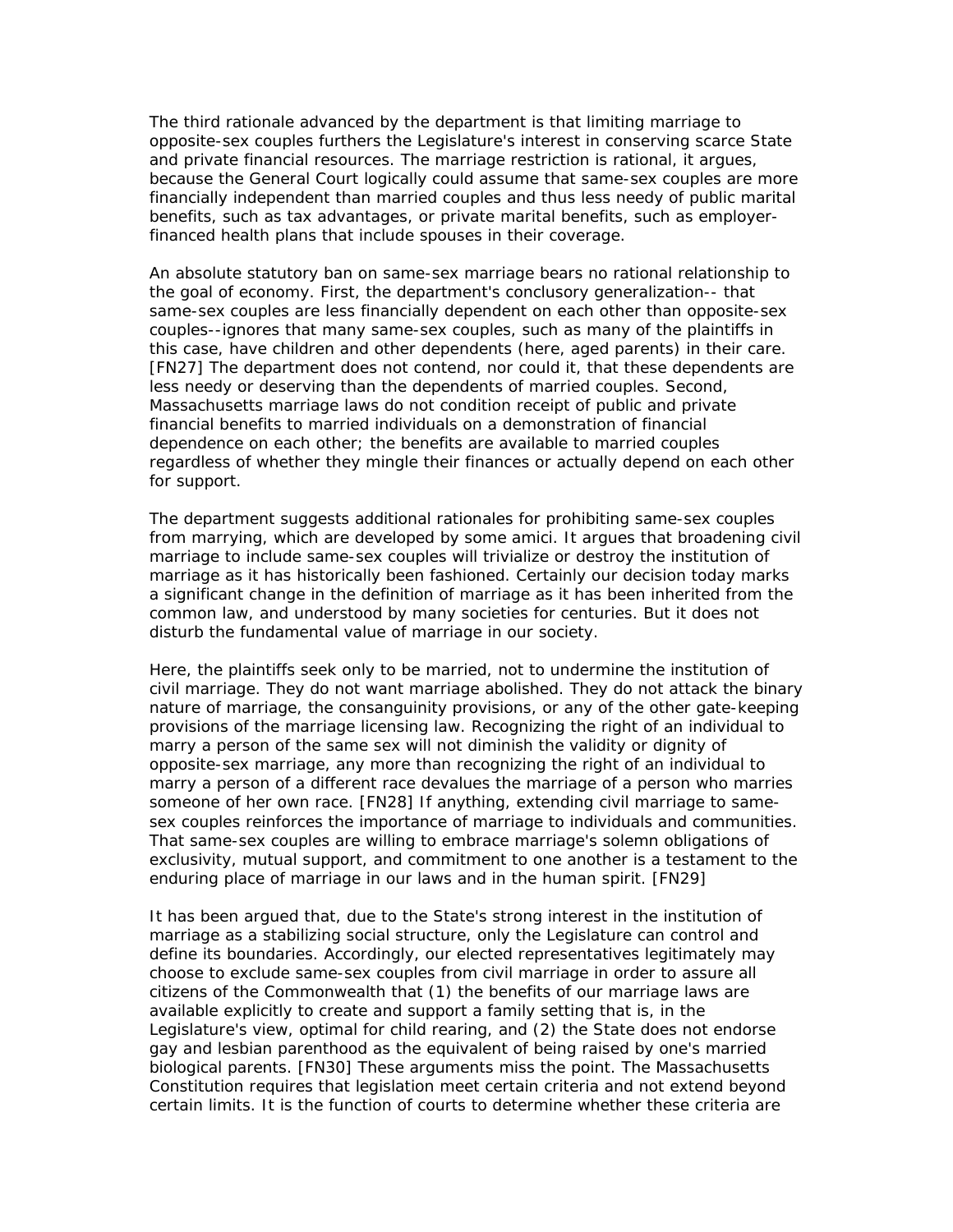The third rationale advanced by the department is that limiting marriage to opposite-sex couples furthers the Legislature's interest in conserving scarce State and private financial resources. The marriage restriction is rational, it argues, because the General Court logically could assume that same-sex couples are more financially independent than married couples and thus less needy of public marital benefits, such as tax advantages, or private marital benefits, such as employer-financed health plans that include spouses in their coverage.

An absolute statutory ban on same-sex marriage bears no rational relationship to the goal of economy. First, the department's conclusory generalization-- that same-sex couples are less financially dependent on each other than opposite-sex couples--ignores that many same-sex couples, such as many of the plaintiffs in this case, have children and other dependents (here, aged parents) in their care. [FN27] The department does not contend, nor could it, that these dependents are less needy or deserving than the dependents of married couples. Second, Massachusetts marriage laws do not condition receipt of public and private financial benefits to married individuals on a demonstration of financial dependence on each other; the benefits are available to married couples regardless of whether they mingle their finances or actually depend on each other for support.

The department suggests additional rationales for prohibiting same-sex couples from marrying, which are developed by some amici. It argues that broadening civil marriage to include same-sex couples will trivialize or destroy the institution of marriage as it has historically been fashioned. Certainly our decision today marks a significant change in the definition of marriage as it has been inherited from the common law, and understood by many societies for centuries. But it does not disturb the fundamental value of marriage in our society.

Here, the plaintiffs seek only to be married, not to undermine the institution of civil marriage. They do not want marriage abolished. They do not attack the binary nature of marriage, the consanguinity provisions, or any of the other gate-keeping provisions of the marriage licensing law. Recognizing the right of an individual to marry a person of the same sex will not diminish the validity or dignity of opposite-sex marriage, any more than recognizing the right of an individual to marry a person of a different race devalues the marriage of a person who marries someone of her own race. [FN28] If anything, extending civil marriage to same-sex couples reinforces the importance of marriage to individuals and communities. That same-sex couples are willing to embrace marriage's solemn obligations of exclusivity, mutual support, and commitment to one another is a testament to the enduring place of marriage in our laws and in the human spirit. [FN29]

It has been argued that, due to the State's strong interest in the institution of marriage as a stabilizing social structure, only the Legislature can control and define its boundaries. Accordingly, our elected representatives legitimately may choose to exclude same-sex couples from civil marriage in order to assure all citizens of the Commonwealth that (1) the benefits of our marriage laws are available explicitly to create and support a family setting that is, in the Legislature's view, optimal for child rearing, and (2) the State does not endorse gay and lesbian parenthood as the equivalent of being raised by one's married biological parents. [FN30] These arguments miss the point. The Massachusetts Constitution requires that legislation meet certain criteria and not extend beyond certain limits. It is the function of courts to determine whether these criteria are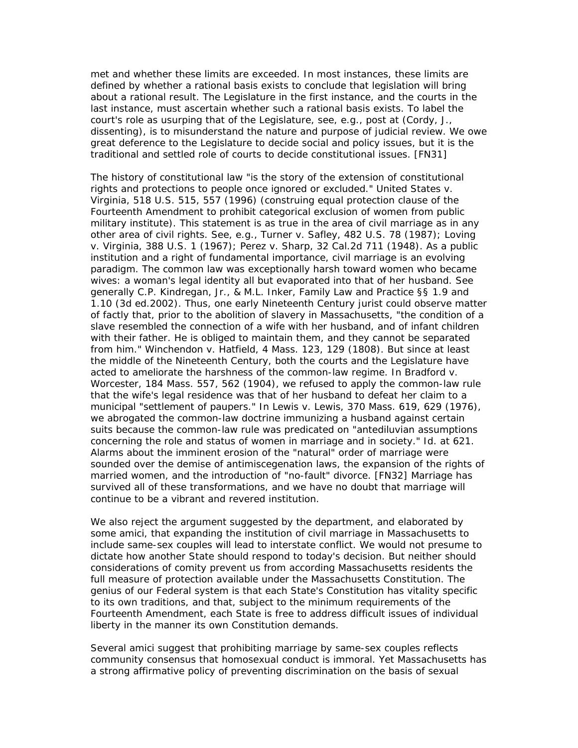met and whether these limits are exceeded. In most instances, these limits are defined by whether a rational basis exists to conclude that legislation will bring about a rational result. The Legislature in the first instance, and the courts in the last instance, must ascertain whether such a rational basis exists. To label the court's role as usurping that of the Legislature, see, e.g., post at (Cordy, J., dissenting), is to misunderstand the nature and purpose of judicial review. We owe great deference to the Legislature to decide social and policy issues, but it is the traditional and settled role of courts to decide constitutional issues. [FN31]

The history of constitutional law "is the story of the extension of constitutional rights and protections to people once ignored or excluded." United States v. Virginia, 518 U.S. 515, 557 (1996) (construing equal protection clause of the Fourteenth Amendment to prohibit categorical exclusion of women from public military institute). This statement is as true in the area of civil marriage as in any other area of civil rights. See, e.g., Turner v. Safley, 482 U.S. 78 (1987); Loving v. Virginia, 388 U.S. 1 (1967); Perez v. Sharp, 32 Cal.2d 711 (1948). As a public institution and a right of fundamental importance, civil marriage is an evolving paradigm. The common law was exceptionally harsh toward women who became wives: a woman's legal identity all but evaporated into that of her husband. See generally C.P. Kindregan, Jr., & M.L. Inker, Family Law and Practice §§ 1.9 and 1.10 (3d ed.2002). Thus, one early Nineteenth Century jurist could observe matter of factly that, prior to the abolition of slavery in Massachusetts, "the condition of a slave resembled the connection of a wife with her husband, and of infant children with their father. He is obliged to maintain them, and they cannot be separated from him." Winchendon v. Hatfield, 4 Mass. 123, 129 (1808). But since at least the middle of the Nineteenth Century, both the courts and the Legislature have acted to ameliorate the harshness of the common-law regime. In Bradford v. Worcester, 184 Mass. 557, 562 (1904), we refused to apply the common-law rule that the wife's legal residence was that of her husband to defeat her claim to a municipal "settlement of paupers." In Lewis v. Lewis, 370 Mass. 619, 629 (1976), we abrogated the common-law doctrine immunizing a husband against certain suits because the common-law rule was predicated on "antediluvian assumptions concerning the role and status of women in marriage and in society." Id. at 621. Alarms about the imminent erosion of the "natural" order of marriage were sounded over the demise of antimiscegenation laws, the expansion of the rights of married women, and the introduction of "no-fault" divorce. [FN32] Marriage has survived all of these transformations, and we have no doubt that marriage will continue to be a vibrant and revered institution.

We also reject the argument suggested by the department, and elaborated by some amici, that expanding the institution of civil marriage in Massachusetts to include same-sex couples will lead to interstate conflict. We would not presume to dictate how another State should respond to today's decision. But neither should considerations of comity prevent us from according Massachusetts residents the full measure of protection available under the Massachusetts Constitution. The genius of our Federal system is that each State's Constitution has vitality specific to its own traditions, and that, subject to the minimum requirements of the Fourteenth Amendment, each State is free to address difficult issues of individual liberty in the manner its own Constitution demands.

Several amici suggest that prohibiting marriage by same-sex couples reflects community consensus that homosexual conduct is immoral. Yet Massachusetts has a strong affirmative policy of preventing discrimination on the basis of sexual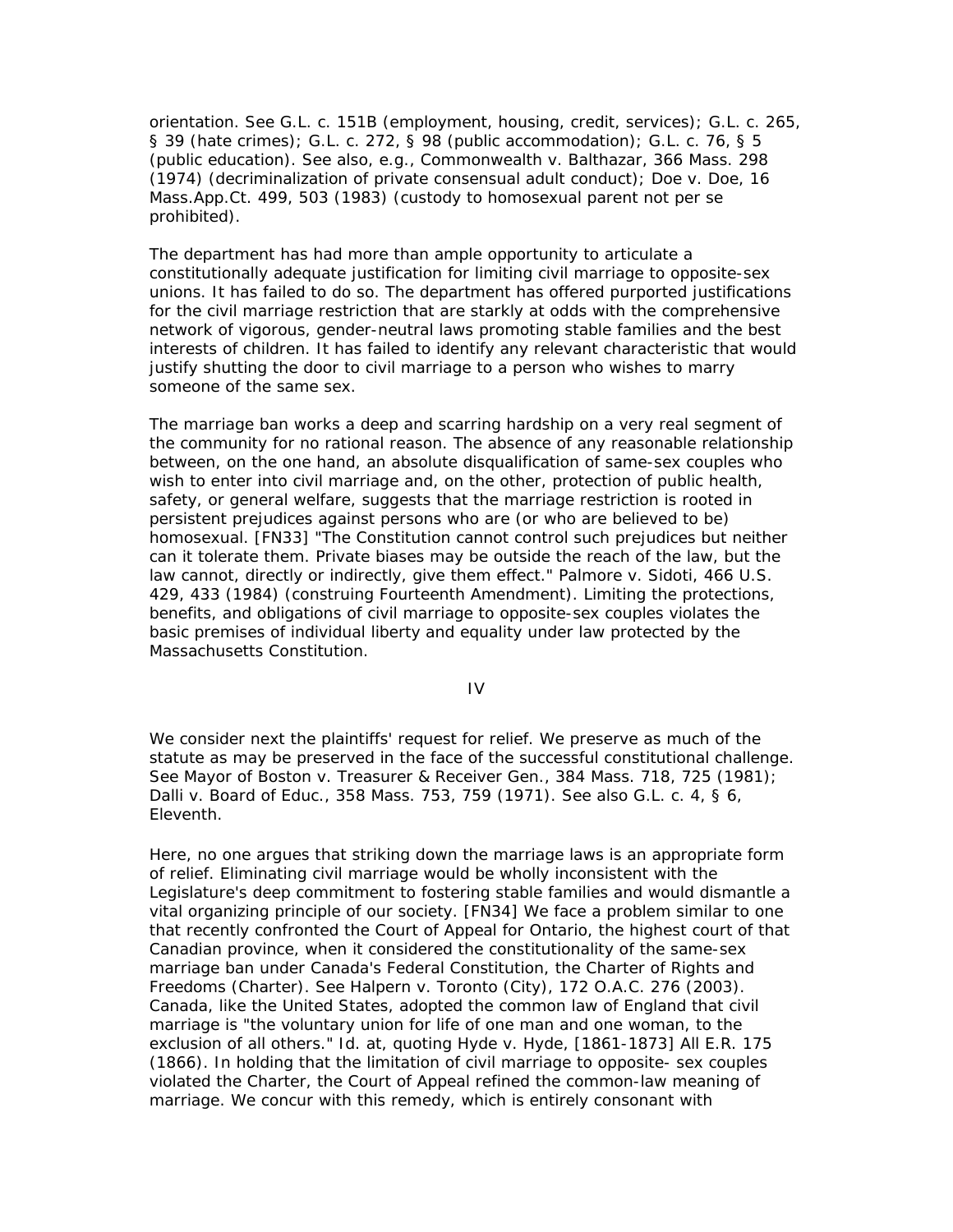orientation. See G.L. c. 151B (employment, housing, credit, services); G.L. c. 265, § 39 (hate crimes); G.L. c. 272, § 98 (public accommodation); G.L. c. 76, § 5 (public education). See also, e.g., Commonwealth v. Balthazar, 366 Mass. 298 (1974) (decriminalization of private consensual adult conduct); Doe v. Doe, 16 Mass.App.Ct. 499, 503 (1983) (custody to homosexual parent not per se prohibited).

The department has had more than ample opportunity to articulate a constitutionally adequate justification for limiting civil marriage to opposite-sex unions. It has failed to do so. The department has offered purported justifications for the civil marriage restriction that are starkly at odds with the comprehensive network of vigorous, gender-neutral laws promoting stable families and the best interests of children. It has failed to identify any relevant characteristic that would justify shutting the door to civil marriage to a person who wishes to marry someone of the same sex.

The marriage ban works a deep and scarring hardship on a very real segment of the community for no rational reason. The absence of any reasonable relationship between, on the one hand, an absolute disqualification of same-sex couples who wish to enter into civil marriage and, on the other, protection of public health, safety, or general welfare, suggests that the marriage restriction is rooted in persistent prejudices against persons who are (or who are believed to be) homosexual. [FN33] "The Constitution cannot control such prejudices but neither can it tolerate them. Private biases may be outside the reach of the law, but the law cannot, directly or indirectly, give them effect." Palmore v. Sidoti, 466 U.S. 429, 433 (1984) (construing Fourteenth Amendment). Limiting the protections, benefits, and obligations of civil marriage to opposite-sex couples violates the basic premises of individual liberty and equality under law protected by the Massachusetts Constitution.

## IV

We consider next the plaintiffs' request for relief. We preserve as much of the statute as may be preserved in the face of the successful constitutional challenge. See Mayor of Boston v. Treasurer & Receiver Gen., 384 Mass. 718, 725 (1981); Dalli v. Board of Educ., 358 Mass. 753, 759 (1971). See also G.L. c. 4, § 6, Eleventh.

Here, no one argues that striking down the marriage laws is an appropriate form of relief. Eliminating civil marriage would be wholly inconsistent with the Legislature's deep commitment to fostering stable families and would dismantle a vital organizing principle of our society. [FN34] We face a problem similar to one that recently confronted the Court of Appeal for Ontario, the highest court of that Canadian province, when it considered the constitutionality of the same-sex marriage ban under Canada's Federal Constitution, the Charter of Rights and Freedoms (Charter). See Halpern v. Toronto (City), 172 O.A.C. 276 (2003). Canada, like the United States, adopted the common law of England that civil marriage is "the voluntary union for life of one man and one woman, to the exclusion of all others." Id. at, quoting Hyde v. Hyde, [1861-1873] All E.R. 175 (1866). In holding that the limitation of civil marriage to opposite- sex couples violated the Charter, the Court of Appeal refined the common-law meaning of marriage. We concur with this remedy, which is entirely consonant with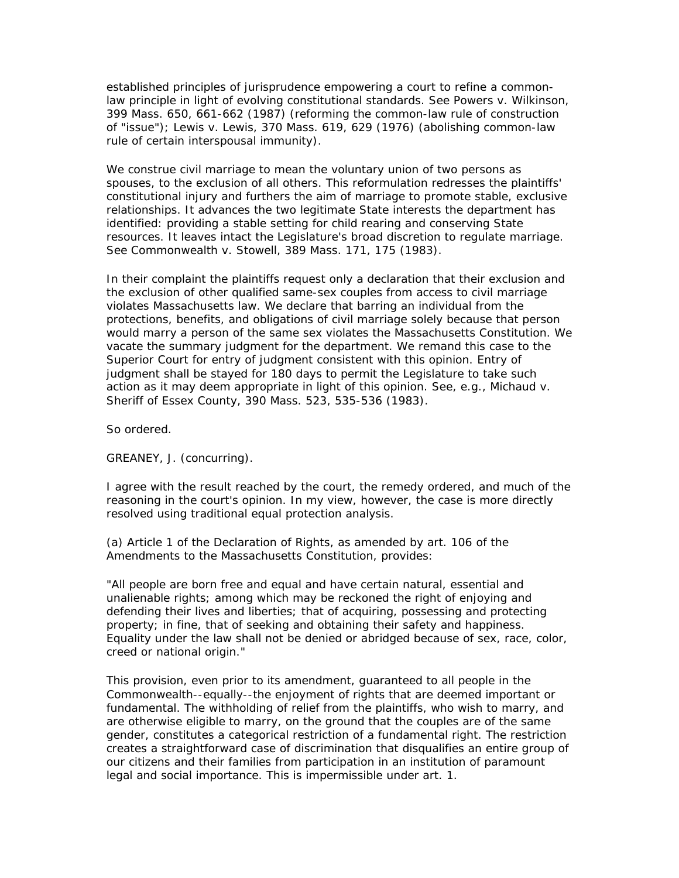established principles of jurisprudence empowering a court to refine a common-law principle in light of evolving constitutional standards. See Powers v. Wilkinson, 399 Mass. 650, 661-662 (1987) (reforming the common-law rule of construction of "issue"); Lewis v. Lewis, 370 Mass. 619, 629 (1976) (abolishing common-law rule of certain interspousal immunity).

We construe civil marriage to mean the voluntary union of two persons as spouses, to the exclusion of all others. This reformulation redresses the plaintiffs' constitutional injury and furthers the aim of marriage to promote stable, exclusive relationships. It advances the two legitimate State interests the department has identified: providing a stable setting for child rearing and conserving State resources. It leaves intact the Legislature's broad discretion to regulate marriage. See Commonwealth v. Stowell, 389 Mass. 171, 175 (1983).

In their complaint the plaintiffs request only a declaration that their exclusion and the exclusion of other qualified same-sex couples from access to civil marriage violates Massachusetts law. We declare that barring an individual from the protections, benefits, and obligations of civil marriage solely because that person would marry a person of the same sex violates the Massachusetts Constitution. We vacate the summary judgment for the department. We remand this case to the Superior Court for entry of judgment consistent with this opinion. Entry of judgment shall be stayed for 180 days to permit the Legislature to take such action as it may deem appropriate in light of this opinion. See, e.g., Michaud v. Sheriff of Essex County, 390 Mass. 523, 535-536 (1983).

So ordered.

GREANEY, J. (concurring).

I agree with the result reached by the court, the remedy ordered, and much of the reasoning in the court's opinion. In my view, however, the case is more directly resolved using traditional equal protection analysis.

(a) Article 1 of the Declaration of Rights, as amended by art. 106 of the Amendments to the Massachusetts Constitution, provides:

"All people are born free and equal and have certain natural, essential and unalienable rights; among which may be reckoned the right of enjoying and defending their lives and liberties; that of acquiring, possessing and protecting property; in fine, that of seeking and obtaining their safety and happiness. Equality under the law shall not be denied or abridged because of sex, race, color, creed or national origin."

This provision, even prior to its amendment, guaranteed to all people in the Commonwealth--equally--the enjoyment of rights that are deemed important or fundamental. The withholding of relief from the plaintiffs, who wish to marry, and are otherwise eligible to marry, on the ground that the couples are of the same gender, constitutes a categorical restriction of a fundamental right. The restriction creates a straightforward case of discrimination that disqualifies an entire group of our citizens and their families from participation in an institution of paramount legal and social importance. This is impermissible under art. 1.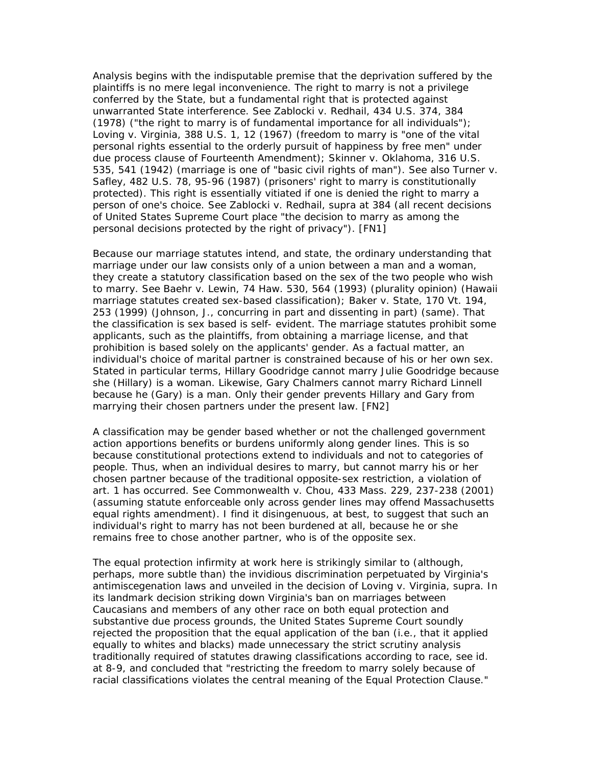Analysis begins with the indisputable premise that the deprivation suffered by the plaintiffs is no mere legal inconvenience. The right to marry is not a privilege conferred by the State, but a fundamental right that is protected against unwarranted State interference. See Zablocki v. Redhail, 434 U.S. 374, 384 (1978) ("the right to marry is of fundamental importance for all individuals"); Loving v. Virginia, 388 U.S. 1, 12 (1967) (freedom to marry is "one of the vital personal rights essential to the orderly pursuit of happiness by free men" under due process clause of Fourteenth Amendment); Skinner v. Oklahoma, 316 U.S. 535, 541 (1942) (marriage is one of "basic civil rights of man"). See also Turner v. Safley, 482 U.S. 78, 95-96 (1987) (prisoners' right to marry is constitutionally protected). This right is essentially vitiated if one is denied the right to marry a person of one's choice. See Zablocki v. Redhail, supra at 384 (all recent decisions of United States Supreme Court place "the decision to marry as among the personal decisions protected by the right of privacy"). [FN1]

Because our marriage statutes intend, and state, the ordinary understanding that marriage under our law consists only of a union between a man and a woman, they create a statutory classification based on the sex of the two people who wish to marry. See Baehr v. Lewin, 74 Haw. 530, 564 (1993) (plurality opinion) (Hawaii marriage statutes created sex-based classification); Baker v. State, 170 Vt. 194, 253 (1999) (Johnson, J., concurring in part and dissenting in part) (same). That the classification is sex based is self- evident. The marriage statutes prohibit some applicants, such as the plaintiffs, from obtaining a marriage license, and that prohibition is based solely on the applicants' gender. As a factual matter, an individual's choice of marital partner is constrained because of his or her own sex. Stated in particular terms, Hillary Goodridge cannot marry Julie Goodridge because she (Hillary) is a woman. Likewise, Gary Chalmers cannot marry Richard Linnell because he (Gary) is a man. Only their gender prevents Hillary and Gary from marrying their chosen partners under the present law. [FN2]

A classification may be gender based whether or not the challenged government action apportions benefits or burdens uniformly along gender lines. This is so because constitutional protections extend to individuals and not to categories of people. Thus, when an individual desires to marry, but cannot marry his or her chosen partner because of the traditional opposite-sex restriction, a violation of art. 1 has occurred. See Commonwealth v. Chou, 433 Mass. 229, 237-238 (2001) (assuming statute enforceable only across gender lines may offend Massachusetts equal rights amendment). I find it disingenuous, at best, to suggest that such an individual's right to marry has not been burdened at all, because he or she remains free to chose another partner, who is of the opposite sex.

The equal protection infirmity at work here is strikingly similar to (although, perhaps, more subtle than) the invidious discrimination perpetuated by Virginia's antimiscegenation laws and unveiled in the decision of Loving v. Virginia, supra. In its landmark decision striking down Virginia's ban on marriages between Caucasians and members of any other race on both equal protection and substantive due process grounds, the United States Supreme Court soundly rejected the proposition that the equal application of the ban (i.e., that it applied equally to whites and blacks) made unnecessary the strict scrutiny analysis traditionally required of statutes drawing classifications according to race, see id. at 8-9, and concluded that "restricting the freedom to marry solely because of racial classifications violates the central meaning of the Equal Protection Clause."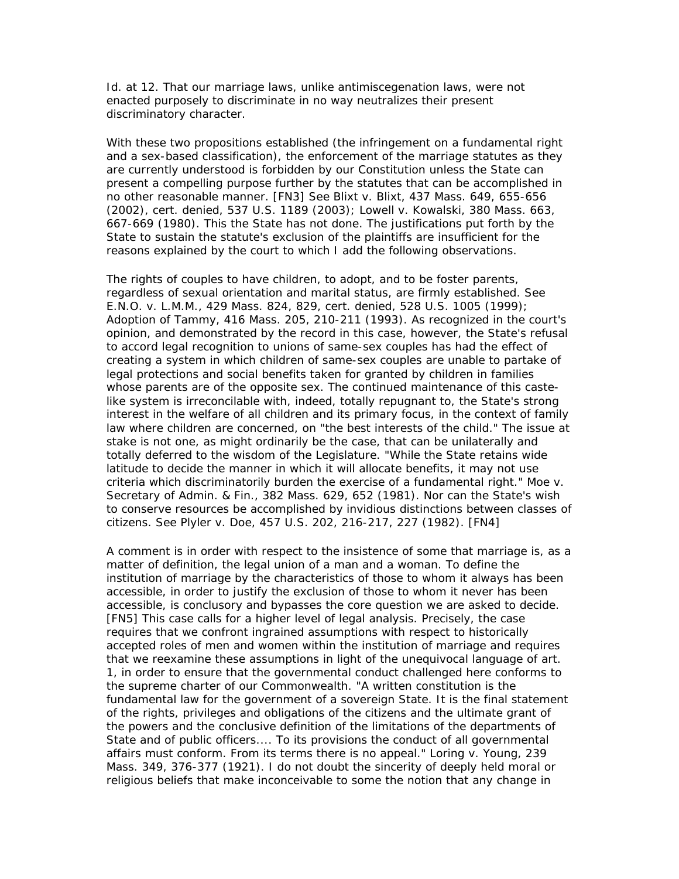Id. at 12. That our marriage laws, unlike antimiscegenation laws, were not enacted purposely to discriminate in no way neutralizes their present discriminatory character.

With these two propositions established (the infringement on a fundamental right and a sex-based classification), the enforcement of the marriage statutes as they are currently understood is forbidden by our Constitution unless the State can present a compelling purpose further by the statutes that can be accomplished in no other reasonable manner. [FN3] See Blixt v. Blixt, 437 Mass. 649, 655-656 (2002), cert. denied, 537 U.S. 1189 (2003); Lowell v. Kowalski, 380 Mass. 663, 667-669 (1980). This the State has not done. The justifications put forth by the State to sustain the statute's exclusion of the plaintiffs are insufficient for the reasons explained by the court to which I add the following observations.

The rights of couples to have children, to adopt, and to be foster parents, regardless of sexual orientation and marital status, are firmly established. See E.N.O. v. L.M.M., 429 Mass. 824, 829, cert. denied, 528 U.S. 1005 (1999); Adoption of Tammy, 416 Mass. 205, 210-211 (1993). As recognized in the court's opinion, and demonstrated by the record in this case, however, the State's refusal to accord legal recognition to unions of same-sex couples has had the effect of creating a system in which children of same-sex couples are unable to partake of legal protections and social benefits taken for granted by children in families whose parents are of the opposite sex. The continued maintenance of this caste-like system is irreconcilable with, indeed, totally repugnant to, the State's strong interest in the welfare of all children and its primary focus, in the context of family law where children are concerned, on "the best interests of the child." The issue at stake is not one, as might ordinarily be the case, that can be unilaterally and totally deferred to the wisdom of the Legislature. "While the State retains wide latitude to decide the manner in which it will allocate benefits, it may not use criteria which discriminatorily burden the exercise of a fundamental right." Moe v. Secretary of Admin. & Fin., 382 Mass. 629, 652 (1981). Nor can the State's wish to conserve resources be accomplished by invidious distinctions between classes of citizens. See Plyler v. Doe, 457 U.S. 202, 216-217, 227 (1982). [FN4]

A comment is in order with respect to the insistence of some that marriage is, as a matter of definition, the legal union of a man and a woman. To define the institution of marriage by the characteristics of those to whom it always has been accessible, in order to justify the exclusion of those to whom it never has been accessible, is conclusory and bypasses the core question we are asked to decide. [FN5] This case calls for a higher level of legal analysis. Precisely, the case requires that we confront ingrained assumptions with respect to historically accepted roles of men and women within the institution of marriage and requires that we reexamine these assumptions in light of the unequivocal language of art. 1, in order to ensure that the governmental conduct challenged here conforms to the supreme charter of our Commonwealth. "A written constitution is the fundamental law for the government of a sovereign State. It is the final statement of the rights, privileges and obligations of the citizens and the ultimate grant of the powers and the conclusive definition of the limitations of the departments of State and of public officers.... To its provisions the conduct of all governmental affairs must conform. From its terms there is no appeal." Loring v. Young, 239 Mass. 349, 376-377 (1921). I do not doubt the sincerity of deeply held moral or religious beliefs that make inconceivable to some the notion that any change in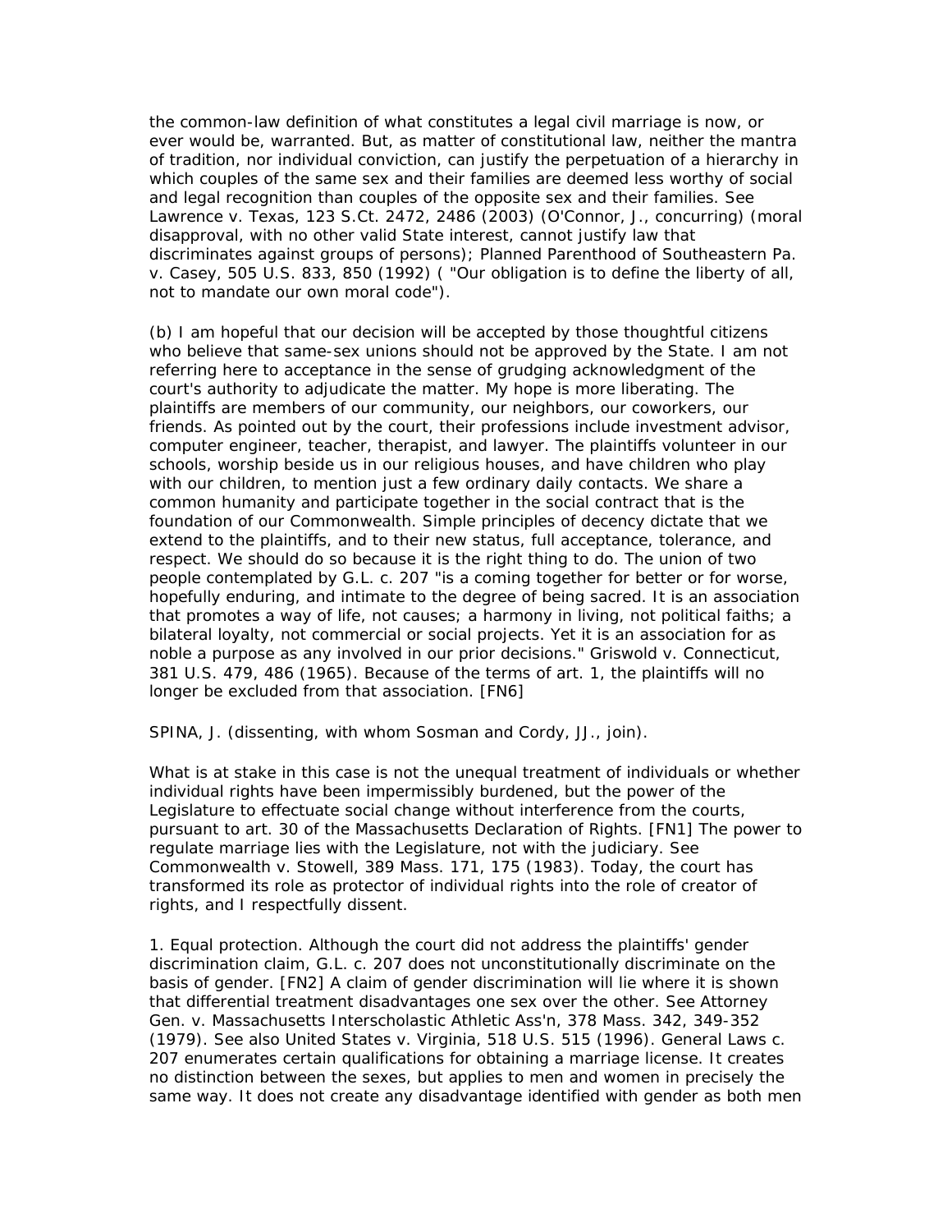the common-law definition of what constitutes a legal civil marriage is now, or ever would be, warranted. But, as matter of constitutional law, neither the mantra of tradition, nor individual conviction, can justify the perpetuation of a hierarchy in which couples of the same sex and their families are deemed less worthy of social and legal recognition than couples of the opposite sex and their families. See Lawrence v. Texas, 123 S.Ct. 2472, 2486 (2003) (O'Connor, J., concurring) (moral disapproval, with no other valid State interest, cannot justify law that discriminates against groups of persons); Planned Parenthood of Southeastern Pa. v. Casey, 505 U.S. 833, 850 (1992) ( "Our obligation is to define the liberty of all, not to mandate our own moral code").

(b) I am hopeful that our decision will be accepted by those thoughtful citizens who believe that same-sex unions should not be approved by the State. I am not referring here to acceptance in the sense of grudging acknowledgment of the court's authority to adjudicate the matter. My hope is more liberating. The plaintiffs are members of our community, our neighbors, our coworkers, our friends. As pointed out by the court, their professions include investment advisor, computer engineer, teacher, therapist, and lawyer. The plaintiffs volunteer in our schools, worship beside us in our religious houses, and have children who play with our children, to mention just a few ordinary daily contacts. We share a common humanity and participate together in the social contract that is the foundation of our Commonwealth. Simple principles of decency dictate that we extend to the plaintiffs, and to their new status, full acceptance, tolerance, and respect. We should do so because it is the right thing to do. The union of two people contemplated by G.L. c. 207 "is a coming together for better or for worse, hopefully enduring, and intimate to the degree of being sacred. It is an association that promotes a way of life, not causes; a harmony in living, not political faiths; a bilateral loyalty, not commercial or social projects. Yet it is an association for as noble a purpose as any involved in our prior decisions." Griswold v. Connecticut, 381 U.S. 479, 486 (1965). Because of the terms of art. 1, the plaintiffs will no longer be excluded from that association. [FN6]

SPINA, J. (dissenting, with whom Sosman and Cordy, JJ., join).

What is at stake in this case is not the unequal treatment of individuals or whether individual rights have been impermissibly burdened, but the power of the Legislature to effectuate social change without interference from the courts, pursuant to art. 30 of the Massachusetts Declaration of Rights. [FN1] The power to regulate marriage lies with the Legislature, not with the judiciary. See Commonwealth v. Stowell, 389 Mass. 171, 175 (1983). Today, the court has transformed its role as protector of individual rights into the role of creator of rights, and I respectfully dissent.

1. Equal protection. Although the court did not address the plaintiffs' gender discrimination claim, G.L. c. 207 does not unconstitutionally discriminate on the basis of gender. [FN2] A claim of gender discrimination will lie where it is shown that differential treatment disadvantages one sex over the other. See Attorney Gen. v. Massachusetts Interscholastic Athletic Ass'n, 378 Mass. 342, 349-352 (1979). See also United States v. Virginia, 518 U.S. 515 (1996). General Laws c. 207 enumerates certain qualifications for obtaining a marriage license. It creates no distinction between the sexes, but applies to men and women in precisely the same way. It does not create any disadvantage identified with gender as both men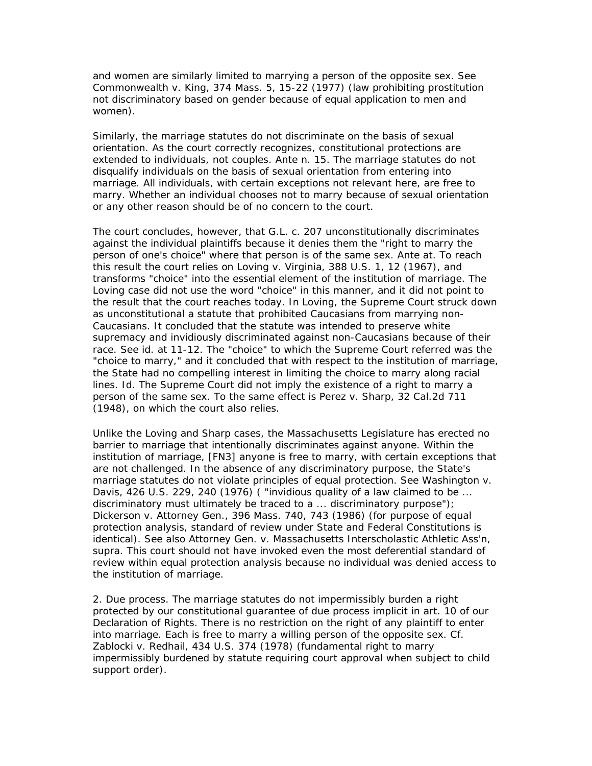and women are similarly limited to marrying a person of the opposite sex. See Commonwealth v. King, 374 Mass. 5, 15-22 (1977) (law prohibiting prostitution not discriminatory based on gender because of equal application to men and women).

Similarly, the marriage statutes do not discriminate on the basis of sexual orientation. As the court correctly recognizes, constitutional protections are extended to individuals, not couples. Ante n. 15. The marriage statutes do not disqualify individuals on the basis of sexual orientation from entering into marriage. All individuals, with certain exceptions not relevant here, are free to marry. Whether an individual chooses not to marry because of sexual orientation or any other reason should be of no concern to the court.

The court concludes, however, that G.L. c. 207 unconstitutionally discriminates against the individual plaintiffs because it denies them the "right to marry the person of one's choice" where that person is of the same sex. Ante at. To reach this result the court relies on Loving v. Virginia, 388 U.S. 1, 12 (1967), and transforms "choice" into the essential element of the institution of marriage. The Loving case did not use the word "choice" in this manner, and it did not point to the result that the court reaches today. In Loving, the Supreme Court struck down as unconstitutional a statute that prohibited Caucasians from marrying non-Caucasians. It concluded that the statute was intended to preserve white supremacy and invidiously discriminated against non-Caucasians because of their race. See id. at 11-12. The "choice" to which the Supreme Court referred was the "choice to marry," and it concluded that with respect to the institution of marriage, the State had no compelling interest in limiting the choice to marry along racial lines. Id. The Supreme Court did not imply the existence of a right to marry a person of the same sex. To the same effect is Perez v. Sharp, 32 Cal.2d 711 (1948), on which the court also relies.

Unlike the Loving and Sharp cases, the Massachusetts Legislature has erected no barrier to marriage that intentionally discriminates against anyone. Within the institution of marriage, [FN3] anyone is free to marry, with certain exceptions that are not challenged. In the absence of any discriminatory purpose, the State's marriage statutes do not violate principles of equal protection. See Washington v. Davis, 426 U.S. 229, 240 (1976) ( "invidious quality of a law claimed to be ... discriminatory must ultimately be traced to a ... discriminatory purpose"); Dickerson v. Attorney Gen., 396 Mass. 740, 743 (1986) (for purpose of equal protection analysis, standard of review under State and Federal Constitutions is identical). See also Attorney Gen. v. Massachusetts Interscholastic Athletic Ass'n, supra. This court should not have invoked even the most deferential standard of review within equal protection analysis because no individual was denied access to the institution of marriage.

2. Due process. The marriage statutes do not impermissibly burden a right protected by our constitutional guarantee of due process implicit in art. 10 of our Declaration of Rights. There is no restriction on the right of any plaintiff to enter into marriage. Each is free to marry a willing person of the opposite sex. Cf. Zablocki v. Redhail, 434 U.S. 374 (1978) (fundamental right to marry impermissibly burdened by statute requiring court approval when subject to child support order).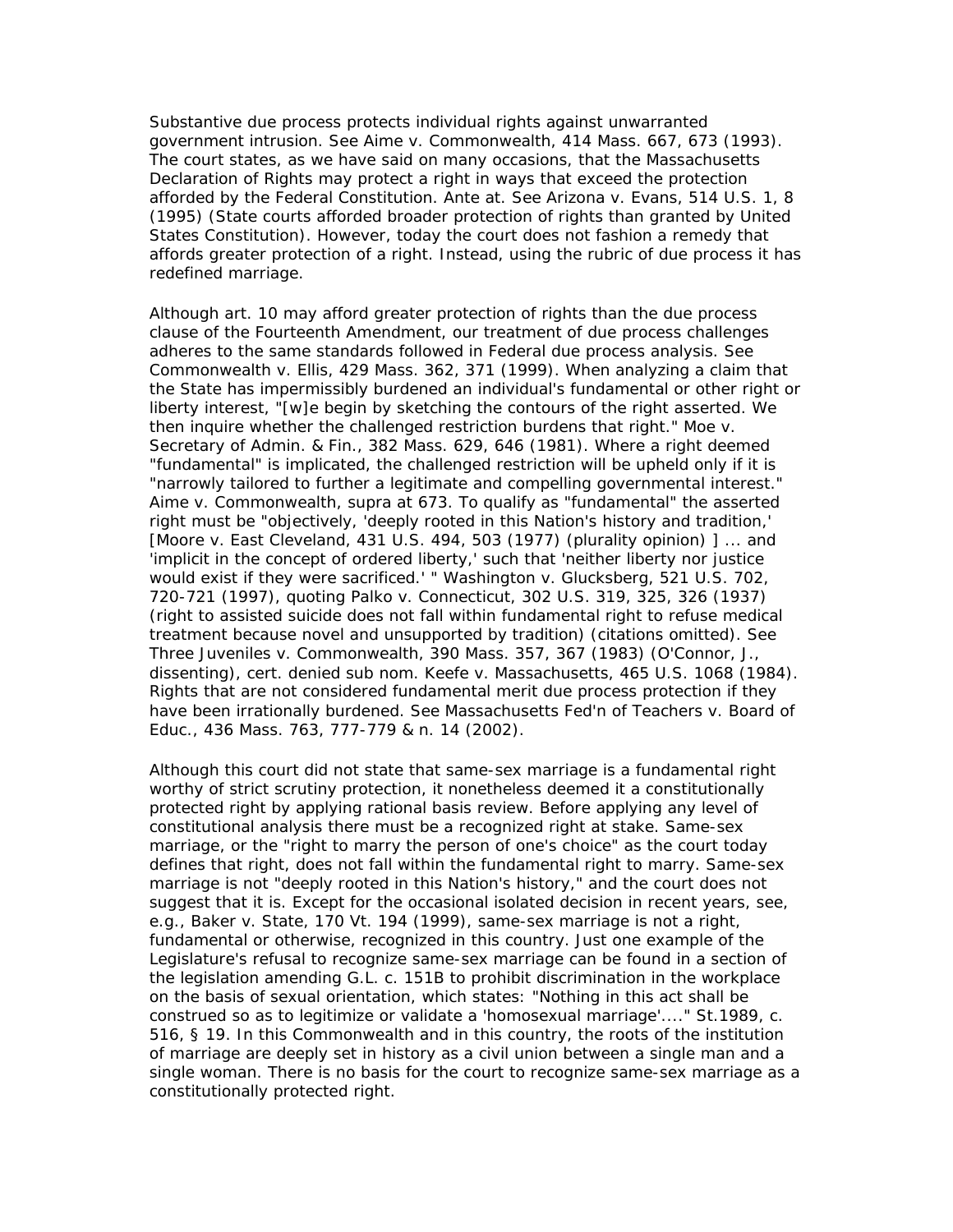Substantive due process protects individual rights against unwarranted government intrusion. See Aime v. Commonwealth, 414 Mass. 667, 673 (1993). The court states, as we have said on many occasions, that the Massachusetts Declaration of Rights may protect a right in ways that exceed the protection afforded by the Federal Constitution. Ante at. See Arizona v. Evans, 514 U.S. 1, 8 (1995) (State courts afforded broader protection of rights than granted by United States Constitution). However, today the court does not fashion a remedy that affords greater protection of a right. Instead, using the rubric of due process it has redefined marriage.

Although art. 10 may afford greater protection of rights than the due process clause of the Fourteenth Amendment, our treatment of due process challenges adheres to the same standards followed in Federal due process analysis. See Commonwealth v. Ellis, 429 Mass. 362, 371 (1999). When analyzing a claim that the State has impermissibly burdened an individual's fundamental or other right or liberty interest, "[w]e begin by sketching the contours of the right asserted. We then inquire whether the challenged restriction burdens that right." Moe v. Secretary of Admin. & Fin., 382 Mass. 629, 646 (1981). Where a right deemed "fundamental" is implicated, the challenged restriction will be upheld only if it is "narrowly tailored to further a legitimate and compelling governmental interest." Aime v. Commonwealth, supra at 673. To qualify as "fundamental" the asserted right must be "objectively, 'deeply rooted in this Nation's history and tradition,' [Moore v. East Cleveland, 431 U.S. 494, 503 (1977) (plurality opinion) ] ... and 'implicit in the concept of ordered liberty,' such that 'neither liberty nor justice would exist if they were sacrificed.' " Washington v. Glucksberg, 521 U.S. 702, 720-721 (1997), quoting Palko v. Connecticut, 302 U.S. 319, 325, 326 (1937) (right to assisted suicide does not fall within fundamental right to refuse medical treatment because novel and unsupported by tradition) (citations omitted). See Three Juveniles v. Commonwealth, 390 Mass. 357, 367 (1983) (O'Connor, J., dissenting), cert. denied sub nom. Keefe v. Massachusetts, 465 U.S. 1068 (1984). Rights that are not considered fundamental merit due process protection if they have been irrationally burdened. See Massachusetts Fed'n of Teachers v. Board of Educ., 436 Mass. 763, 777-779 & n. 14 (2002).

Although this court did not state that same-sex marriage is a fundamental right worthy of strict scrutiny protection, it nonetheless deemed it a constitutionally protected right by applying rational basis review. Before applying any level of constitutional analysis there must be a recognized right at stake. Same-sex marriage, or the "right to marry the person of one's choice" as the court today defines that right, does not fall within the fundamental right to marry. Same-sex marriage is not "deeply rooted in this Nation's history," and the court does not suggest that it is. Except for the occasional isolated decision in recent years, see, e.g., Baker v. State, 170 Vt. 194 (1999), same-sex marriage is not a right, fundamental or otherwise, recognized in this country. Just one example of the Legislature's refusal to recognize same-sex marriage can be found in a section of the legislation amending G.L. c. 151B to prohibit discrimination in the workplace on the basis of sexual orientation, which states: "Nothing in this act shall be construed so as to legitimize or validate a 'homosexual marriage'...." St.1989, c. 516, § 19. In this Commonwealth and in this country, the roots of the institution of marriage are deeply set in history as a civil union between a single man and a single woman. There is no basis for the court to recognize same-sex marriage as a constitutionally protected right.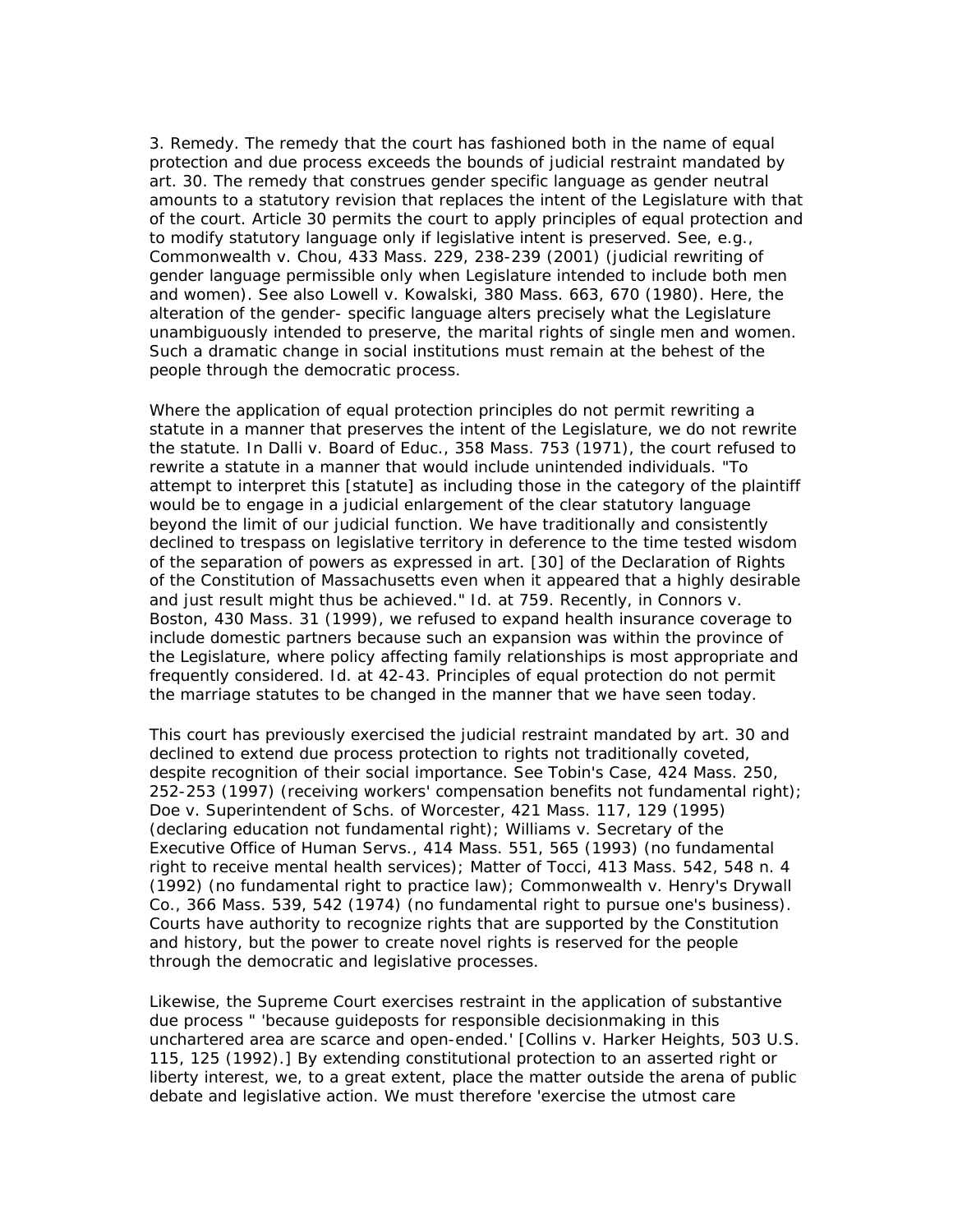3. Remedy. The remedy that the court has fashioned both in the name of equal protection and due process exceeds the bounds of judicial restraint mandated by art. 30. The remedy that construes gender specific language as gender neutral amounts to a statutory revision that replaces the intent of the Legislature with that of the court. Article 30 permits the court to apply principles of equal protection and to modify statutory language only if legislative intent is preserved. See, e.g., Commonwealth v. Chou, 433 Mass. 229, 238-239 (2001) (judicial rewriting of gender language permissible only when Legislature intended to include both men and women). See also Lowell v. Kowalski, 380 Mass. 663, 670 (1980). Here, the alteration of the gender- specific language alters precisely what the Legislature unambiguously intended to preserve, the marital rights of single men and women. Such a dramatic change in social institutions must remain at the behest of the people through the democratic process.

Where the application of equal protection principles do not permit rewriting a statute in a manner that preserves the intent of the Legislature, we do not rewrite the statute. In Dalli v. Board of Educ., 358 Mass. 753 (1971), the court refused to rewrite a statute in a manner that would include unintended individuals. "To attempt to interpret this [statute] as including those in the category of the plaintiff would be to engage in a judicial enlargement of the clear statutory language beyond the limit of our judicial function. We have traditionally and consistently declined to trespass on legislative territory in deference to the time tested wisdom of the separation of powers as expressed in art. [30] of the Declaration of Rights of the Constitution of Massachusetts even when it appeared that a highly desirable and just result might thus be achieved." Id. at 759. Recently, in Connors v. Boston, 430 Mass. 31 (1999), we refused to expand health insurance coverage to include domestic partners because such an expansion was within the province of the Legislature, where policy affecting family relationships is most appropriate and frequently considered. Id. at 42-43. Principles of equal protection do not permit the marriage statutes to be changed in the manner that we have seen today.

This court has previously exercised the judicial restraint mandated by art. 30 and declined to extend due process protection to rights not traditionally coveted, despite recognition of their social importance. See Tobin's Case, 424 Mass. 250, 252-253 (1997) (receiving workers' compensation benefits not fundamental right); Doe v. Superintendent of Schs. of Worcester, 421 Mass. 117, 129 (1995) (declaring education not fundamental right); Williams v. Secretary of the Executive Office of Human Servs., 414 Mass. 551, 565 (1993) (no fundamental right to receive mental health services); Matter of Tocci, 413 Mass. 542, 548 n. 4 (1992) (no fundamental right to practice law); Commonwealth v. Henry's Drywall Co., 366 Mass. 539, 542 (1974) (no fundamental right to pursue one's business). Courts have authority to recognize rights that are supported by the Constitution and history, but the power to create novel rights is reserved for the people through the democratic and legislative processes.

Likewise, the Supreme Court exercises restraint in the application of substantive due process " 'because guideposts for responsible decisionmaking in this unchartered area are scarce and open-ended.' [Collins v. Harker Heights, 503 U.S. 115, 125 (1992).] By extending constitutional protection to an asserted right or liberty interest, we, to a great extent, place the matter outside the arena of public debate and legislative action. We must therefore 'exercise the utmost care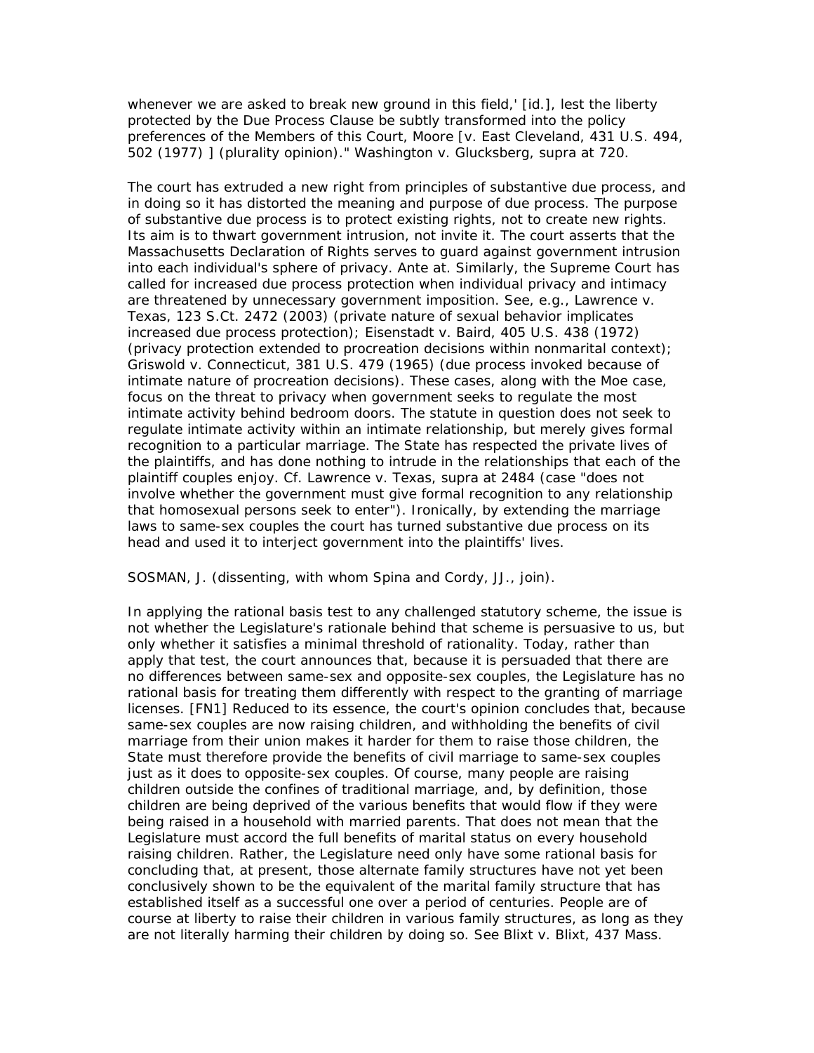whenever we are asked to break new ground in this field,' [id.], lest the liberty protected by the Due Process Clause be subtly transformed into the policy preferences of the Members of this Court, Moore [v. East Cleveland, 431 U.S. 494, 502 (1977) ] (plurality opinion)." Washington v. Glucksberg, supra at 720.

The court has extruded a new right from principles of substantive due process, and in doing so it has distorted the meaning and purpose of due process. The purpose of substantive due process is to protect existing rights, not to create new rights. Its aim is to thwart government intrusion, not invite it. The court asserts that the Massachusetts Declaration of Rights serves to guard against government intrusion into each individual's sphere of privacy. Ante at. Similarly, the Supreme Court has called for increased due process protection when individual privacy and intimacy are threatened by unnecessary government imposition. See, e.g., Lawrence v. Texas, 123 S.Ct. 2472 (2003) (private nature of sexual behavior implicates increased due process protection); Eisenstadt v. Baird, 405 U.S. 438 (1972) (privacy protection extended to procreation decisions within nonmarital context); Griswold v. Connecticut, 381 U.S. 479 (1965) (due process invoked because of intimate nature of procreation decisions). These cases, along with the Moe case, focus on the threat to privacy when government seeks to regulate the most intimate activity behind bedroom doors. The statute in question does not seek to regulate intimate activity within an intimate relationship, but merely gives formal recognition to a particular marriage. The State has respected the private lives of the plaintiffs, and has done nothing to intrude in the relationships that each of the plaintiff couples enjoy. Cf. Lawrence v. Texas, supra at 2484 (case "does not involve whether the government must give formal recognition to any relationship that homosexual persons seek to enter"). Ironically, by extending the marriage laws to same-sex couples the court has turned substantive due process on its head and used it to interject government into the plaintiffs' lives.

SOSMAN, J. (dissenting, with whom Spina and Cordy, JJ., join).

In applying the rational basis test to any challenged statutory scheme, the issue is not whether the Legislature's rationale behind that scheme is persuasive to us, but only whether it satisfies a minimal threshold of rationality. Today, rather than apply that test, the court announces that, because it is persuaded that there are no differences between same-sex and opposite-sex couples, the Legislature has no rational basis for treating them differently with respect to the granting of marriage licenses. [FN1] Reduced to its essence, the court's opinion concludes that, because same-sex couples are now raising children, and withholding the benefits of civil marriage from their union makes it harder for them to raise those children, the State must therefore provide the benefits of civil marriage to same-sex couples just as it does to opposite-sex couples. Of course, many people are raising children outside the confines of traditional marriage, and, by definition, those children are being deprived of the various benefits that would flow if they were being raised in a household with married parents. That does not mean that the Legislature must accord the full benefits of marital status on every household raising children. Rather, the Legislature need only have some rational basis for concluding that, at present, those alternate family structures have not yet been conclusively shown to be the equivalent of the marital family structure that has established itself as a successful one over a period of centuries. People are of course at liberty to raise their children in various family structures, as long as they are not literally harming their children by doing so. See Blixt v. Blixt, 437 Mass.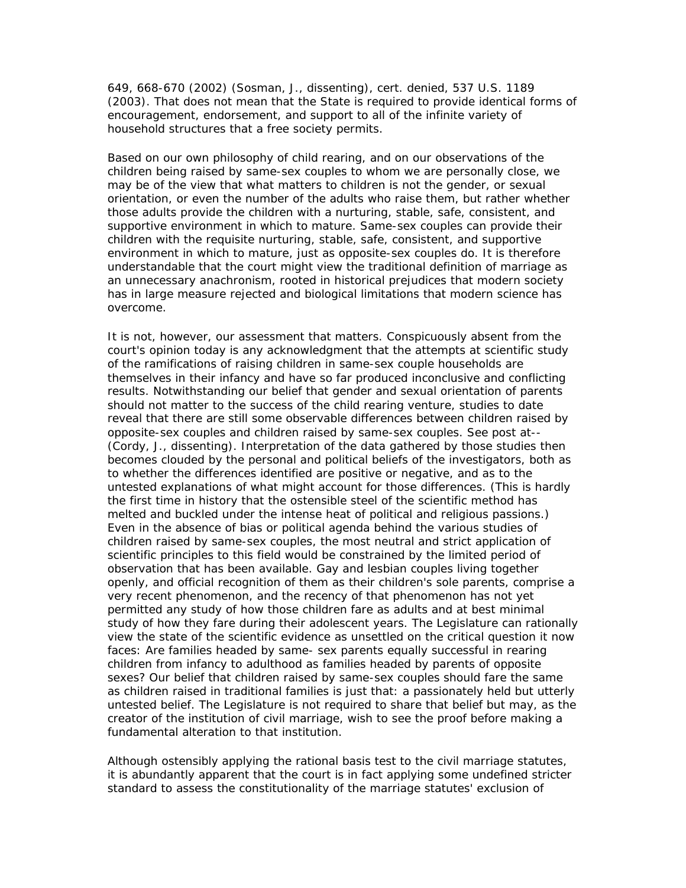649, 668-670 (2002) (Sosman, J., dissenting), cert. denied, 537 U.S. 1189 (2003). That does not mean that the State is required to provide identical forms of encouragement, endorsement, and support to all of the infinite variety of household structures that a free society permits.

Based on our own philosophy of child rearing, and on our observations of the children being raised by same-sex couples to whom we are personally close, we may be of the view that what matters to children is not the gender, or sexual orientation, or even the number of the adults who raise them, but rather whether those adults provide the children with a nurturing, stable, safe, consistent, and supportive environment in which to mature. Same-sex couples can provide their children with the requisite nurturing, stable, safe, consistent, and supportive environment in which to mature, just as opposite-sex couples do. It is therefore understandable that the court might view the traditional definition of marriage as an unnecessary anachronism, rooted in historical prejudices that modern society has in large measure rejected and biological limitations that modern science has overcome.

It is not, however, our assessment that matters. Conspicuously absent from the court's opinion today is any acknowledgment that the attempts at scientific study of the ramifications of raising children in same-sex couple households are themselves in their infancy and have so far produced inconclusive and conflicting results. Notwithstanding our belief that gender and sexual orientation of parents should not matter to the success of the child rearing venture, studies to date reveal that there are still some observable differences between children raised by opposite-sex couples and children raised by same-sex couples. See post at-- (Cordy, J., dissenting). Interpretation of the data gathered by those studies then becomes clouded by the personal and political beliefs of the investigators, both as to whether the differences identified are positive or negative, and as to the untested explanations of what might account for those differences. (This is hardly the first time in history that the ostensible steel of the scientific method has melted and buckled under the intense heat of political and religious passions.) Even in the absence of bias or political agenda behind the various studies of children raised by same-sex couples, the most neutral and strict application of scientific principles to this field would be constrained by the limited period of observation that has been available. Gay and lesbian couples living together openly, and official recognition of them as their children's sole parents, comprise a very recent phenomenon, and the recency of that phenomenon has not yet permitted any study of how those children fare as adults and at best minimal study of how they fare during their adolescent years. The Legislature can rationally view the state of the scientific evidence as unsettled on the critical question it now faces: Are families headed by same- sex parents equally successful in rearing children from infancy to adulthood as families headed by parents of opposite sexes? Our belief that children raised by same-sex couples should fare the same as children raised in traditional families is just that: a passionately held but utterly untested belief. The Legislature is not required to share that belief but may, as the creator of the institution of civil marriage, wish to see the proof before making a fundamental alteration to that institution.

Although ostensibly applying the rational basis test to the civil marriage statutes, it is abundantly apparent that the court is in fact applying some undefined stricter standard to assess the constitutionality of the marriage statutes' exclusion of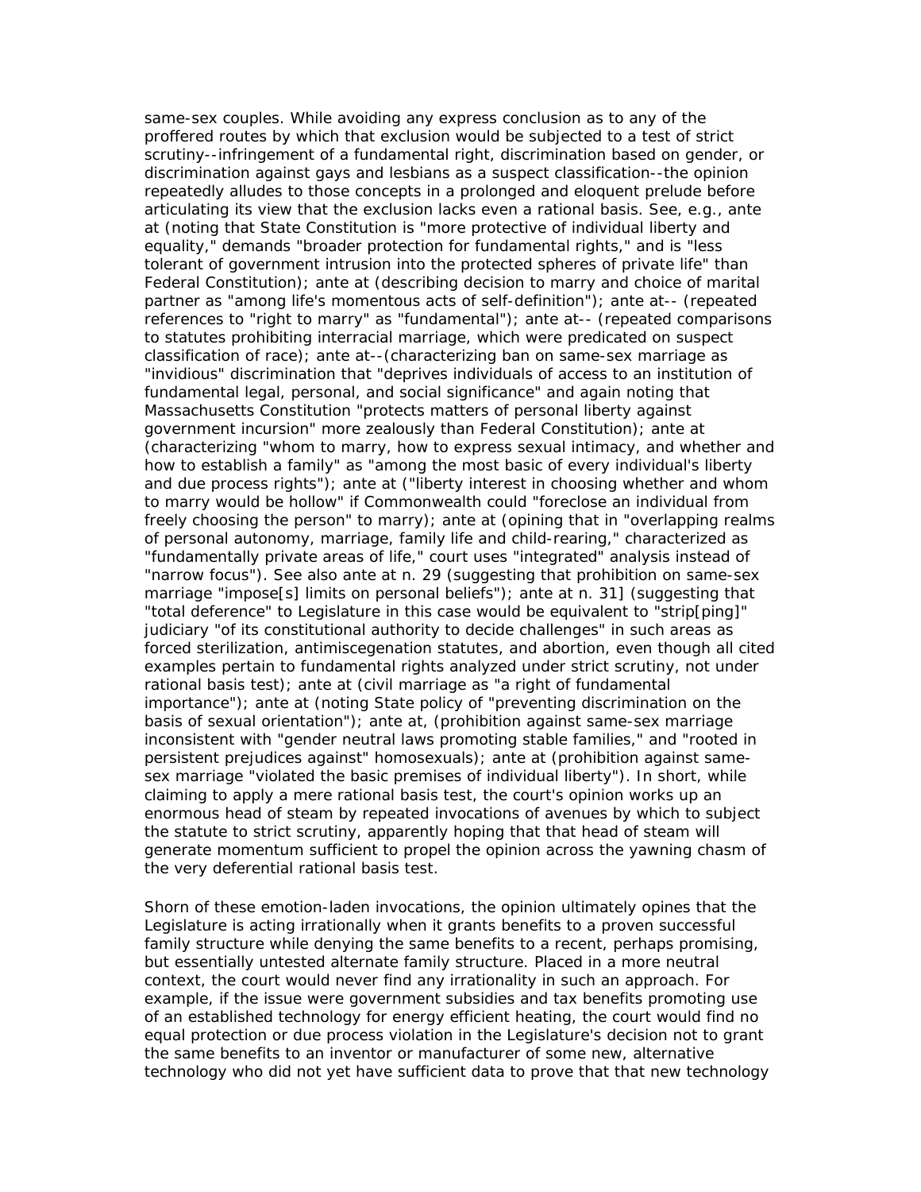same-sex couples. While avoiding any express conclusion as to any of the proffered routes by which that exclusion would be subjected to a test of strict scrutiny--infringement of a fundamental right, discrimination based on gender, or discrimination against gays and lesbians as a suspect classification--the opinion repeatedly alludes to those concepts in a prolonged and eloquent prelude before articulating its view that the exclusion lacks even a rational basis. See, e.g., ante at (noting that State Constitution is "more protective of individual liberty and equality," demands "broader protection for fundamental rights," and is "less tolerant of government intrusion into the protected spheres of private life" than Federal Constitution); ante at (describing decision to marry and choice of marital partner as "among life's momentous acts of self-definition"); ante at-- (repeated references to "right to marry" as "fundamental"); ante at-- (repeated comparisons to statutes prohibiting interracial marriage, which were predicated on suspect classification of race); ante at--(characterizing ban on same-sex marriage as "invidious" discrimination that "deprives individuals of access to an institution of fundamental legal, personal, and social significance" and again noting that Massachusetts Constitution "protects matters of personal liberty against government incursion" more zealously than Federal Constitution); ante at (characterizing "whom to marry, how to express sexual intimacy, and whether and how to establish a family" as "among the most basic of every individual's liberty and due process rights"); ante at ("liberty interest in choosing whether and whom to marry would be hollow" if Commonwealth could "foreclose an individual from freely choosing the person" to marry); ante at (opining that in "overlapping realms of personal autonomy, marriage, family life and child-rearing," characterized as "fundamentally private areas of life," court uses "integrated" analysis instead of "narrow focus"). See also ante at n. 29 (suggesting that prohibition on same-sex marriage "impose[s] limits on personal beliefs"); ante at n. 31] (suggesting that "total deference" to Legislature in this case would be equivalent to "strip[ping]" judiciary "of its constitutional authority to decide challenges" in such areas as forced sterilization, antimiscegenation statutes, and abortion, even though all cited examples pertain to fundamental rights analyzed under strict scrutiny, not under rational basis test); ante at (civil marriage as "a right of fundamental importance"); ante at (noting State policy of "preventing discrimination on the basis of sexual orientation"); ante at, (prohibition against same-sex marriage inconsistent with "gender neutral laws promoting stable families," and "rooted in persistent prejudices against" homosexuals); ante at (prohibition against same-sex marriage "violated the basic premises of individual liberty"). In short, while claiming to apply a mere rational basis test, the court's opinion works up an enormous head of steam by repeated invocations of avenues by which to subject the statute to strict scrutiny, apparently hoping that that head of steam will generate momentum sufficient to propel the opinion across the yawning chasm of the very deferential rational basis test.

Shorn of these emotion-laden invocations, the opinion ultimately opines that the Legislature is acting irrationally when it grants benefits to a proven successful family structure while denying the same benefits to a recent, perhaps promising, but essentially untested alternate family structure. Placed in a more neutral context, the court would never find any irrationality in such an approach. For example, if the issue were government subsidies and tax benefits promoting use of an established technology for energy efficient heating, the court would find no equal protection or due process violation in the Legislature's decision not to grant the same benefits to an inventor or manufacturer of some new, alternative technology who did not yet have sufficient data to prove that that new technology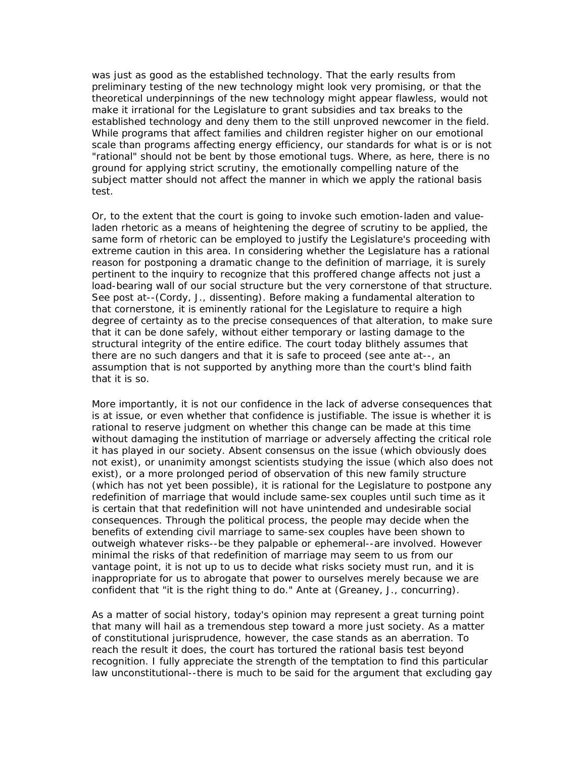was just as good as the established technology. That the early results from preliminary testing of the new technology might look very promising, or that the theoretical underpinnings of the new technology might appear flawless, would not make it irrational for the Legislature to grant subsidies and tax breaks to the established technology and deny them to the still unproved newcomer in the field. While programs that affect families and children register higher on our emotional scale than programs affecting energy efficiency, our standards for what is or is not "rational" should not be bent by those emotional tugs. Where, as here, there is no ground for applying strict scrutiny, the emotionally compelling nature of the subject matter should not affect the manner in which we apply the rational basis test.

Or, to the extent that the court is going to invoke such emotion-laden and value-laden rhetoric as a means of heightening the degree of scrutiny to be applied, the same form of rhetoric can be employed to justify the Legislature's proceeding with extreme caution in this area. In considering whether the Legislature has a rational reason for postponing a dramatic change to the definition of marriage, it is surely pertinent to the inquiry to recognize that this proffered change affects not just a load-bearing wall of our social structure but the very cornerstone of that structure. See post at--(Cordy, J., dissenting). Before making a fundamental alteration to that cornerstone, it is eminently rational for the Legislature to require a high degree of certainty as to the precise consequences of that alteration, to make sure that it can be done safely, without either temporary or lasting damage to the structural integrity of the entire edifice. The court today blithely assumes that there are no such dangers and that it is safe to proceed (see ante at--, an assumption that is not supported by anything more than the court's blind faith that it is so.

More importantly, it is not our confidence in the lack of adverse consequences that is at issue, or even whether that confidence is justifiable. The issue is whether it is rational to reserve judgment on whether this change can be made at this time without damaging the institution of marriage or adversely affecting the critical role it has played in our society. Absent consensus on the issue (which obviously does not exist), or unanimity amongst scientists studying the issue (which also does not exist), or a more prolonged period of observation of this new family structure (which has not yet been possible), it is rational for the Legislature to postpone any redefinition of marriage that would include same-sex couples until such time as it is certain that that redefinition will not have unintended and undesirable social consequences. Through the political process, the people may decide when the benefits of extending civil marriage to same-sex couples have been shown to outweigh whatever risks--be they palpable or ephemeral--are involved. However minimal the risks of that redefinition of marriage may seem to us from our vantage point, it is not up to us to decide what risks society must run, and it is inappropriate for us to abrogate that power to ourselves merely because we are confident that "it is the right thing to do." Ante at (Greaney, J., concurring).

As a matter of social history, today's opinion may represent a great turning point that many will hail as a tremendous step toward a more just society. As a matter of constitutional jurisprudence, however, the case stands as an aberration. To reach the result it does, the court has tortured the rational basis test beyond recognition. I fully appreciate the strength of the temptation to find this particular law unconstitutional--there is much to be said for the argument that excluding gay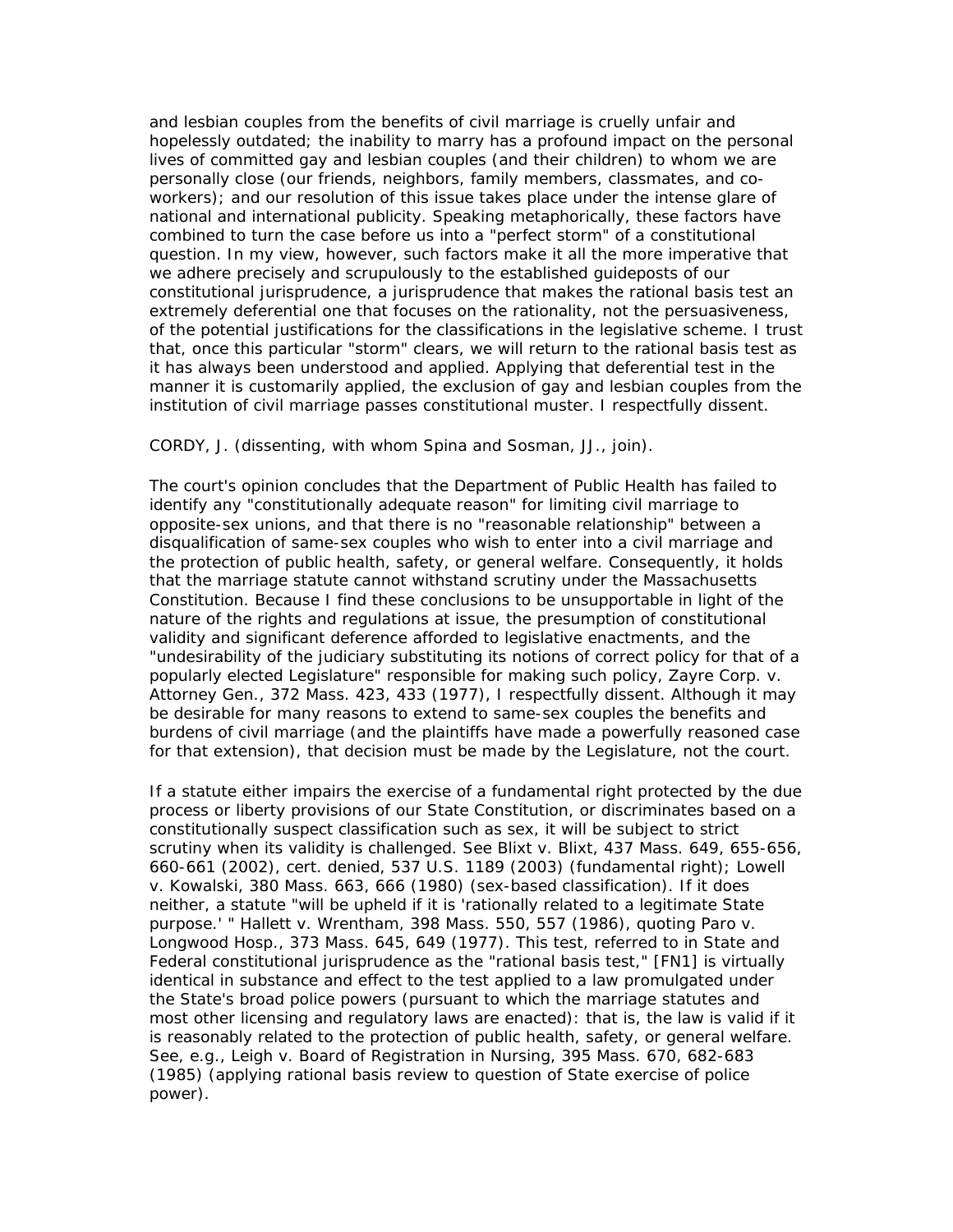and lesbian couples from the benefits of civil marriage is cruelly unfair and hopelessly outdated; the inability to marry has a profound impact on the personal lives of committed gay and lesbian couples (and their children) to whom we are personally close (our friends, neighbors, family members, classmates, and co-workers); and our resolution of this issue takes place under the intense glare of national and international publicity. Speaking metaphorically, these factors have combined to turn the case before us into a "perfect storm" of a constitutional question. In my view, however, such factors make it all the more imperative that we adhere precisely and scrupulously to the established guideposts of our constitutional jurisprudence, a jurisprudence that makes the rational basis test an extremely deferential one that focuses on the rationality, not the persuasiveness, of the potential justifications for the classifications in the legislative scheme. I trust that, once this particular "storm" clears, we will return to the rational basis test as it has always been understood and applied. Applying that deferential test in the manner it is customarily applied, the exclusion of gay and lesbian couples from the institution of civil marriage passes constitutional muster. I respectfully dissent.

CORDY, J. (dissenting, with whom Spina and Sosman, JJ., join).

The court's opinion concludes that the Department of Public Health has failed to identify any "constitutionally adequate reason" for limiting civil marriage to opposite-sex unions, and that there is no "reasonable relationship" between a disqualification of same-sex couples who wish to enter into a civil marriage and the protection of public health, safety, or general welfare. Consequently, it holds that the marriage statute cannot withstand scrutiny under the Massachusetts Constitution. Because I find these conclusions to be unsupportable in light of the nature of the rights and regulations at issue, the presumption of constitutional validity and significant deference afforded to legislative enactments, and the "undesirability of the judiciary substituting its notions of correct policy for that of a popularly elected Legislature" responsible for making such policy, Zayre Corp. v. Attorney Gen., 372 Mass. 423, 433 (1977), I respectfully dissent. Although it may be desirable for many reasons to extend to same-sex couples the benefits and burdens of civil marriage (and the plaintiffs have made a powerfully reasoned case for that extension), that decision must be made by the Legislature, not the court.

If a statute either impairs the exercise of a fundamental right protected by the due process or liberty provisions of our State Constitution, or discriminates based on a constitutionally suspect classification such as sex, it will be subject to strict scrutiny when its validity is challenged. See Blixt v. Blixt, 437 Mass. 649, 655-656, 660-661 (2002), cert. denied, 537 U.S. 1189 (2003) (fundamental right); Lowell v. Kowalski, 380 Mass. 663, 666 (1980) (sex-based classification). If it does neither, a statute "will be upheld if it is 'rationally related to a legitimate State purpose.' " Hallett v. Wrentham, 398 Mass. 550, 557 (1986), quoting Paro v. Longwood Hosp., 373 Mass. 645, 649 (1977). This test, referred to in State and Federal constitutional jurisprudence as the "rational basis test," [FN1] is virtually identical in substance and effect to the test applied to a law promulgated under the State's broad police powers (pursuant to which the marriage statutes and most other licensing and regulatory laws are enacted): that is, the law is valid if it is reasonably related to the protection of public health, safety, or general welfare. See, e.g., Leigh v. Board of Registration in Nursing, 395 Mass. 670, 682-683 (1985) (applying rational basis review to question of State exercise of police power).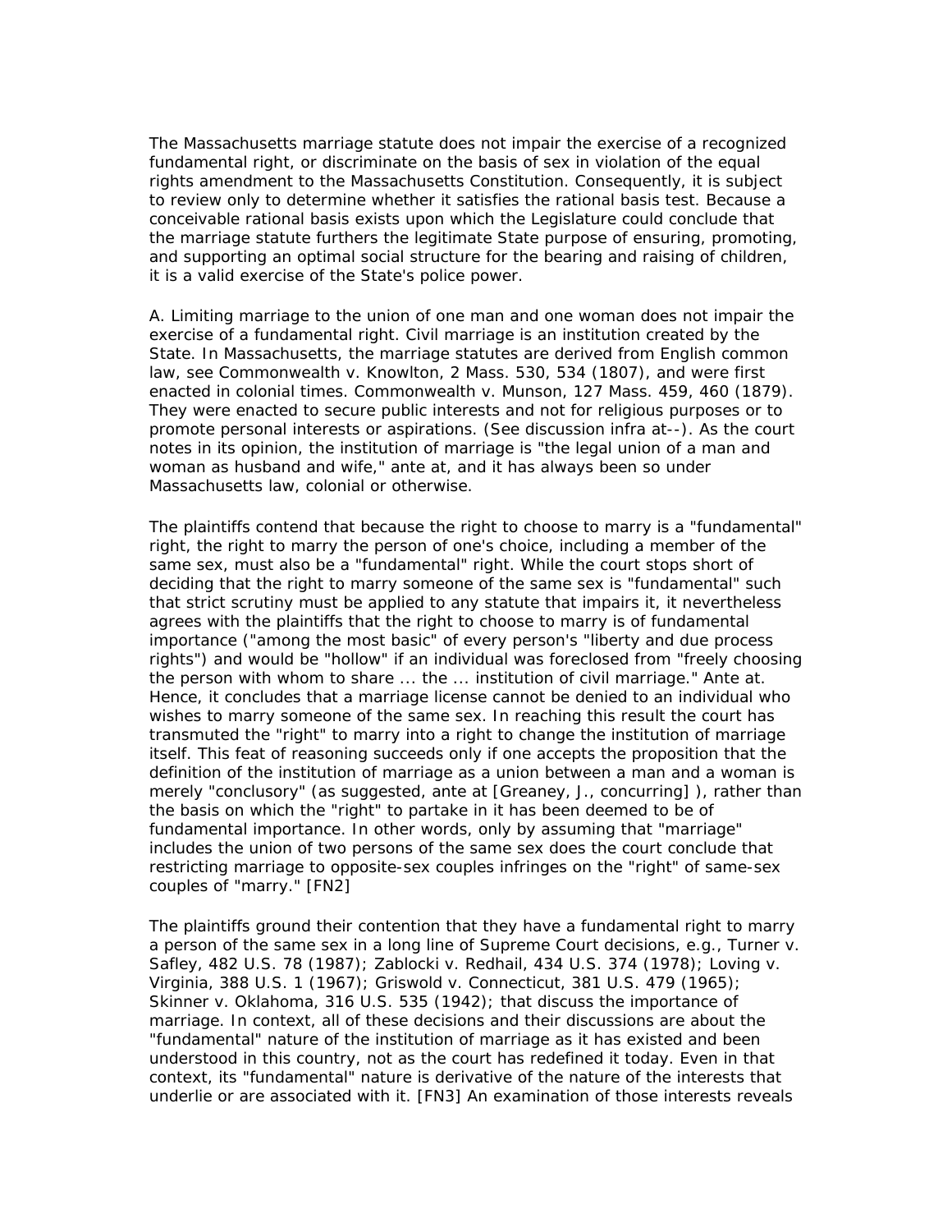The Massachusetts marriage statute does not impair the exercise of a recognized fundamental right, or discriminate on the basis of sex in violation of the equal rights amendment to the Massachusetts Constitution. Consequently, it is subject to review only to determine whether it satisfies the rational basis test. Because a conceivable rational basis exists upon which the Legislature could conclude that the marriage statute furthers the legitimate State purpose of ensuring, promoting, and supporting an optimal social structure for the bearing and raising of children, it is a valid exercise of the State's police power.

A. Limiting marriage to the union of one man and one woman does not impair the exercise of a fundamental right. Civil marriage is an institution created by the State. In Massachusetts, the marriage statutes are derived from English common law, see Commonwealth v. Knowlton, 2 Mass. 530, 534 (1807), and were first enacted in colonial times. Commonwealth v. Munson, 127 Mass. 459, 460 (1879). They were enacted to secure public interests and not for religious purposes or to promote personal interests or aspirations. (See discussion infra at--). As the court notes in its opinion, the institution of marriage is "the legal union of a man and woman as husband and wife," ante at, and it has always been so under Massachusetts law, colonial or otherwise.

The plaintiffs contend that because the right to choose to marry is a "fundamental" right, the right to marry the person of one's choice, including a member of the same sex, must also be a "fundamental" right. While the court stops short of deciding that the right to marry someone of the same sex is "fundamental" such that strict scrutiny must be applied to any statute that impairs it, it nevertheless agrees with the plaintiffs that the right to choose to marry is of fundamental importance ("among the most basic" of every person's "liberty and due process rights") and would be "hollow" if an individual was foreclosed from "freely choosing the person with whom to share ... the ... institution of civil marriage." Ante at. Hence, it concludes that a marriage license cannot be denied to an individual who wishes to marry someone of the same sex. In reaching this result the court has transmuted the "right" to marry into a right to change the institution of marriage itself. This feat of reasoning succeeds only if one accepts the proposition that the definition of the institution of marriage as a union between a man and a woman is merely "conclusory" (as suggested, ante at [Greaney, J., concurring] ), rather than the basis on which the "right" to partake in it has been deemed to be of fundamental importance. In other words, only by assuming that "marriage" includes the union of two persons of the same sex does the court conclude that restricting marriage to opposite-sex couples infringes on the "right" of same-sex couples of "marry." [FN2]

The plaintiffs ground their contention that they have a fundamental right to marry a person of the same sex in a long line of Supreme Court decisions, e.g., Turner v. Safley, 482 U.S. 78 (1987); Zablocki v. Redhail, 434 U.S. 374 (1978); Loving v. Virginia, 388 U.S. 1 (1967); Griswold v. Connecticut, 381 U.S. 479 (1965); Skinner v. Oklahoma, 316 U.S. 535 (1942); that discuss the importance of marriage. In context, all of these decisions and their discussions are about the "fundamental" nature of the institution of marriage as it has existed and been understood in this country, not as the court has redefined it today. Even in that context, its "fundamental" nature is derivative of the nature of the interests that underlie or are associated with it. [FN3] An examination of those interests reveals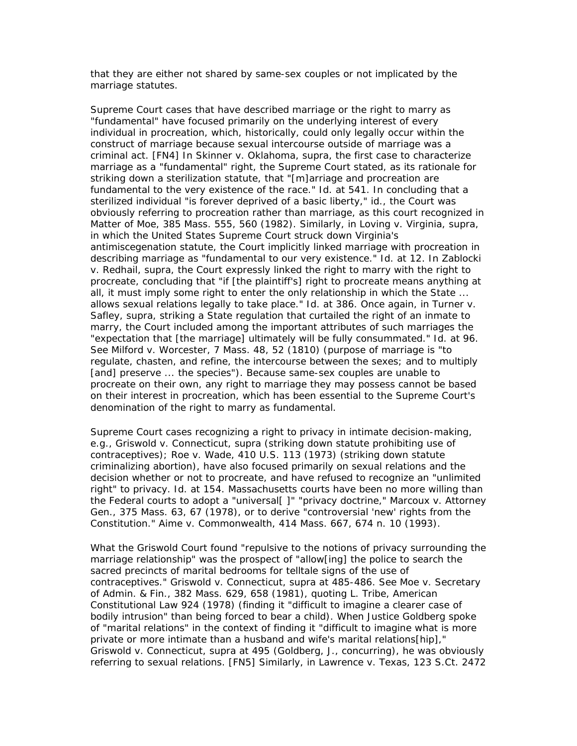that they are either not shared by same-sex couples or not implicated by the marriage statutes.

Supreme Court cases that have described marriage or the right to marry as "fundamental" have focused primarily on the underlying interest of every individual in procreation, which, historically, could only legally occur within the construct of marriage because sexual intercourse outside of marriage was a criminal act. [FN4] In Skinner v. Oklahoma, supra, the first case to characterize marriage as a "fundamental" right, the Supreme Court stated, as its rationale for striking down a sterilization statute, that "[m]arriage and procreation are fundamental to the very existence of the race." Id. at 541. In concluding that a sterilized individual "is forever deprived of a basic liberty," id., the Court was obviously referring to procreation rather than marriage, as this court recognized in Matter of Moe, 385 Mass. 555, 560 (1982). Similarly, in Loving v. Virginia, supra, in which the United States Supreme Court struck down Virginia's antimiscegenation statute, the Court implicitly linked marriage with procreation in describing marriage as "fundamental to our very existence." Id. at 12. In Zablocki v. Redhail, supra, the Court expressly linked the right to marry with the right to procreate, concluding that "if [the plaintiff's] right to procreate means anything at all, it must imply some right to enter the only relationship in which the State ... allows sexual relations legally to take place." Id. at 386. Once again, in Turner v. Safley, supra, striking a State regulation that curtailed the right of an inmate to marry, the Court included among the important attributes of such marriages the "expectation that [the marriage] ultimately will be fully consummated." Id. at 96. See Milford v. Worcester, 7 Mass. 48, 52 (1810) (purpose of marriage is "to regulate, chasten, and refine, the intercourse between the sexes; and to multiply [and] preserve ... the species"). Because same-sex couples are unable to procreate on their own, any right to marriage they may possess cannot be based on their interest in procreation, which has been essential to the Supreme Court's denomination of the right to marry as fundamental.

Supreme Court cases recognizing a right to privacy in intimate decision-making, e.g., Griswold v. Connecticut, supra (striking down statute prohibiting use of contraceptives); Roe v. Wade, 410 U.S. 113 (1973) (striking down statute criminalizing abortion), have also focused primarily on sexual relations and the decision whether or not to procreate, and have refused to recognize an "unlimited right" to privacy. Id. at 154. Massachusetts courts have been no more willing than the Federal courts to adopt a "universal[ ]" "privacy doctrine," Marcoux v. Attorney Gen., 375 Mass. 63, 67 (1978), or to derive "controversial 'new' rights from the Constitution." Aime v. Commonwealth, 414 Mass. 667, 674 n. 10 (1993).

What the Griswold Court found "repulsive to the notions of privacy surrounding the marriage relationship" was the prospect of "allow[ing] the police to search the sacred precincts of marital bedrooms for telltale signs of the use of contraceptives." Griswold v. Connecticut, supra at 485-486. See Moe v. Secretary of Admin. & Fin., 382 Mass. 629, 658 (1981), quoting L. Tribe, American Constitutional Law 924 (1978) (finding it "difficult to imagine a clearer case of bodily intrusion" than being forced to bear a child). When Justice Goldberg spoke of "marital relations" in the context of finding it "difficult to imagine what is more private or more intimate than a husband and wife's marital relations[hip]," Griswold v. Connecticut, supra at 495 (Goldberg, J., concurring), he was obviously referring to sexual relations. [FN5] Similarly, in Lawrence v. Texas, 123 S.Ct. 2472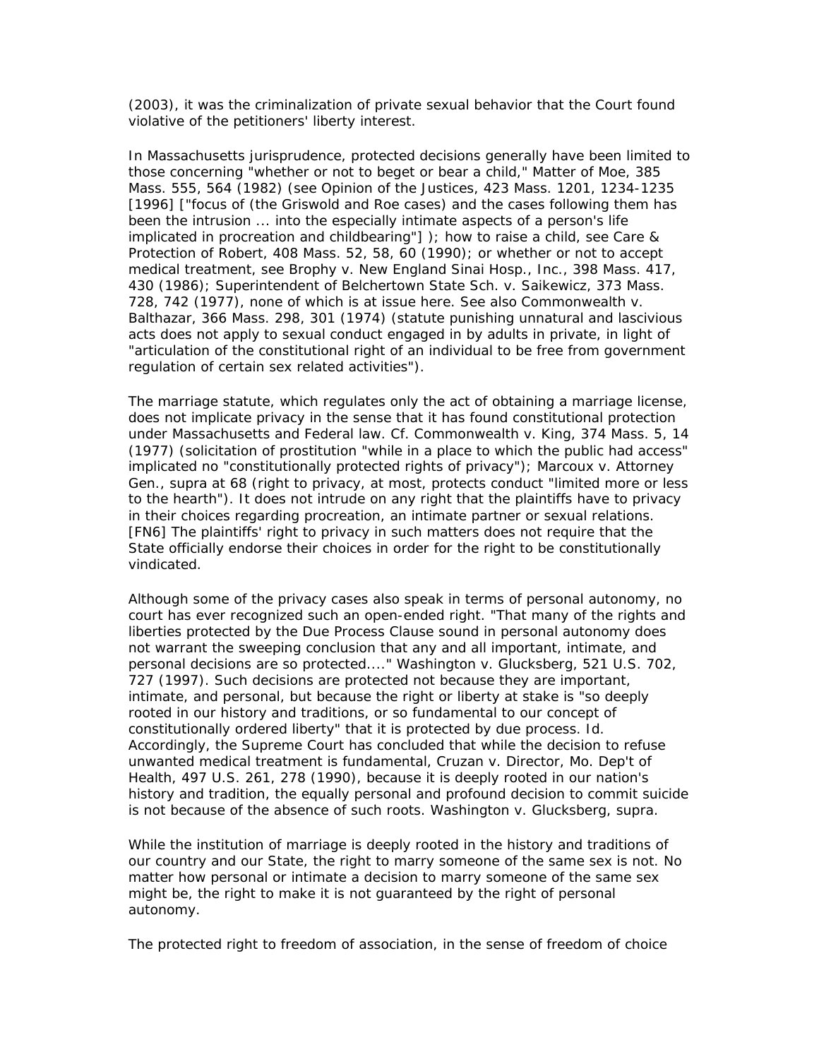(2003), it was the criminalization of private sexual behavior that the Court found violative of the petitioners' liberty interest.

In Massachusetts jurisprudence, protected decisions generally have been limited to those concerning "whether or not to beget or bear a child," Matter of Moe, 385 Mass. 555, 564 (1982) (see Opinion of the Justices, 423 Mass. 1201, 1234-1235 [1996] ["focus of (the Griswold and Roe cases) and the cases following them has been the intrusion ... into the especially intimate aspects of a person's life implicated in procreation and childbearing"] ); how to raise a child, see Care & Protection of Robert, 408 Mass. 52, 58, 60 (1990); or whether or not to accept medical treatment, see Brophy v. New England Sinai Hosp., Inc., 398 Mass. 417, 430 (1986); Superintendent of Belchertown State Sch. v. Saikewicz, 373 Mass. 728, 742 (1977), none of which is at issue here. See also Commonwealth v. Balthazar, 366 Mass. 298, 301 (1974) (statute punishing unnatural and lascivious acts does not apply to sexual conduct engaged in by adults in private, in light of "articulation of the constitutional right of an individual to be free from government regulation of certain sex related activities").

The marriage statute, which regulates only the act of obtaining a marriage license, does not implicate privacy in the sense that it has found constitutional protection under Massachusetts and Federal law. Cf. Commonwealth v. King, 374 Mass. 5, 14 (1977) (solicitation of prostitution "while in a place to which the public had access" implicated no "constitutionally protected rights of privacy"); Marcoux v. Attorney Gen., supra at 68 (right to privacy, at most, protects conduct "limited more or less to the hearth"). It does not intrude on any right that the plaintiffs have to privacy in their choices regarding procreation, an intimate partner or sexual relations. [FN6] The plaintiffs' right to privacy in such matters does not require that the State officially endorse their choices in order for the right to be constitutionally vindicated.

Although some of the privacy cases also speak in terms of personal autonomy, no court has ever recognized such an open-ended right. "That many of the rights and liberties protected by the Due Process Clause sound in personal autonomy does not warrant the sweeping conclusion that any and all important, intimate, and personal decisions are so protected...." Washington v. Glucksberg, 521 U.S. 702, 727 (1997). Such decisions are protected not because they are important, intimate, and personal, but because the right or liberty at stake is "so deeply rooted in our history and traditions, or so fundamental to our concept of constitutionally ordered liberty" that it is protected by due process. Id. Accordingly, the Supreme Court has concluded that while the decision to refuse unwanted medical treatment is fundamental, Cruzan v. Director, Mo. Dep't of Health, 497 U.S. 261, 278 (1990), because it is deeply rooted in our nation's history and tradition, the equally personal and profound decision to commit suicide is not because of the absence of such roots. Washington v. Glucksberg, supra.

While the institution of marriage is deeply rooted in the history and traditions of our country and our State, the right to marry someone of the same sex is not. No matter how personal or intimate a decision to marry someone of the same sex might be, the right to make it is not guaranteed by the right of personal autonomy.

The protected right to freedom of association, in the sense of freedom of choice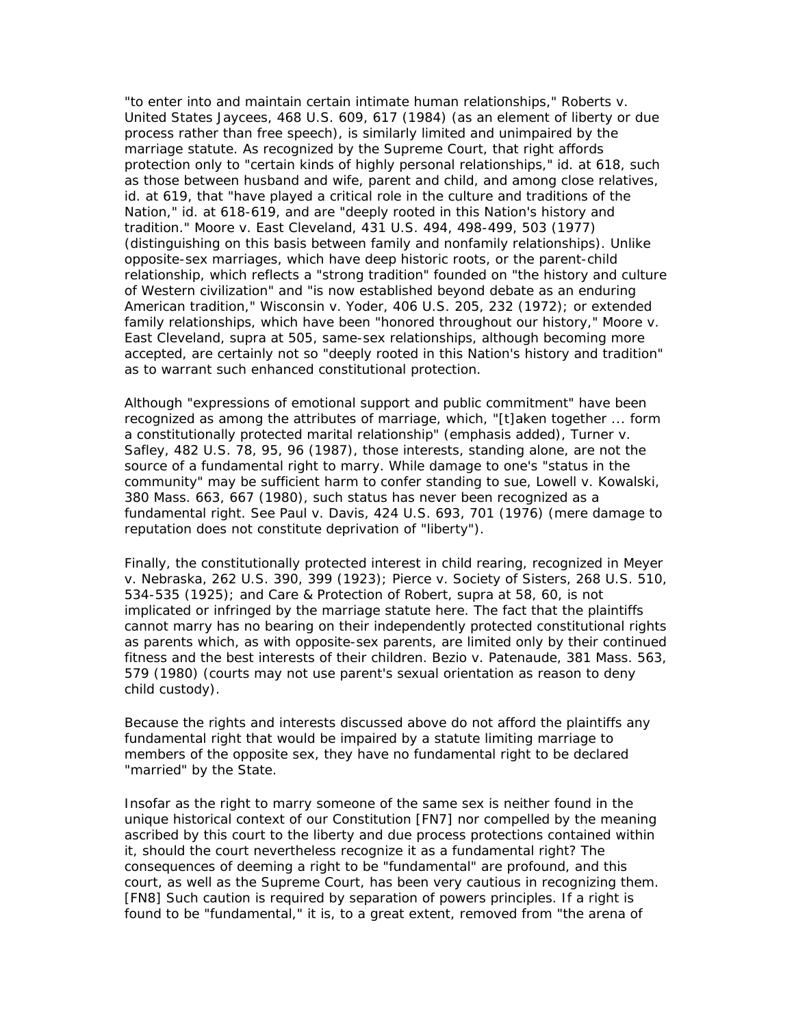"to enter into and maintain certain intimate human relationships," Roberts v. United States Jaycees, 468 U.S. 609, 617 (1984) (as an element of liberty or due process rather than free speech), is similarly limited and unimpaired by the marriage statute. As recognized by the Supreme Court, that right affords protection only to "certain kinds of highly personal relationships," id. at 618, such as those between husband and wife, parent and child, and among close relatives, id. at 619, that "have played a critical role in the culture and traditions of the Nation," id. at 618-619, and are "deeply rooted in this Nation's history and tradition." Moore v. East Cleveland, 431 U.S. 494, 498-499, 503 (1977) (distinguishing on this basis between family and nonfamily relationships). Unlike opposite-sex marriages, which have deep historic roots, or the parent-child relationship, which reflects a "strong tradition" founded on "the history and culture of Western civilization" and "is now established beyond debate as an enduring American tradition," Wisconsin v. Yoder, 406 U.S. 205, 232 (1972); or extended family relationships, which have been "honored throughout our history," Moore v. East Cleveland, supra at 505, same-sex relationships, although becoming more accepted, are certainly not so "deeply rooted in this Nation's history and tradition" as to warrant such enhanced constitutional protection.

Although "expressions of emotional support and public commitment" have been recognized as among the attributes of marriage, which, "[t]aken together ... form a constitutionally protected marital relationship" (emphasis added), Turner v. Safley, 482 U.S. 78, 95, 96 (1987), those interests, standing alone, are not the source of a fundamental right to marry. While damage to one's "status in the community" may be sufficient harm to confer standing to sue, Lowell v. Kowalski, 380 Mass. 663, 667 (1980), such status has never been recognized as a fundamental right. See Paul v. Davis, 424 U.S. 693, 701 (1976) (mere damage to reputation does not constitute deprivation of "liberty").

Finally, the constitutionally protected interest in child rearing, recognized in Meyer v. Nebraska, 262 U.S. 390, 399 (1923); Pierce v. Society of Sisters, 268 U.S. 510, 534-535 (1925); and Care & Protection of Robert, supra at 58, 60, is not implicated or infringed by the marriage statute here. The fact that the plaintiffs cannot marry has no bearing on their independently protected constitutional rights as parents which, as with opposite-sex parents, are limited only by their continued fitness and the best interests of their children. Bezio v. Patenaude, 381 Mass. 563, 579 (1980) (courts may not use parent's sexual orientation as reason to deny child custody).

Because the rights and interests discussed above do not afford the plaintiffs any fundamental right that would be impaired by a statute limiting marriage to members of the opposite sex, they have no fundamental right to be declared "married" by the State.

Insofar as the right to marry someone of the same sex is neither found in the unique historical context of our Constitution [FN7] nor compelled by the meaning ascribed by this court to the liberty and due process protections contained within it, should the court nevertheless recognize it as a fundamental right? The consequences of deeming a right to be "fundamental" are profound, and this court, as well as the Supreme Court, has been very cautious in recognizing them. [FN8] Such caution is required by separation of powers principles. If a right is found to be "fundamental," it is, to a great extent, removed from "the arena of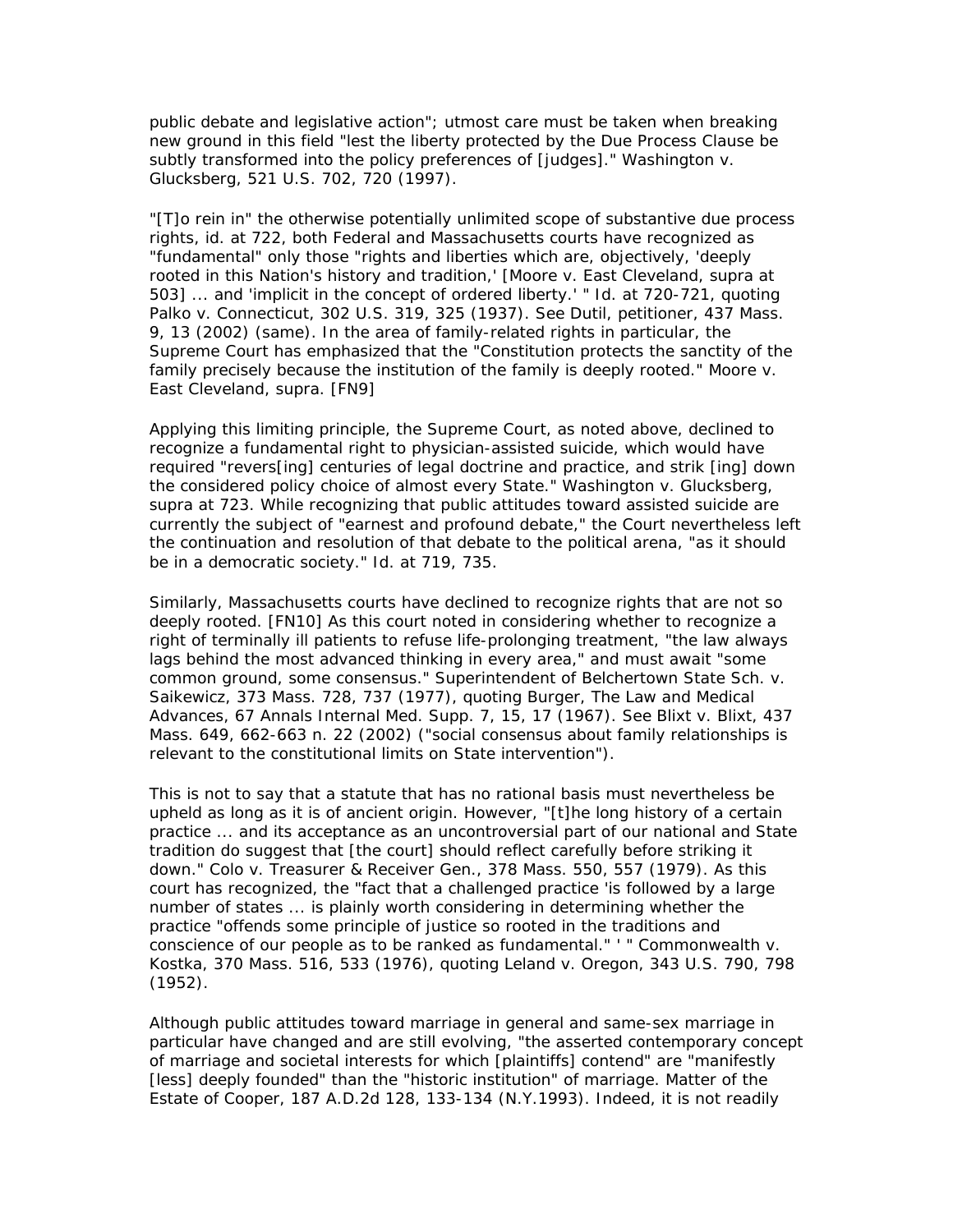public debate and legislative action"; utmost care must be taken when breaking new ground in this field "lest the liberty protected by the Due Process Clause be subtly transformed into the policy preferences of [judges]." Washington v. Glucksberg, 521 U.S. 702, 720 (1997).

"[T]o rein in" the otherwise potentially unlimited scope of substantive due process rights, id. at 722, both Federal and Massachusetts courts have recognized as "fundamental" only those "rights and liberties which are, objectively, 'deeply rooted in this Nation's history and tradition,' [Moore v. East Cleveland, supra at 503] ... and 'implicit in the concept of ordered liberty.' " Id. at 720-721, quoting Palko v. Connecticut, 302 U.S. 319, 325 (1937). See Dutil, petitioner, 437 Mass. 9, 13 (2002) (same). In the area of family-related rights in particular, the Supreme Court has emphasized that the "Constitution protects the sanctity of the family precisely because the institution of the family is deeply rooted." Moore v. East Cleveland, supra. [FN9]

Applying this limiting principle, the Supreme Court, as noted above, declined to recognize a fundamental right to physician-assisted suicide, which would have required "revers[ing] centuries of legal doctrine and practice, and strik [ing] down the considered policy choice of almost every State." Washington v. Glucksberg, supra at 723. While recognizing that public attitudes toward assisted suicide are currently the subject of "earnest and profound debate," the Court nevertheless left the continuation and resolution of that debate to the political arena, "as it should be in a democratic society." Id. at 719, 735.

Similarly, Massachusetts courts have declined to recognize rights that are not so deeply rooted. [FN10] As this court noted in considering whether to recognize a right of terminally ill patients to refuse life-prolonging treatment, "the law always lags behind the most advanced thinking in every area," and must await "some common ground, some consensus." Superintendent of Belchertown State Sch. v. Saikewicz, 373 Mass. 728, 737 (1977), quoting Burger, The Law and Medical Advances, 67 Annals Internal Med. Supp. 7, 15, 17 (1967). See Blixt v. Blixt, 437 Mass. 649, 662-663 n. 22 (2002) ("social consensus about family relationships is relevant to the constitutional limits on State intervention").

This is not to say that a statute that has no rational basis must nevertheless be upheld as long as it is of ancient origin. However, "[t]he long history of a certain practice ... and its acceptance as an uncontroversial part of our national and State tradition do suggest that [the court] should reflect carefully before striking it down." Colo v. Treasurer & Receiver Gen., 378 Mass. 550, 557 (1979). As this court has recognized, the "fact that a challenged practice 'is followed by a large number of states ... is plainly worth considering in determining whether the practice "offends some principle of justice so rooted in the traditions and conscience of our people as to be ranked as fundamental." ' " Commonwealth v. Kostka, 370 Mass. 516, 533 (1976), quoting Leland v. Oregon, 343 U.S. 790, 798 (1952).

Although public attitudes toward marriage in general and same-sex marriage in particular have changed and are still evolving, "the asserted contemporary concept of marriage and societal interests for which [plaintiffs] contend" are "manifestly [less] deeply founded" than the "historic institution" of marriage. Matter of the Estate of Cooper, 187 A.D.2d 128, 133-134 (N.Y.1993). Indeed, it is not readily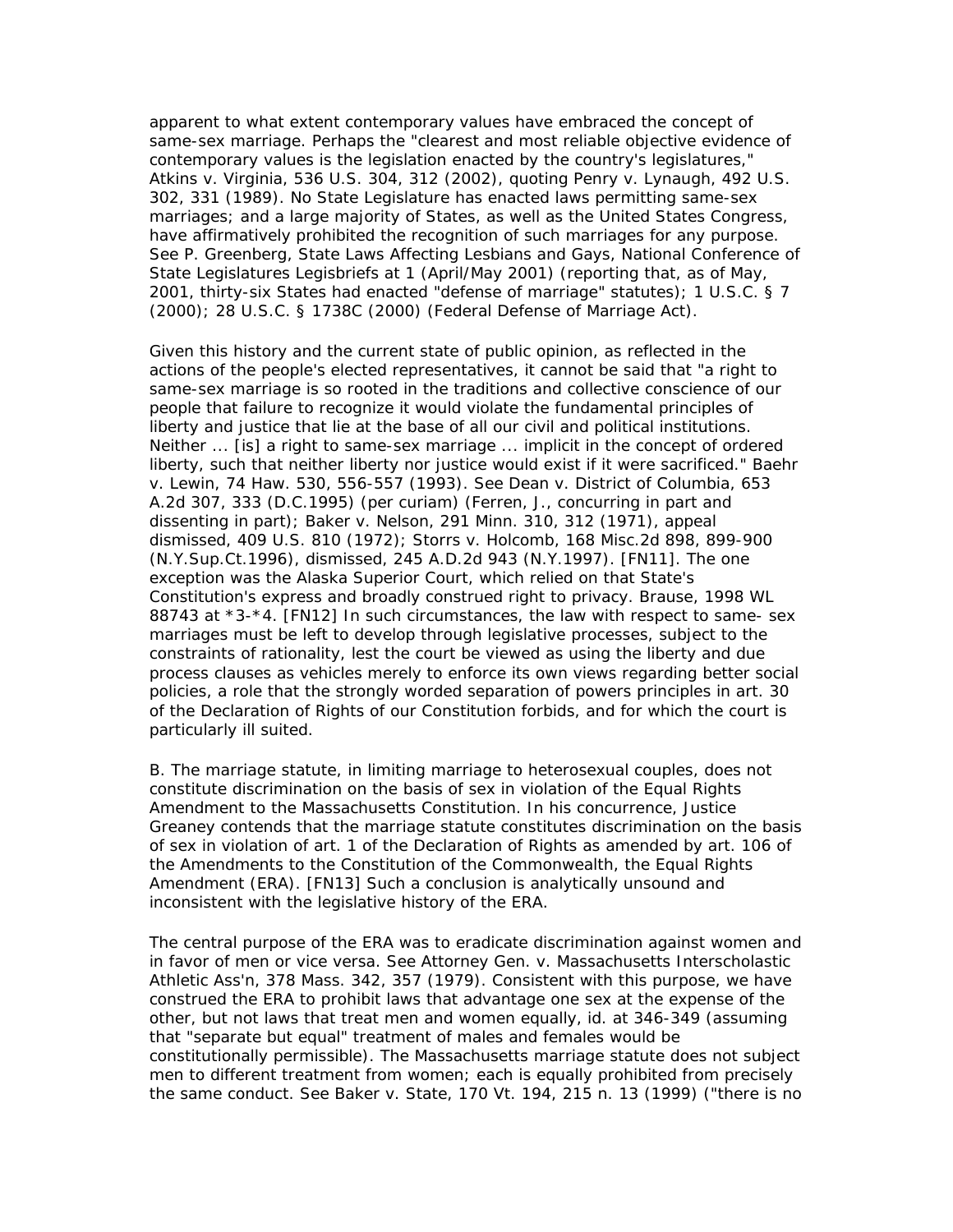apparent to what extent contemporary values have embraced the concept of same-sex marriage. Perhaps the "clearest and most reliable objective evidence of contemporary values is the legislation enacted by the country's legislatures," Atkins v. Virginia, 536 U.S. 304, 312 (2002), quoting Penry v. Lynaugh, 492 U.S. 302, 331 (1989). No State Legislature has enacted laws permitting same-sex marriages; and a large majority of States, as well as the United States Congress, have affirmatively prohibited the recognition of such marriages for any purpose. See P. Greenberg, State Laws Affecting Lesbians and Gays, National Conference of State Legislatures Legisbriefs at 1 (April/May 2001) (reporting that, as of May, 2001, thirty-six States had enacted "defense of marriage" statutes); 1 U.S.C. § 7 (2000); 28 U.S.C. § 1738C (2000) (Federal Defense of Marriage Act).

Given this history and the current state of public opinion, as reflected in the actions of the people's elected representatives, it cannot be said that "a right to same-sex marriage is so rooted in the traditions and collective conscience of our people that failure to recognize it would violate the fundamental principles of liberty and justice that lie at the base of all our civil and political institutions. Neither ... [is] a right to same-sex marriage ... implicit in the concept of ordered liberty, such that neither liberty nor justice would exist if it were sacrificed." Baehr v. Lewin, 74 Haw. 530, 556-557 (1993). See Dean v. District of Columbia, 653 A.2d 307, 333 (D.C.1995) (per curiam) (Ferren, J., concurring in part and dissenting in part); Baker v. Nelson, 291 Minn. 310, 312 (1971), appeal dismissed, 409 U.S. 810 (1972); Storrs v. Holcomb, 168 Misc.2d 898, 899-900 (N.Y.Sup.Ct.1996), dismissed, 245 A.D.2d 943 (N.Y.1997). [FN11]. The one exception was the Alaska Superior Court, which relied on that State's Constitution's express and broadly construed right to privacy. Brause, 1998 WL 88743 at *3-*4. [FN12] In such circumstances, the law with respect to same- sex marriages must be left to develop through legislative processes, subject to the constraints of rationality, lest the court be viewed as using the liberty and due process clauses as vehicles merely to enforce its own views regarding better social policies, a role that the strongly worded separation of powers principles in art. 30 of the Declaration of Rights of our Constitution forbids, and for which the court is particularly ill suited.

B. The marriage statute, in limiting marriage to heterosexual couples, does not constitute discrimination on the basis of sex in violation of the Equal Rights Amendment to the Massachusetts Constitution. In his concurrence, Justice Greaney contends that the marriage statute constitutes discrimination on the basis of sex in violation of art. 1 of the Declaration of Rights as amended by art. 106 of the Amendments to the Constitution of the Commonwealth, the Equal Rights Amendment (ERA). [FN13] Such a conclusion is analytically unsound and inconsistent with the legislative history of the ERA.

The central purpose of the ERA was to eradicate discrimination against women and in favor of men or vice versa. See Attorney Gen. v. Massachusetts Interscholastic Athletic Ass'n, 378 Mass. 342, 357 (1979). Consistent with this purpose, we have construed the ERA to prohibit laws that advantage one sex at the expense of the other, but not laws that treat men and women equally, id. at 346-349 (assuming that "separate but equal" treatment of males and females would be constitutionally permissible). The Massachusetts marriage statute does not subject men to different treatment from women; each is equally prohibited from precisely the same conduct. See Baker v. State, 170 Vt. 194, 215 n. 13 (1999) ("there is no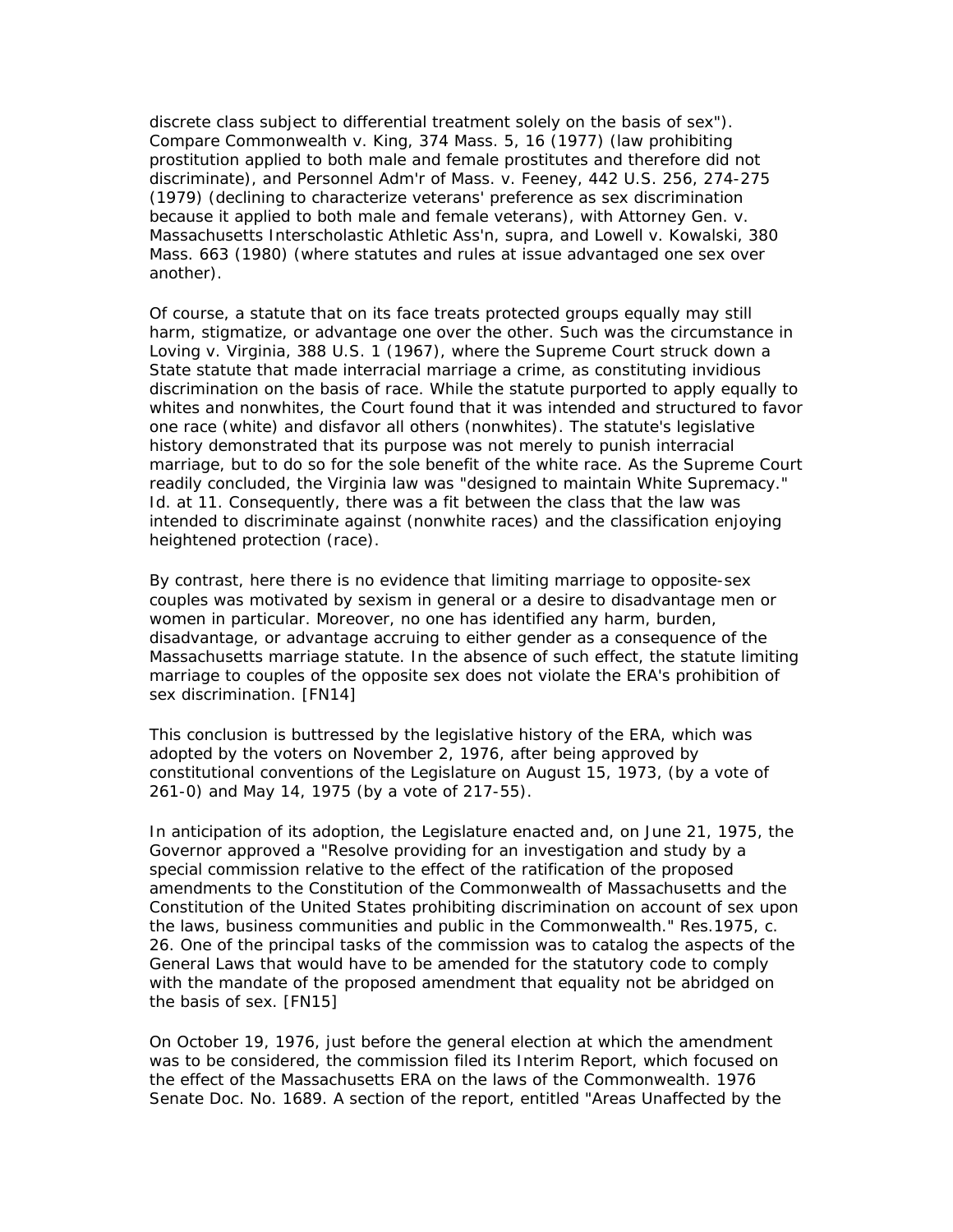discrete class subject to differential treatment solely on the basis of sex"). Compare Commonwealth v. King, 374 Mass. 5, 16 (1977) (law prohibiting prostitution applied to both male and female prostitutes and therefore did not discriminate), and Personnel Adm'r of Mass. v. Feeney, 442 U.S. 256, 274-275 (1979) (declining to characterize veterans' preference as sex discrimination because it applied to both male and female veterans), with Attorney Gen. v. Massachusetts Interscholastic Athletic Ass'n, supra, and Lowell v. Kowalski, 380 Mass. 663 (1980) (where statutes and rules at issue advantaged one sex over another).

Of course, a statute that on its face treats protected groups equally may still harm, stigmatize, or advantage one over the other. Such was the circumstance in Loving v. Virginia, 388 U.S. 1 (1967), where the Supreme Court struck down a State statute that made interracial marriage a crime, as constituting invidious discrimination on the basis of race. While the statute purported to apply equally to whites and nonwhites, the Court found that it was intended and structured to favor one race (white) and disfavor all others (nonwhites). The statute's legislative history demonstrated that its purpose was not merely to punish interracial marriage, but to do so for the sole benefit of the white race. As the Supreme Court readily concluded, the Virginia law was "designed to maintain White Supremacy." Id. at 11. Consequently, there was a fit between the class that the law was intended to discriminate against (nonwhite races) and the classification enjoying heightened protection (race).

By contrast, here there is no evidence that limiting marriage to opposite-sex couples was motivated by sexism in general or a desire to disadvantage men or women in particular. Moreover, no one has identified any harm, burden, disadvantage, or advantage accruing to either gender as a consequence of the Massachusetts marriage statute. In the absence of such effect, the statute limiting marriage to couples of the opposite sex does not violate the ERA's prohibition of sex discrimination. [FN14]

This conclusion is buttressed by the legislative history of the ERA, which was adopted by the voters on November 2, 1976, after being approved by constitutional conventions of the Legislature on August 15, 1973, (by a vote of 261-0) and May 14, 1975 (by a vote of 217-55).

In anticipation of its adoption, the Legislature enacted and, on June 21, 1975, the Governor approved a "Resolve providing for an investigation and study by a special commission relative to the effect of the ratification of the proposed amendments to the Constitution of the Commonwealth of Massachusetts and the Constitution of the United States prohibiting discrimination on account of sex upon the laws, business communities and public in the Commonwealth." Res.1975, c. 26. One of the principal tasks of the commission was to catalog the aspects of the General Laws that would have to be amended for the statutory code to comply with the mandate of the proposed amendment that equality not be abridged on the basis of sex. [FN15]

On October 19, 1976, just before the general election at which the amendment was to be considered, the commission filed its Interim Report, which focused on the effect of the Massachusetts ERA on the laws of the Commonwealth. 1976 Senate Doc. No. 1689. A section of the report, entitled "Areas Unaffected by the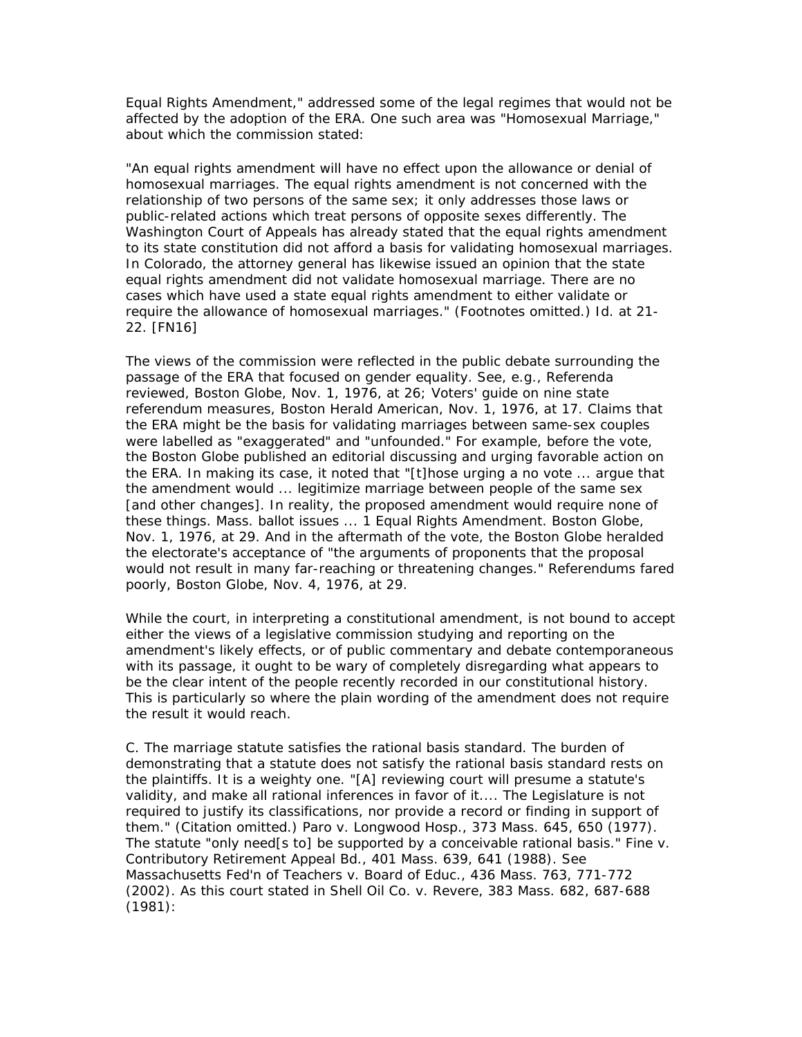Equal Rights Amendment," addressed some of the legal regimes that would not be affected by the adoption of the ERA. One such area was "Homosexual Marriage," about which the commission stated:

"An equal rights amendment will have no effect upon the allowance or denial of homosexual marriages. The equal rights amendment is not concerned with the relationship of two persons of the same sex; it only addresses those laws or public-related actions which treat persons of opposite sexes differently. The Washington Court of Appeals has already stated that the equal rights amendment to its state constitution did not afford a basis for validating homosexual marriages. In Colorado, the attorney general has likewise issued an opinion that the state equal rights amendment did not validate homosexual marriage. There are no cases which have used a state equal rights amendment to either validate or require the allowance of homosexual marriages." (Footnotes omitted.) Id. at 21-22. [FN16]

The views of the commission were reflected in the public debate surrounding the passage of the ERA that focused on gender equality. See, e.g., Referenda reviewed, Boston Globe, Nov. 1, 1976, at 26; Voters' guide on nine state referendum measures, Boston Herald American, Nov. 1, 1976, at 17. Claims that the ERA might be the basis for validating marriages between same-sex couples were labelled as "exaggerated" and "unfounded." For example, before the vote, the Boston Globe published an editorial discussing and urging favorable action on the ERA. In making its case, it noted that "[t]hose urging a no vote ... argue that the amendment would ... legitimize marriage between people of the same sex [and other changes]. In reality, the proposed amendment would require none of these things. Mass. ballot issues ... 1 Equal Rights Amendment. Boston Globe, Nov. 1, 1976, at 29. And in the aftermath of the vote, the Boston Globe heralded the electorate's acceptance of "the arguments of proponents that the proposal would not result in many far-reaching or threatening changes." Referendums fared poorly, Boston Globe, Nov. 4, 1976, at 29.

While the court, in interpreting a constitutional amendment, is not bound to accept either the views of a legislative commission studying and reporting on the amendment's likely effects, or of public commentary and debate contemporaneous with its passage, it ought to be wary of completely disregarding what appears to be the clear intent of the people recently recorded in our constitutional history. This is particularly so where the plain wording of the amendment does not require the result it would reach.

C. The marriage statute satisfies the rational basis standard. The burden of demonstrating that a statute does not satisfy the rational basis standard rests on the plaintiffs. It is a weighty one. "[A] reviewing court will presume a statute's validity, and make all rational inferences in favor of it.... The Legislature is not required to justify its classifications, nor provide a record or finding in support of them." (Citation omitted.) Paro v. Longwood Hosp., 373 Mass. 645, 650 (1977). The statute "only need[s to] be supported by a conceivable rational basis." Fine v. Contributory Retirement Appeal Bd., 401 Mass. 639, 641 (1988). See Massachusetts Fed'n of Teachers v. Board of Educ., 436 Mass. 763, 771-772 (2002). As this court stated in Shell Oil Co. v. Revere, 383 Mass. 682, 687-688 (1981):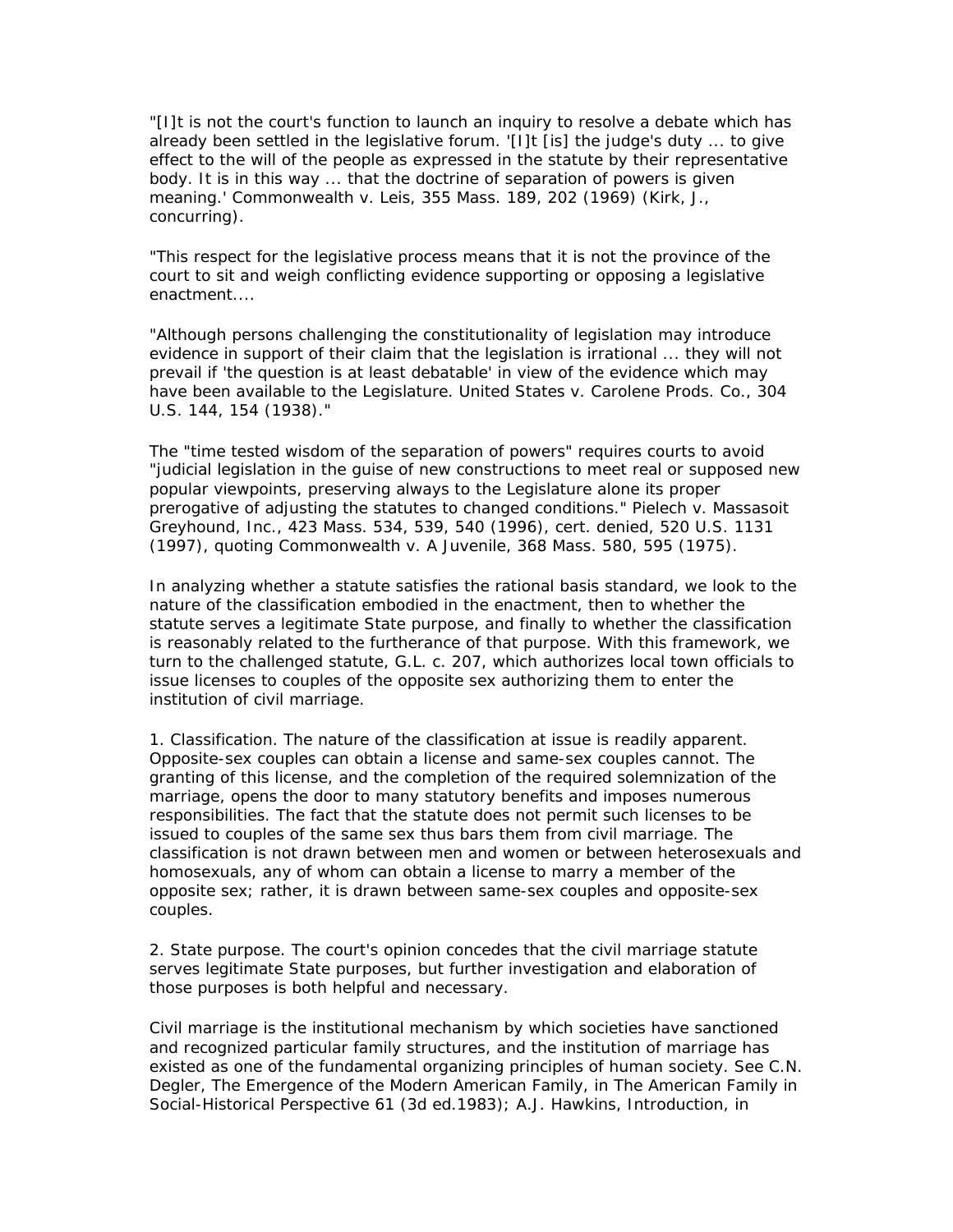"[I]t is not the court's function to launch an inquiry to resolve a debate which has already been settled in the legislative forum. '[I]t [is] the judge's duty ... to give effect to the will of the people as expressed in the statute by their representative body. It is in this way ... that the doctrine of separation of powers is given meaning.' Commonwealth v. Leis, 355 Mass. 189, 202 (1969) (Kirk, J., concurring).

"This respect for the legislative process means that it is not the province of the court to sit and weigh conflicting evidence supporting or opposing a legislative enactment....

"Although persons challenging the constitutionality of legislation may introduce evidence in support of their claim that the legislation is irrational ... they will not prevail if 'the question is at least debatable' in view of the evidence which may have been available to the Legislature. United States v. Carolene Prods. Co., 304 U.S. 144, 154 (1938)."

The "time tested wisdom of the separation of powers" requires courts to avoid "judicial legislation in the guise of new constructions to meet real or supposed new popular viewpoints, preserving always to the Legislature alone its proper prerogative of adjusting the statutes to changed conditions." Pielech v. Massasoit Greyhound, Inc., 423 Mass. 534, 539, 540 (1996), cert. denied, 520 U.S. 1131 (1997), quoting Commonwealth v. A Juvenile, 368 Mass. 580, 595 (1975).

In analyzing whether a statute satisfies the rational basis standard, we look to the nature of the classification embodied in the enactment, then to whether the statute serves a legitimate State purpose, and finally to whether the classification is reasonably related to the furtherance of that purpose. With this framework, we turn to the challenged statute, G.L. c. 207, which authorizes local town officials to issue licenses to couples of the opposite sex authorizing them to enter the institution of civil marriage.

1. Classification. The nature of the classification at issue is readily apparent. Opposite-sex couples can obtain a license and same-sex couples cannot. The granting of this license, and the completion of the required solemnization of the marriage, opens the door to many statutory benefits and imposes numerous responsibilities. The fact that the statute does not permit such licenses to be issued to couples of the same sex thus bars them from civil marriage. The classification is not drawn between men and women or between heterosexuals and homosexuals, any of whom can obtain a license to marry a member of the opposite sex; rather, it is drawn between same-sex couples and opposite-sex couples.

2. State purpose. The court's opinion concedes that the civil marriage statute serves legitimate State purposes, but further investigation and elaboration of those purposes is both helpful and necessary.

Civil marriage is the institutional mechanism by which societies have sanctioned and recognized particular family structures, and the institution of marriage has existed as one of the fundamental organizing principles of human society. See C.N. Degler, The Emergence of the Modern American Family, in The American Family in Social-Historical Perspective 61 (3d ed.1983); A.J. Hawkins, Introduction, in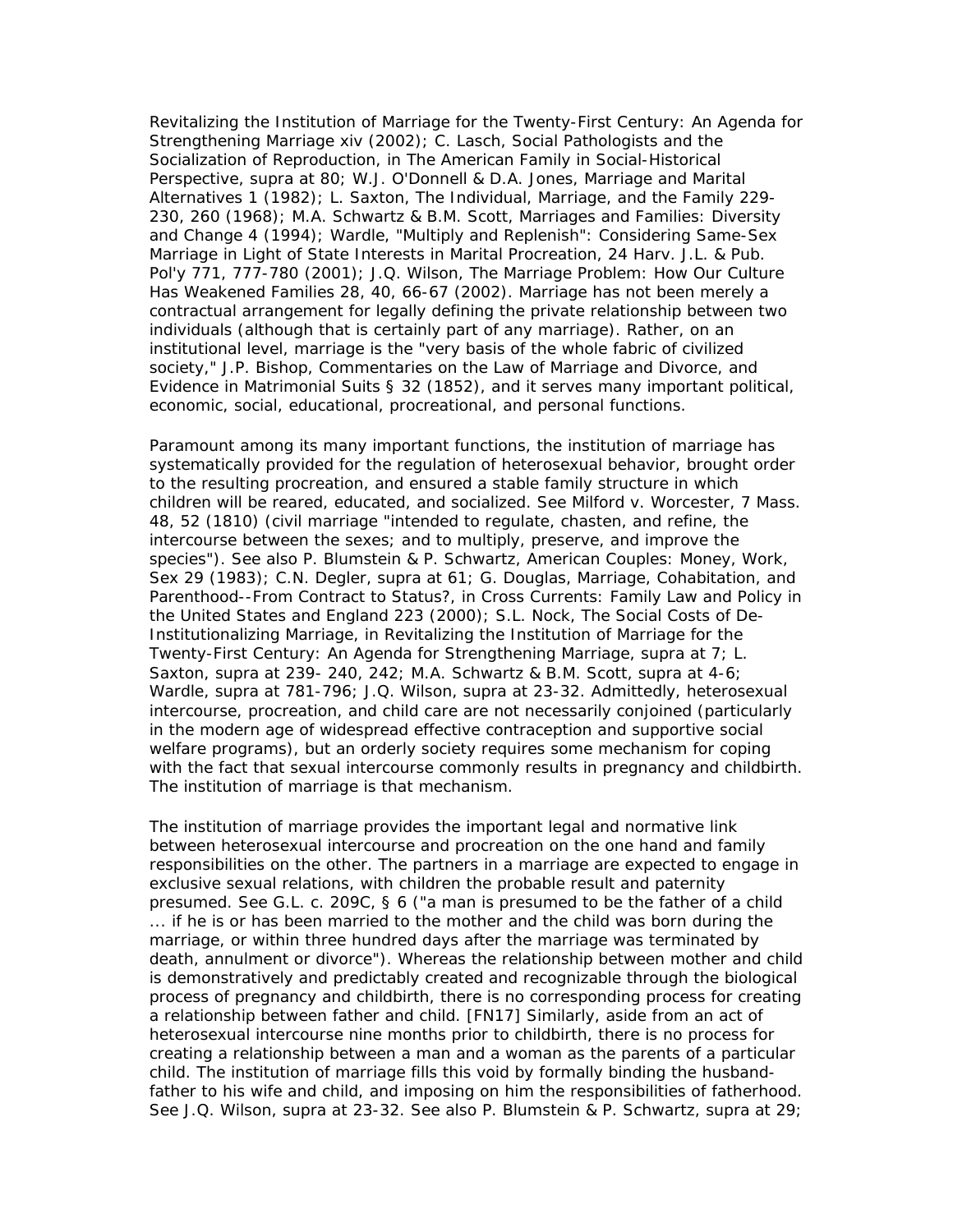Revitalizing the Institution of Marriage for the Twenty-First Century: An Agenda for Strengthening Marriage xiv (2002); C. Lasch, Social Pathologists and the Socialization of Reproduction, in The American Family in Social-Historical Perspective, supra at 80; W.J. O'Donnell & D.A. Jones, Marriage and Marital Alternatives 1 (1982); L. Saxton, The Individual, Marriage, and the Family 229-230, 260 (1968); M.A. Schwartz & B.M. Scott, Marriages and Families: Diversity and Change 4 (1994); Wardle, "Multiply and Replenish": Considering Same-Sex Marriage in Light of State Interests in Marital Procreation, 24 Harv. J.L. & Pub. Pol'y 771, 777-780 (2001); J.Q. Wilson, The Marriage Problem: How Our Culture Has Weakened Families 28, 40, 66-67 (2002). Marriage has not been merely a contractual arrangement for legally defining the private relationship between two individuals (although that is certainly part of any marriage). Rather, on an institutional level, marriage is the "very basis of the whole fabric of civilized society," J.P. Bishop, Commentaries on the Law of Marriage and Divorce, and Evidence in Matrimonial Suits § 32 (1852), and it serves many important political, economic, social, educational, procreational, and personal functions.

Paramount among its many important functions, the institution of marriage has systematically provided for the regulation of heterosexual behavior, brought order to the resulting procreation, and ensured a stable family structure in which children will be reared, educated, and socialized. See Milford v. Worcester, 7 Mass. 48, 52 (1810) (civil marriage "intended to regulate, chasten, and refine, the intercourse between the sexes; and to multiply, preserve, and improve the species"). See also P. Blumstein & P. Schwartz, American Couples: Money, Work, Sex 29 (1983); C.N. Degler, supra at 61; G. Douglas, Marriage, Cohabitation, and Parenthood--From Contract to Status?, in Cross Currents: Family Law and Policy in the United States and England 223 (2000); S.L. Nock, The Social Costs of De-Institutionalizing Marriage, in Revitalizing the Institution of Marriage for the Twenty-First Century: An Agenda for Strengthening Marriage, supra at 7; L. Saxton, supra at 239- 240, 242; M.A. Schwartz & B.M. Scott, supra at 4-6; Wardle, supra at 781-796; J.Q. Wilson, supra at 23-32. Admittedly, heterosexual intercourse, procreation, and child care are not necessarily conjoined (particularly in the modern age of widespread effective contraception and supportive social welfare programs), but an orderly society requires some mechanism for coping with the fact that sexual intercourse commonly results in pregnancy and childbirth. The institution of marriage is that mechanism.

The institution of marriage provides the important legal and normative link between heterosexual intercourse and procreation on the one hand and family responsibilities on the other. The partners in a marriage are expected to engage in exclusive sexual relations, with children the probable result and paternity presumed. See G.L. c. 209C, § 6 ("a man is presumed to be the father of a child ... if he is or has been married to the mother and the child was born during the marriage, or within three hundred days after the marriage was terminated by death, annulment or divorce"). Whereas the relationship between mother and child is demonstratively and predictably created and recognizable through the biological process of pregnancy and childbirth, there is no corresponding process for creating a relationship between father and child. [FN17] Similarly, aside from an act of heterosexual intercourse nine months prior to childbirth, there is no process for creating a relationship between a man and a woman as the parents of a particular child. The institution of marriage fills this void by formally binding the husband-father to his wife and child, and imposing on him the responsibilities of fatherhood. See J.Q. Wilson, supra at 23-32. See also P. Blumstein & P. Schwartz, supra at 29;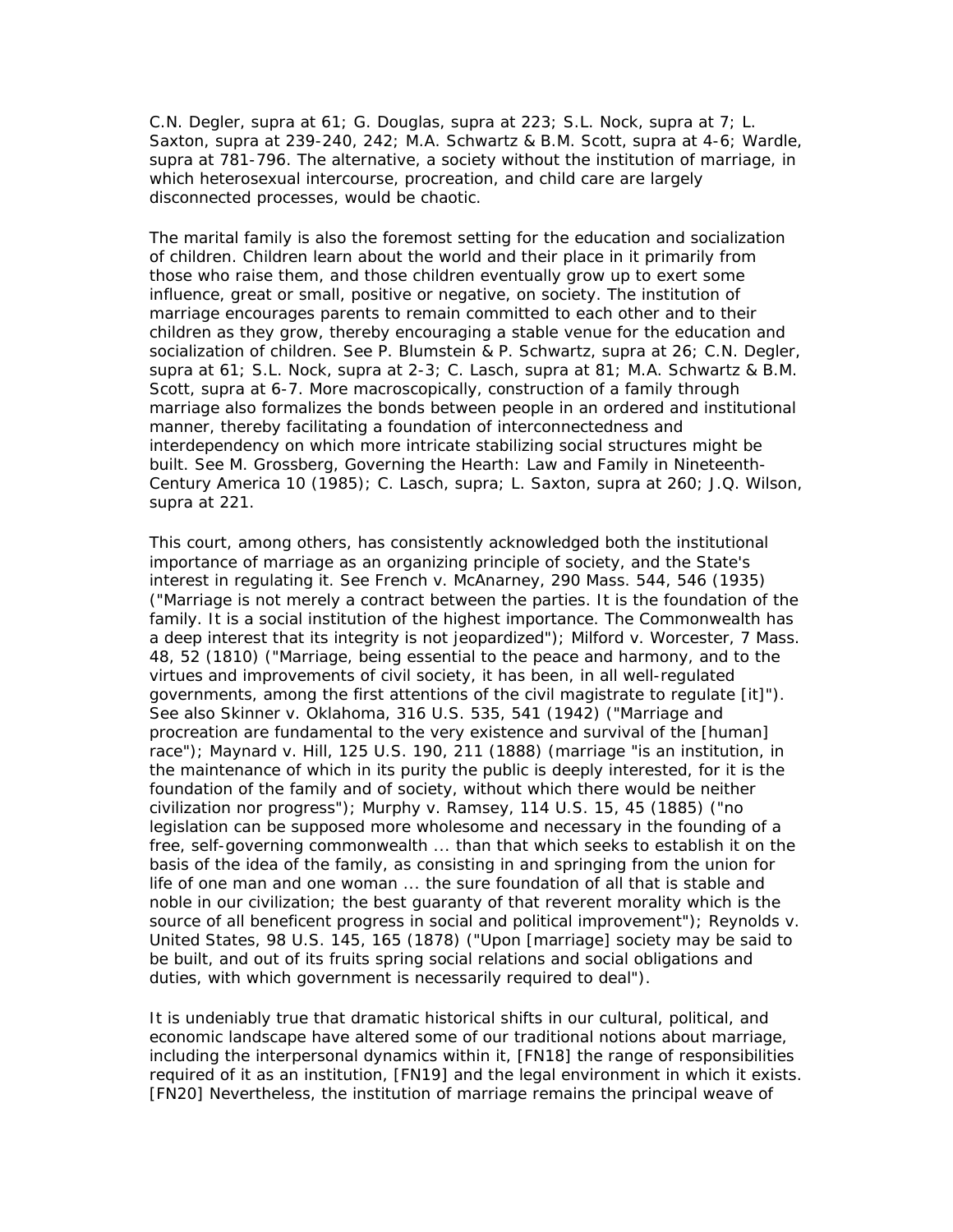C.N. Degler, supra at 61; G. Douglas, supra at 223; S.L. Nock, supra at 7; L. Saxton, supra at 239-240, 242; M.A. Schwartz & B.M. Scott, supra at 4-6; Wardle, supra at 781-796. The alternative, a society without the institution of marriage, in which heterosexual intercourse, procreation, and child care are largely disconnected processes, would be chaotic.

The marital family is also the foremost setting for the education and socialization of children. Children learn about the world and their place in it primarily from those who raise them, and those children eventually grow up to exert some influence, great or small, positive or negative, on society. The institution of marriage encourages parents to remain committed to each other and to their children as they grow, thereby encouraging a stable venue for the education and socialization of children. See P. Blumstein & P. Schwartz, supra at 26; C.N. Degler, supra at 61; S.L. Nock, supra at 2-3; C. Lasch, supra at 81; M.A. Schwartz & B.M. Scott, supra at 6-7. More macroscopically, construction of a family through marriage also formalizes the bonds between people in an ordered and institutional manner, thereby facilitating a foundation of interconnectedness and interdependency on which more intricate stabilizing social structures might be built. See M. Grossberg, Governing the Hearth: Law and Family in Nineteenth-Century America 10 (1985); C. Lasch, supra; L. Saxton, supra at 260; J.Q. Wilson, supra at 221.

This court, among others, has consistently acknowledged both the institutional importance of marriage as an organizing principle of society, and the State's interest in regulating it. See French v. McAnarney, 290 Mass. 544, 546 (1935) ("Marriage is not merely a contract between the parties. It is the foundation of the family. It is a social institution of the highest importance. The Commonwealth has a deep interest that its integrity is not jeopardized"); Milford v. Worcester, 7 Mass. 48, 52 (1810) ("Marriage, being essential to the peace and harmony, and to the virtues and improvements of civil society, it has been, in all well-regulated governments, among the first attentions of the civil magistrate to regulate [it]"). See also Skinner v. Oklahoma, 316 U.S. 535, 541 (1942) ("Marriage and procreation are fundamental to the very existence and survival of the [human] race"); Maynard v. Hill, 125 U.S. 190, 211 (1888) (marriage "is an institution, in the maintenance of which in its purity the public is deeply interested, for it is the foundation of the family and of society, without which there would be neither civilization nor progress"); Murphy v. Ramsey, 114 U.S. 15, 45 (1885) ("no legislation can be supposed more wholesome and necessary in the founding of a free, self-governing commonwealth ... than that which seeks to establish it on the basis of the idea of the family, as consisting in and springing from the union for life of one man and one woman ... the sure foundation of all that is stable and noble in our civilization; the best guaranty of that reverent morality which is the source of all beneficent progress in social and political improvement"); Reynolds v. United States, 98 U.S. 145, 165 (1878) ("Upon [marriage] society may be said to be built, and out of its fruits spring social relations and social obligations and duties, with which government is necessarily required to deal").

It is undeniably true that dramatic historical shifts in our cultural, political, and economic landscape have altered some of our traditional notions about marriage, including the interpersonal dynamics within it, [FN18] the range of responsibilities required of it as an institution, [FN19] and the legal environment in which it exists. [FN20] Nevertheless, the institution of marriage remains the principal weave of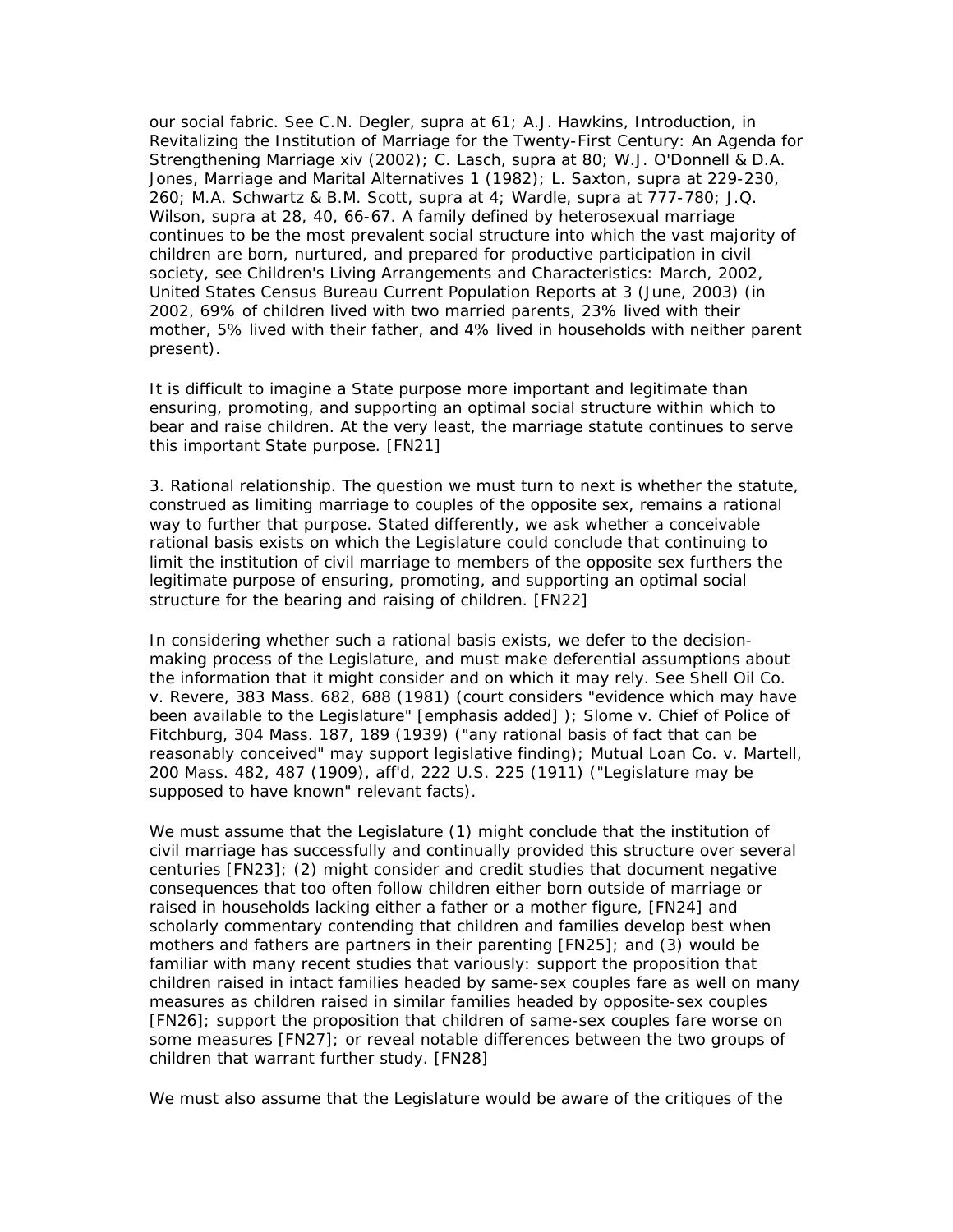our social fabric. See C.N. Degler, supra at 61; A.J. Hawkins, Introduction, in Revitalizing the Institution of Marriage for the Twenty-First Century: An Agenda for Strengthening Marriage xiv (2002); C. Lasch, supra at 80; W.J. O'Donnell & D.A. Jones, Marriage and Marital Alternatives 1 (1982); L. Saxton, supra at 229-230, 260; M.A. Schwartz & B.M. Scott, supra at 4; Wardle, supra at 777-780; J.Q. Wilson, supra at 28, 40, 66-67. A family defined by heterosexual marriage continues to be the most prevalent social structure into which the vast majority of children are born, nurtured, and prepared for productive participation in civil society, see Children's Living Arrangements and Characteristics: March, 2002, United States Census Bureau Current Population Reports at 3 (June, 2003) (in 2002, 69% of children lived with two married parents, 23% lived with their mother, 5% lived with their father, and 4% lived in households with neither parent present).

It is difficult to imagine a State purpose more important and legitimate than ensuring, promoting, and supporting an optimal social structure within which to bear and raise children. At the very least, the marriage statute continues to serve this important State purpose. [FN21]

3. Rational relationship. The question we must turn to next is whether the statute, construed as limiting marriage to couples of the opposite sex, remains a rational way to further that purpose. Stated differently, we ask whether a conceivable rational basis exists on which the Legislature could conclude that continuing to limit the institution of civil marriage to members of the opposite sex furthers the legitimate purpose of ensuring, promoting, and supporting an optimal social structure for the bearing and raising of children. [FN22]

In considering whether such a rational basis exists, we defer to the decision-making process of the Legislature, and must make deferential assumptions about the information that it might consider and on which it may rely. See Shell Oil Co. v. Revere, 383 Mass. 682, 688 (1981) (court considers "evidence which may have been available to the Legislature" [emphasis added] ); Slome v. Chief of Police of Fitchburg, 304 Mass. 187, 189 (1939) ("any rational basis of fact that can be reasonably conceived" may support legislative finding); Mutual Loan Co. v. Martell, 200 Mass. 482, 487 (1909), aff'd, 222 U.S. 225 (1911) ("Legislature may be supposed to have known" relevant facts).

We must assume that the Legislature (1) might conclude that the institution of civil marriage has successfully and continually provided this structure over several centuries [FN23]; (2) might consider and credit studies that document negative consequences that too often follow children either born outside of marriage or raised in households lacking either a father or a mother figure, [FN24] and scholarly commentary contending that children and families develop best when mothers and fathers are partners in their parenting [FN25]; and (3) would be familiar with many recent studies that variously: support the proposition that children raised in intact families headed by same-sex couples fare as well on many measures as children raised in similar families headed by opposite-sex couples [FN26]; support the proposition that children of same-sex couples fare worse on some measures [FN27]; or reveal notable differences between the two groups of children that warrant further study. [FN28]

We must also assume that the Legislature would be aware of the critiques of the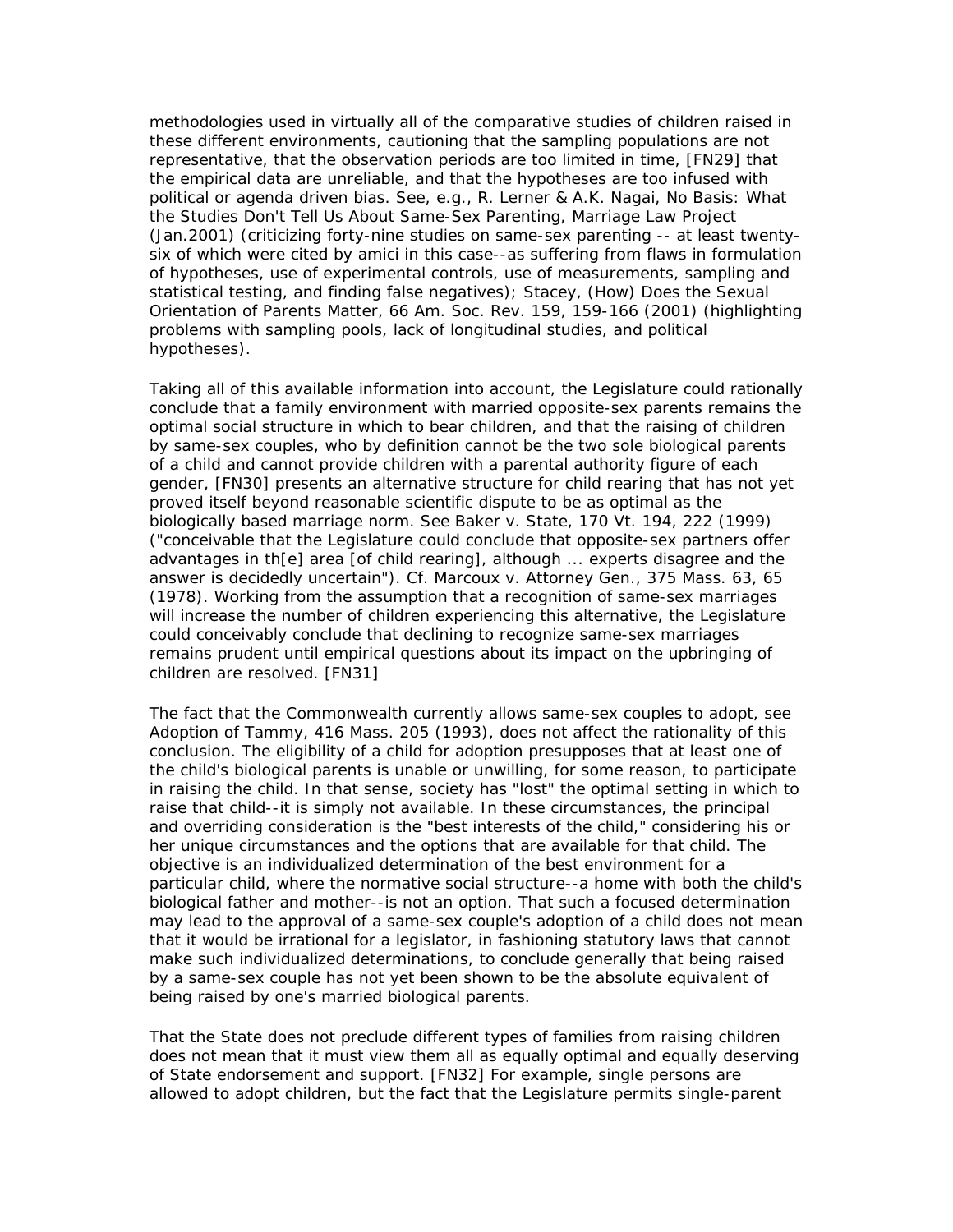methodologies used in virtually all of the comparative studies of children raised in these different environments, cautioning that the sampling populations are not representative, that the observation periods are too limited in time, [FN29] that the empirical data are unreliable, and that the hypotheses are too infused with political or agenda driven bias. See, e.g., R. Lerner & A.K. Nagai, No Basis: What the Studies Don't Tell Us About Same-Sex Parenting, Marriage Law Project (Jan.2001) (criticizing forty-nine studies on same-sex parenting -- at least twenty-six of which were cited by amici in this case--as suffering from flaws in formulation of hypotheses, use of experimental controls, use of measurements, sampling and statistical testing, and finding false negatives); Stacey, (How) Does the Sexual Orientation of Parents Matter, 66 Am. Soc. Rev. 159, 159-166 (2001) (highlighting problems with sampling pools, lack of longitudinal studies, and political hypotheses).

Taking all of this available information into account, the Legislature could rationally conclude that a family environment with married opposite-sex parents remains the optimal social structure in which to bear children, and that the raising of children by same-sex couples, who by definition cannot be the two sole biological parents of a child and cannot provide children with a parental authority figure of each gender, [FN30] presents an alternative structure for child rearing that has not yet proved itself beyond reasonable scientific dispute to be as optimal as the biologically based marriage norm. See Baker v. State, 170 Vt. 194, 222 (1999) ("conceivable that the Legislature could conclude that opposite-sex partners offer advantages in th[e] area [of child rearing], although ... experts disagree and the answer is decidedly uncertain"). Cf. Marcoux v. Attorney Gen., 375 Mass. 63, 65 (1978). Working from the assumption that a recognition of same-sex marriages will increase the number of children experiencing this alternative, the Legislature could conceivably conclude that declining to recognize same-sex marriages remains prudent until empirical questions about its impact on the upbringing of children are resolved. [FN31]

The fact that the Commonwealth currently allows same-sex couples to adopt, see Adoption of Tammy, 416 Mass. 205 (1993), does not affect the rationality of this conclusion. The eligibility of a child for adoption presupposes that at least one of the child's biological parents is unable or unwilling, for some reason, to participate in raising the child. In that sense, society has "lost" the optimal setting in which to raise that child--it is simply not available. In these circumstances, the principal and overriding consideration is the "best interests of the child," considering his or her unique circumstances and the options that are available for that child. The objective is an individualized determination of the best environment for a particular child, where the normative social structure--a home with both the child's biological father and mother--is not an option. That such a focused determination may lead to the approval of a same-sex couple's adoption of a child does not mean that it would be irrational for a legislator, in fashioning statutory laws that cannot make such individualized determinations, to conclude generally that being raised by a same-sex couple has not yet been shown to be the absolute equivalent of being raised by one's married biological parents.

That the State does not preclude different types of families from raising children does not mean that it must view them all as equally optimal and equally deserving of State endorsement and support. [FN32] For example, single persons are allowed to adopt children, but the fact that the Legislature permits single-parent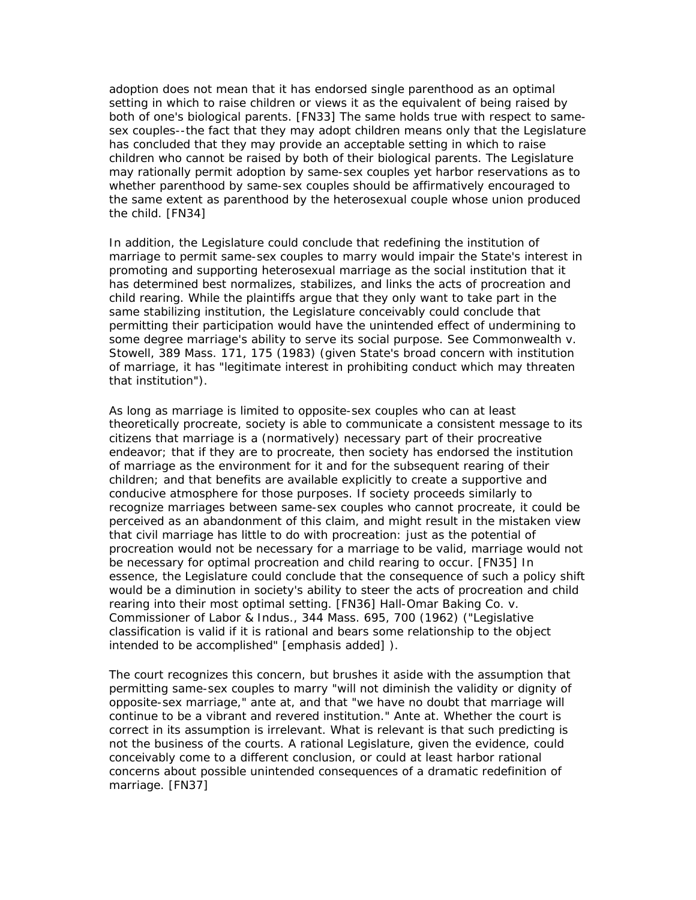adoption does not mean that it has endorsed single parenthood as an optimal setting in which to raise children or views it as the equivalent of being raised by both of one's biological parents. [FN33] The same holds true with respect to same-sex couples--the fact that they may adopt children means only that the Legislature has concluded that they may provide an acceptable setting in which to raise children who cannot be raised by both of their biological parents. The Legislature may rationally permit adoption by same-sex couples yet harbor reservations as to whether parenthood by same-sex couples should be affirmatively encouraged to the same extent as parenthood by the heterosexual couple whose union produced the child. [FN34]

In addition, the Legislature could conclude that redefining the institution of marriage to permit same-sex couples to marry would impair the State's interest in promoting and supporting heterosexual marriage as the social institution that it has determined best normalizes, stabilizes, and links the acts of procreation and child rearing. While the plaintiffs argue that they only want to take part in the same stabilizing institution, the Legislature conceivably could conclude that permitting their participation would have the unintended effect of undermining to some degree marriage's ability to serve its social purpose. See Commonwealth v. Stowell, 389 Mass. 171, 175 (1983) (given State's broad concern with institution of marriage, it has "legitimate interest in prohibiting conduct which may threaten that institution").

As long as marriage is limited to opposite-sex couples who can at least theoretically procreate, society is able to communicate a consistent message to its citizens that marriage is a (normatively) necessary part of their procreative endeavor; that if they are to procreate, then society has endorsed the institution of marriage as the environment for it and for the subsequent rearing of their children; and that benefits are available explicitly to create a supportive and conducive atmosphere for those purposes. If society proceeds similarly to recognize marriages between same-sex couples who cannot procreate, it could be perceived as an abandonment of this claim, and might result in the mistaken view that civil marriage has little to do with procreation: just as the potential of procreation would not be necessary for a marriage to be valid, marriage would not be necessary for optimal procreation and child rearing to occur. [FN35] In essence, the Legislature could conclude that the consequence of such a policy shift would be a diminution in society's ability to steer the acts of procreation and child rearing into their most optimal setting. [FN36] Hall-Omar Baking Co. v. Commissioner of Labor & Indus., 344 Mass. 695, 700 (1962) ("Legislative classification is valid if it is rational and bears some relationship to the object intended to be accomplished" [emphasis added] ).

The court recognizes this concern, but brushes it aside with the assumption that permitting same-sex couples to marry "will not diminish the validity or dignity of opposite-sex marriage," ante at, and that "we have no doubt that marriage will continue to be a vibrant and revered institution." Ante at. Whether the court is correct in its assumption is irrelevant. What is relevant is that such predicting is not the business of the courts. A rational Legislature, given the evidence, could conceivably come to a different conclusion, or could at least harbor rational concerns about possible unintended consequences of a dramatic redefinition of marriage. [FN37]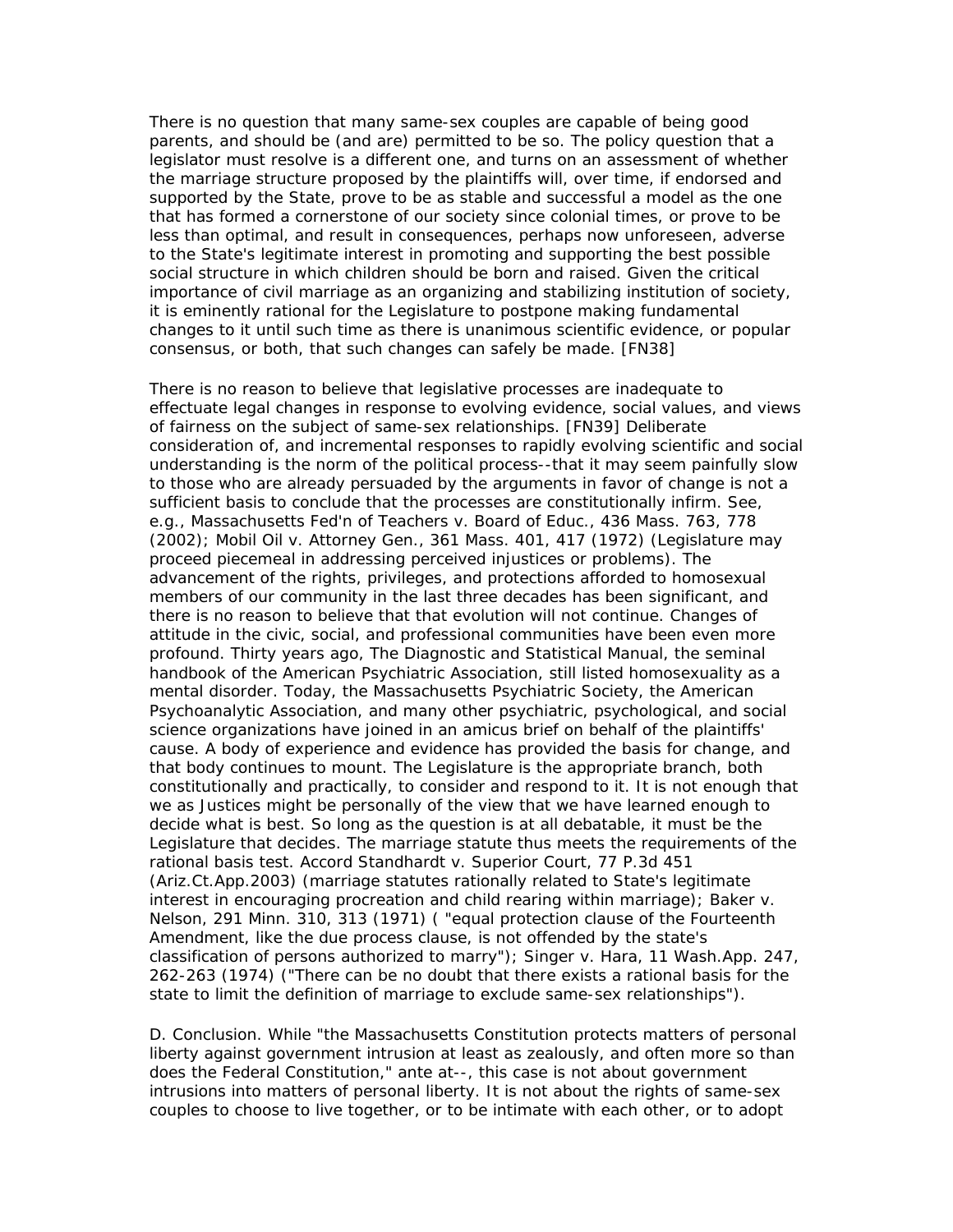There is no question that many same-sex couples are capable of being good parents, and should be (and are) permitted to be so. The policy question that a legislator must resolve is a different one, and turns on an assessment of whether the marriage structure proposed by the plaintiffs will, over time, if endorsed and supported by the State, prove to be as stable and successful a model as the one that has formed a cornerstone of our society since colonial times, or prove to be less than optimal, and result in consequences, perhaps now unforeseen, adverse to the State's legitimate interest in promoting and supporting the best possible social structure in which children should be born and raised. Given the critical importance of civil marriage as an organizing and stabilizing institution of society, it is eminently rational for the Legislature to postpone making fundamental changes to it until such time as there is unanimous scientific evidence, or popular consensus, or both, that such changes can safely be made. [FN38]

There is no reason to believe that legislative processes are inadequate to effectuate legal changes in response to evolving evidence, social values, and views of fairness on the subject of same-sex relationships. [FN39] Deliberate consideration of, and incremental responses to rapidly evolving scientific and social understanding is the norm of the political process--that it may seem painfully slow to those who are already persuaded by the arguments in favor of change is not a sufficient basis to conclude that the processes are constitutionally infirm. See, e.g., Massachusetts Fed'n of Teachers v. Board of Educ., 436 Mass. 763, 778 (2002); Mobil Oil v. Attorney Gen., 361 Mass. 401, 417 (1972) (Legislature may proceed piecemeal in addressing perceived injustices or problems). The advancement of the rights, privileges, and protections afforded to homosexual members of our community in the last three decades has been significant, and there is no reason to believe that that evolution will not continue. Changes of attitude in the civic, social, and professional communities have been even more profound. Thirty years ago, The Diagnostic and Statistical Manual, the seminal handbook of the American Psychiatric Association, still listed homosexuality as a mental disorder. Today, the Massachusetts Psychiatric Society, the American Psychoanalytic Association, and many other psychiatric, psychological, and social science organizations have joined in an amicus brief on behalf of the plaintiffs' cause. A body of experience and evidence has provided the basis for change, and that body continues to mount. The Legislature is the appropriate branch, both constitutionally and practically, to consider and respond to it. It is not enough that we as Justices might be personally of the view that we have learned enough to decide what is best. So long as the question is at all debatable, it must be the Legislature that decides. The marriage statute thus meets the requirements of the rational basis test. Accord Standhardt v. Superior Court, 77 P.3d 451 (Ariz.Ct.App.2003) (marriage statutes rationally related to State's legitimate interest in encouraging procreation and child rearing within marriage); Baker v. Nelson, 291 Minn. 310, 313 (1971) ( "equal protection clause of the Fourteenth Amendment, like the due process clause, is not offended by the state's classification of persons authorized to marry"); Singer v. Hara, 11 Wash.App. 247, 262-263 (1974) ("There can be no doubt that there exists a rational basis for the state to limit the definition of marriage to exclude same-sex relationships").

D. Conclusion. While "the Massachusetts Constitution protects matters of personal liberty against government intrusion at least as zealously, and often more so than does the Federal Constitution," ante at--, this case is not about government intrusions into matters of personal liberty. It is not about the rights of same-sex couples to choose to live together, or to be intimate with each other, or to adopt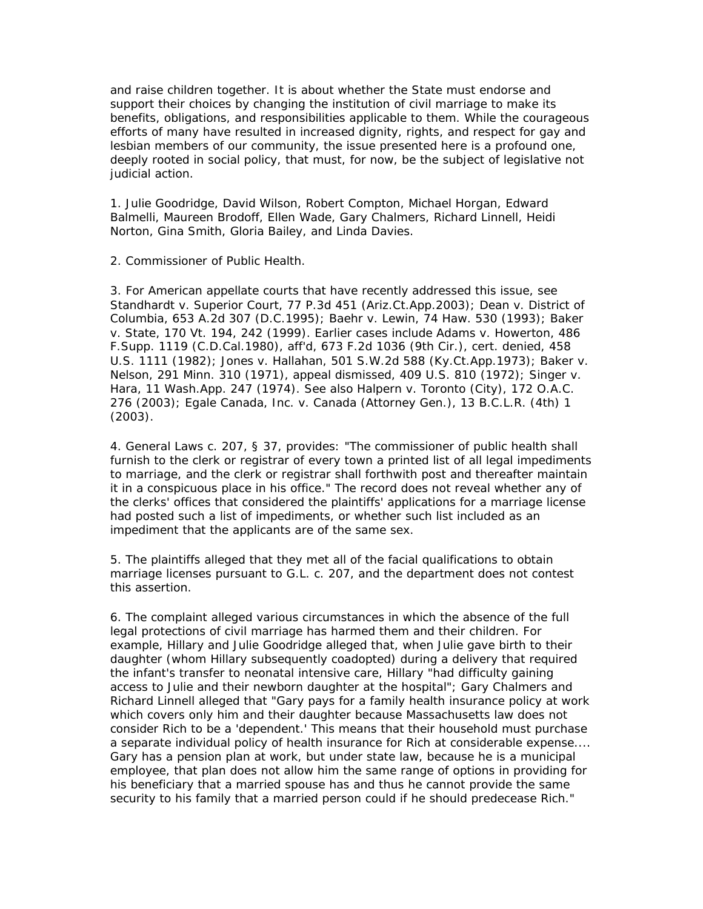and raise children together. It is about whether the State must endorse and support their choices by changing the institution of civil marriage to make its benefits, obligations, and responsibilities applicable to them. While the courageous efforts of many have resulted in increased dignity, rights, and respect for gay and lesbian members of our community, the issue presented here is a profound one, deeply rooted in social policy, that must, for now, be the subject of legislative not judicial action.

1. Julie Goodridge, David Wilson, Robert Compton, Michael Horgan, Edward Balmelli, Maureen Brodoff, Ellen Wade, Gary Chalmers, Richard Linnell, Heidi Norton, Gina Smith, Gloria Bailey, and Linda Davies.

2. Commissioner of Public Health.

3. For American appellate courts that have recently addressed this issue, see Standhardt v. Superior Court, 77 P.3d 451 (Ariz.Ct.App.2003); Dean v. District of Columbia, 653 A.2d 307 (D.C.1995); Baehr v. Lewin, 74 Haw. 530 (1993); Baker v. State, 170 Vt. 194, 242 (1999). Earlier cases include Adams v. Howerton, 486 F.Supp. 1119 (C.D.Cal.1980), aff'd, 673 F.2d 1036 (9th Cir.), cert. denied, 458 U.S. 1111 (1982); Jones v. Hallahan, 501 S.W.2d 588 (Ky.Ct.App.1973); Baker v. Nelson, 291 Minn. 310 (1971), appeal dismissed, 409 U.S. 810 (1972); Singer v. Hara, 11 Wash.App. 247 (1974). See also Halpern v. Toronto (City), 172 O.A.C. 276 (2003); Egale Canada, Inc. v. Canada (Attorney Gen.), 13 B.C.L.R. (4th) 1 (2003).

4. General Laws c. 207, § 37, provides: "The commissioner of public health shall furnish to the clerk or registrar of every town a printed list of all legal impediments to marriage, and the clerk or registrar shall forthwith post and thereafter maintain it in a conspicuous place in his office." The record does not reveal whether any of the clerks' offices that considered the plaintiffs' applications for a marriage license had posted such a list of impediments, or whether such list included as an impediment that the applicants are of the same sex.

5. The plaintiffs alleged that they met all of the facial qualifications to obtain marriage licenses pursuant to G.L. c. 207, and the department does not contest this assertion.

6. The complaint alleged various circumstances in which the absence of the full legal protections of civil marriage has harmed them and their children. For example, Hillary and Julie Goodridge alleged that, when Julie gave birth to their daughter (whom Hillary subsequently coadopted) during a delivery that required the infant's transfer to neonatal intensive care, Hillary "had difficulty gaining access to Julie and their newborn daughter at the hospital"; Gary Chalmers and Richard Linnell alleged that "Gary pays for a family health insurance policy at work which covers only him and their daughter because Massachusetts law does not consider Rich to be a 'dependent.' This means that their household must purchase a separate individual policy of health insurance for Rich at considerable expense.... Gary has a pension plan at work, but under state law, because he is a municipal employee, that plan does not allow him the same range of options in providing for his beneficiary that a married spouse has and thus he cannot provide the same security to his family that a married person could if he should predecease Rich."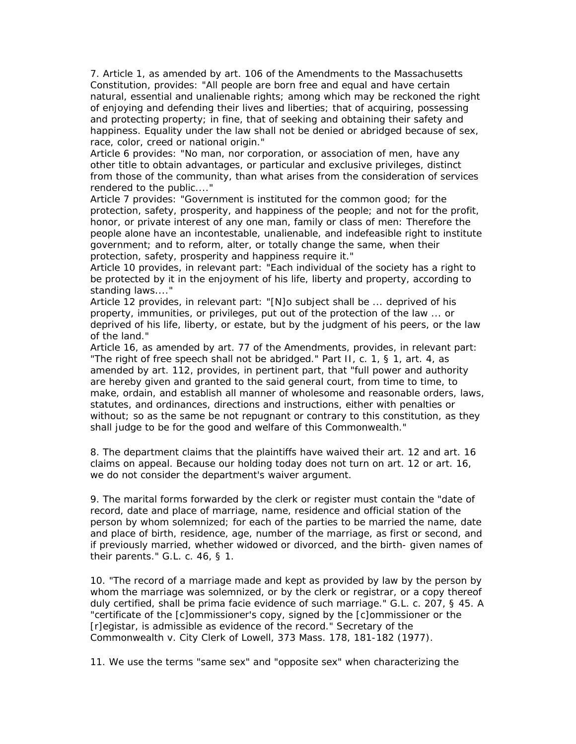7. Article 1, as amended by art. 106 of the Amendments to the Massachusetts Constitution, provides: "All people are born free and equal and have certain natural, essential and unalienable rights; among which may be reckoned the right of enjoying and defending their lives and liberties; that of acquiring, possessing and protecting property; in fine, that of seeking and obtaining their safety and happiness. Equality under the law shall not be denied or abridged because of sex, race, color, creed or national origin."

Article 6 provides: "No man, nor corporation, or association of men, have any other title to obtain advantages, or particular and exclusive privileges, distinct from those of the community, than what arises from the consideration of services rendered to the public...."

Article 7 provides: "Government is instituted for the common good; for the protection, safety, prosperity, and happiness of the people; and not for the profit, honor, or private interest of any one man, family or class of men: Therefore the people alone have an incontestable, unalienable, and indefeasible right to institute government; and to reform, alter, or totally change the same, when their protection, safety, prosperity and happiness require it."

Article 10 provides, in relevant part: "Each individual of the society has a right to be protected by it in the enjoyment of his life, liberty and property, according to standing laws...."

Article 12 provides, in relevant part: "[N]o subject shall be ... deprived of his property, immunities, or privileges, put out of the protection of the law ... or deprived of his life, liberty, or estate, but by the judgment of his peers, or the law of the land."

Article 16, as amended by art. 77 of the Amendments, provides, in relevant part: "The right of free speech shall not be abridged." Part II, c. 1, § 1, art. 4, as amended by art. 112, provides, in pertinent part, that "full power and authority are hereby given and granted to the said general court, from time to time, to make, ordain, and establish all manner of wholesome and reasonable orders, laws, statutes, and ordinances, directions and instructions, either with penalties or without; so as the same be not repugnant or contrary to this constitution, as they shall judge to be for the good and welfare of this Commonwealth."

8. The department claims that the plaintiffs have waived their art. 12 and art. 16 claims on appeal. Because our holding today does not turn on art. 12 or art. 16, we do not consider the department's waiver argument.

9. The marital forms forwarded by the clerk or register must contain the "date of record, date and place of marriage, name, residence and official station of the person by whom solemnized; for each of the parties to be married the name, date and place of birth, residence, age, number of the marriage, as first or second, and if previously married, whether widowed or divorced, and the birth- given names of their parents." G.L. c. 46, § 1.

10. "The record of a marriage made and kept as provided by law by the person by whom the marriage was solemnized, or by the clerk or registrar, or a copy thereof duly certified, shall be prima facie evidence of such marriage." G.L. c. 207, § 45. A "certificate of the [c]ommissioner's copy, signed by the [c]ommissioner or the [r]egistar, is admissible as evidence of the record." Secretary of the Commonwealth v. City Clerk of Lowell, 373 Mass. 178, 181-182 (1977).

11. We use the terms "same sex" and "opposite sex" when characterizing the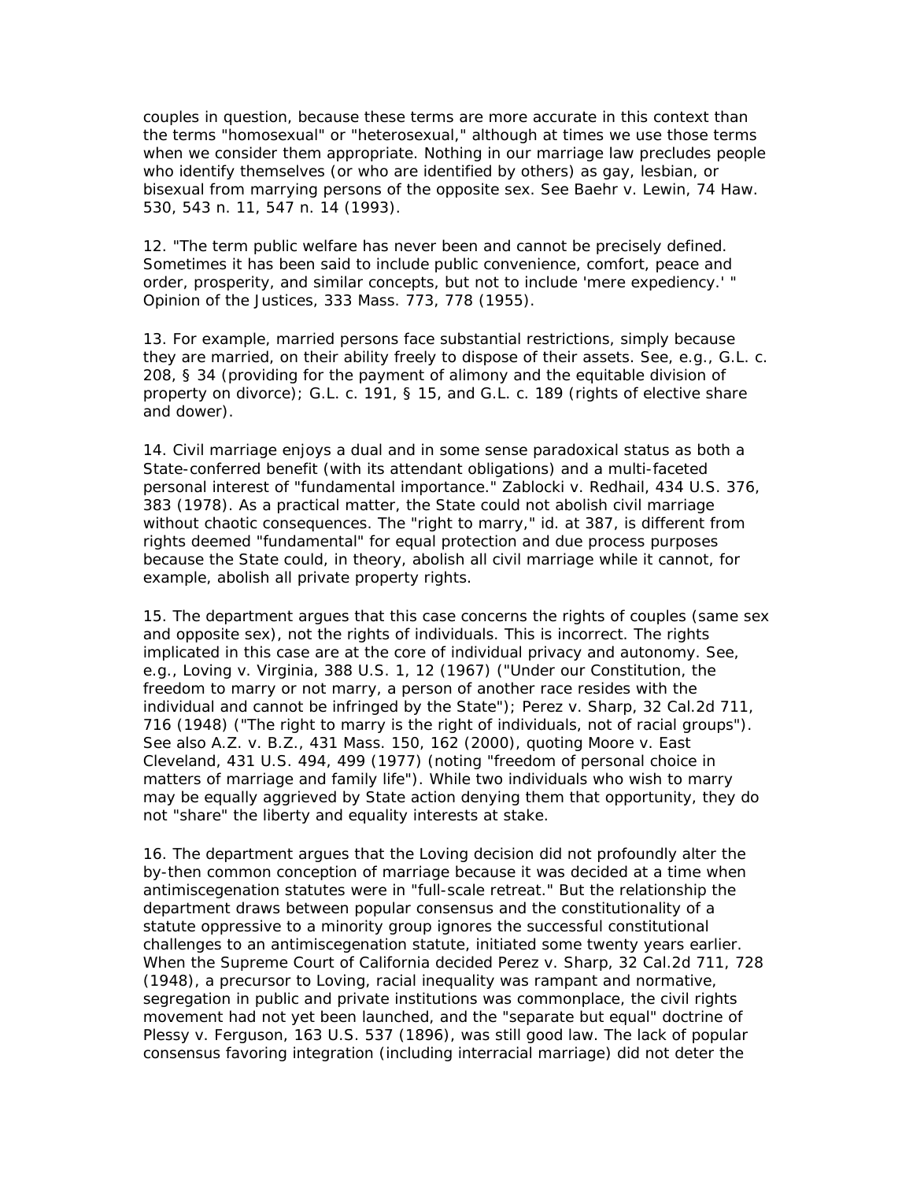couples in question, because these terms are more accurate in this context than the terms "homosexual" or "heterosexual," although at times we use those terms when we consider them appropriate. Nothing in our marriage law precludes people who identify themselves (or who are identified by others) as gay, lesbian, or bisexual from marrying persons of the opposite sex. See Baehr v. Lewin, 74 Haw. 530, 543 n. 11, 547 n. 14 (1993).

12. "The term public welfare has never been and cannot be precisely defined. Sometimes it has been said to include public convenience, comfort, peace and order, prosperity, and similar concepts, but not to include 'mere expediency.' " Opinion of the Justices, 333 Mass. 773, 778 (1955).

13. For example, married persons face substantial restrictions, simply because they are married, on their ability freely to dispose of their assets. See, e.g., G.L. c. 208, § 34 (providing for the payment of alimony and the equitable division of property on divorce); G.L. c. 191, § 15, and G.L. c. 189 (rights of elective share and dower).

14. Civil marriage enjoys a dual and in some sense paradoxical status as both a State-conferred benefit (with its attendant obligations) and a multi-faceted personal interest of "fundamental importance." Zablocki v. Redhail, 434 U.S. 376, 383 (1978). As a practical matter, the State could not abolish civil marriage without chaotic consequences. The "right to marry," id. at 387, is different from rights deemed "fundamental" for equal protection and due process purposes because the State could, in theory, abolish all civil marriage while it cannot, for example, abolish all private property rights.

15. The department argues that this case concerns the rights of couples (same sex and opposite sex), not the rights of individuals. This is incorrect. The rights implicated in this case are at the core of individual privacy and autonomy. See, e.g., Loving v. Virginia, 388 U.S. 1, 12 (1967) ("Under our Constitution, the freedom to marry or not marry, a person of another race resides with the individual and cannot be infringed by the State"); Perez v. Sharp, 32 Cal.2d 711, 716 (1948) ("The right to marry is the right of individuals, not of racial groups"). See also A.Z. v. B.Z., 431 Mass. 150, 162 (2000), quoting Moore v. East Cleveland, 431 U.S. 494, 499 (1977) (noting "freedom of personal choice in matters of marriage and family life"). While two individuals who wish to marry may be equally aggrieved by State action denying them that opportunity, they do not "share" the liberty and equality interests at stake.

16. The department argues that the Loving decision did not profoundly alter the by-then common conception of marriage because it was decided at a time when antimiscegenation statutes were in "full-scale retreat." But the relationship the department draws between popular consensus and the constitutionality of a statute oppressive to a minority group ignores the successful constitutional challenges to an antimiscegenation statute, initiated some twenty years earlier. When the Supreme Court of California decided Perez v. Sharp, 32 Cal.2d 711, 728 (1948), a precursor to Loving, racial inequality was rampant and normative, segregation in public and private institutions was commonplace, the civil rights movement had not yet been launched, and the "separate but equal" doctrine of Plessy v. Ferguson, 163 U.S. 537 (1896), was still good law. The lack of popular consensus favoring integration (including interracial marriage) did not deter the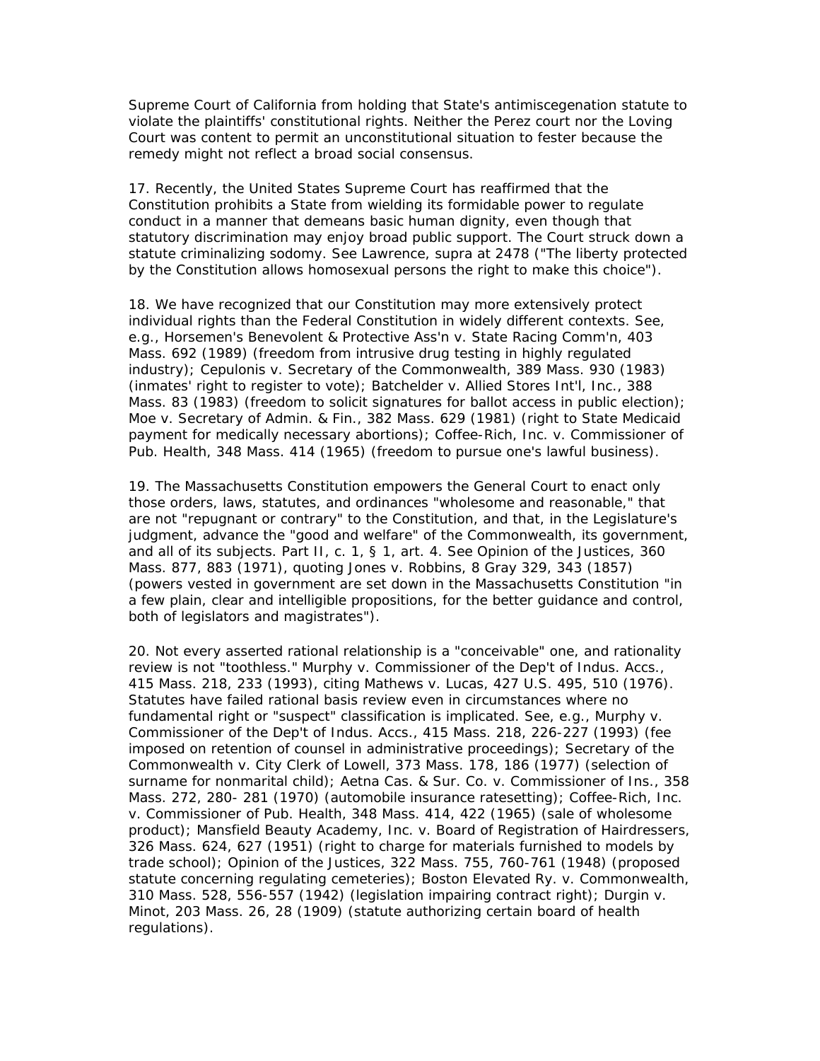Supreme Court of California from holding that State's antimiscegenation statute to violate the plaintiffs' constitutional rights. Neither the Perez court nor the Loving Court was content to permit an unconstitutional situation to fester because the remedy might not reflect a broad social consensus.

17. Recently, the United States Supreme Court has reaffirmed that the Constitution prohibits a State from wielding its formidable power to regulate conduct in a manner that demeans basic human dignity, even though that statutory discrimination may enjoy broad public support. The Court struck down a statute criminalizing sodomy. See Lawrence, supra at 2478 ("The liberty protected by the Constitution allows homosexual persons the right to make this choice").

18. We have recognized that our Constitution may more extensively protect individual rights than the Federal Constitution in widely different contexts. See, e.g., Horsemen's Benevolent & Protective Ass'n v. State Racing Comm'n, 403 Mass. 692 (1989) (freedom from intrusive drug testing in highly regulated industry); Cepulonis v. Secretary of the Commonwealth, 389 Mass. 930 (1983) (inmates' right to register to vote); Batchelder v. Allied Stores Int'l, Inc., 388 Mass. 83 (1983) (freedom to solicit signatures for ballot access in public election); Moe v. Secretary of Admin. & Fin., 382 Mass. 629 (1981) (right to State Medicaid payment for medically necessary abortions); Coffee-Rich, Inc. v. Commissioner of Pub. Health, 348 Mass. 414 (1965) (freedom to pursue one's lawful business).

19. The Massachusetts Constitution empowers the General Court to enact only those orders, laws, statutes, and ordinances "wholesome and reasonable," that are not "repugnant or contrary" to the Constitution, and that, in the Legislature's judgment, advance the "good and welfare" of the Commonwealth, its government, and all of its subjects. Part II, c. 1, § 1, art. 4. See Opinion of the Justices, 360 Mass. 877, 883 (1971), quoting Jones v. Robbins, 8 Gray 329, 343 (1857) (powers vested in government are set down in the Massachusetts Constitution "in a few plain, clear and intelligible propositions, for the better guidance and control, both of legislators and magistrates").

20. Not every asserted rational relationship is a "conceivable" one, and rationality review is not "toothless." Murphy v. Commissioner of the Dep't of Indus. Accs., 415 Mass. 218, 233 (1993), citing Mathews v. Lucas, 427 U.S. 495, 510 (1976). Statutes have failed rational basis review even in circumstances where no fundamental right or "suspect" classification is implicated. See, e.g., Murphy v. Commissioner of the Dep't of Indus. Accs., 415 Mass. 218, 226-227 (1993) (fee imposed on retention of counsel in administrative proceedings); Secretary of the Commonwealth v. City Clerk of Lowell, 373 Mass. 178, 186 (1977) (selection of surname for nonmarital child); Aetna Cas. & Sur. Co. v. Commissioner of Ins., 358 Mass. 272, 280- 281 (1970) (automobile insurance ratesetting); Coffee-Rich, Inc. v. Commissioner of Pub. Health, 348 Mass. 414, 422 (1965) (sale of wholesome product); Mansfield Beauty Academy, Inc. v. Board of Registration of Hairdressers, 326 Mass. 624, 627 (1951) (right to charge for materials furnished to models by trade school); Opinion of the Justices, 322 Mass. 755, 760-761 (1948) (proposed statute concerning regulating cemeteries); Boston Elevated Ry. v. Commonwealth, 310 Mass. 528, 556-557 (1942) (legislation impairing contract right); Durgin v. Minot, 203 Mass. 26, 28 (1909) (statute authorizing certain board of health regulations).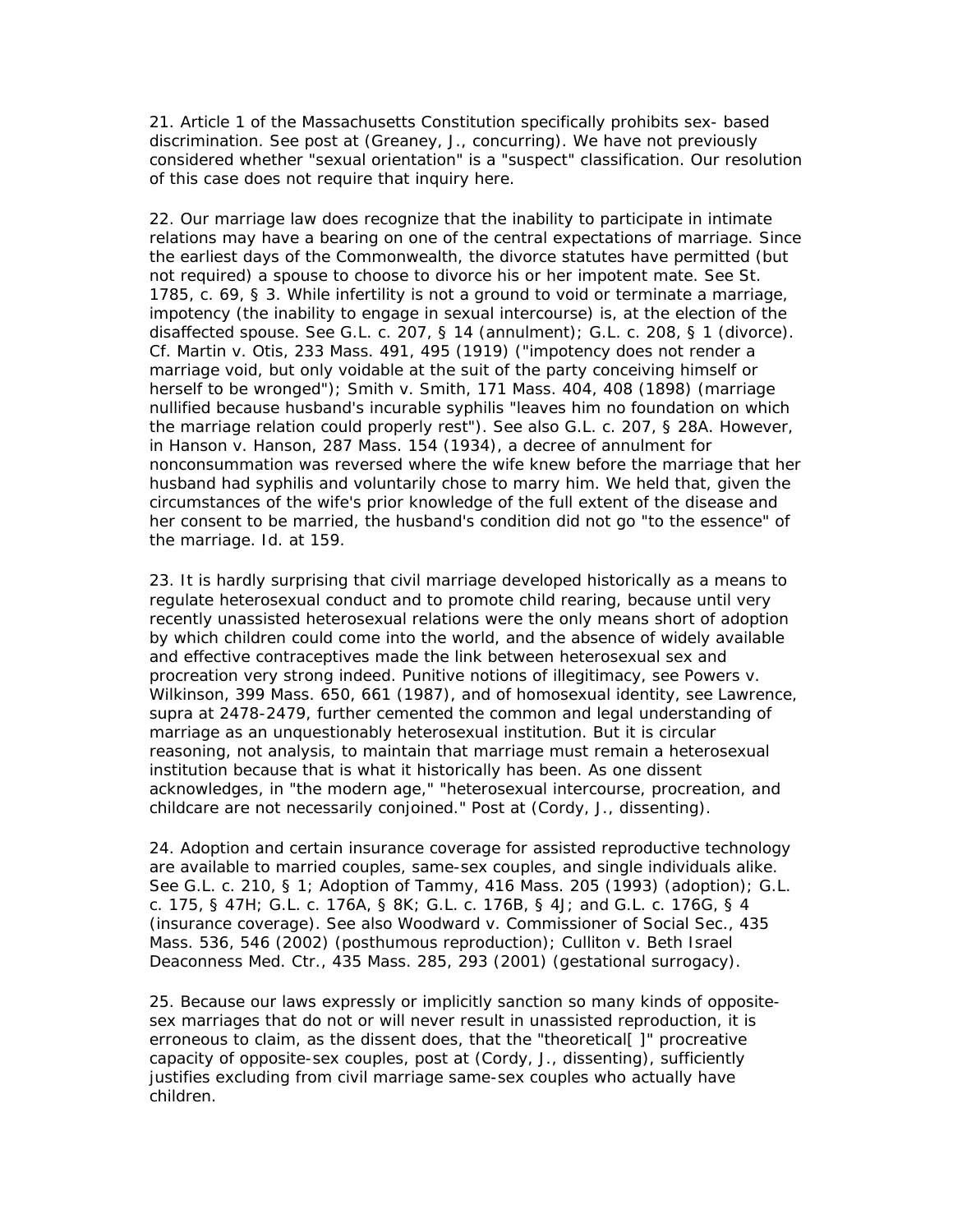21. Article 1 of the Massachusetts Constitution specifically prohibits sex- based discrimination. See post at (Greaney, J., concurring). We have not previously considered whether "sexual orientation" is a "suspect" classification. Our resolution of this case does not require that inquiry here.

22. Our marriage law does recognize that the inability to participate in intimate relations may have a bearing on one of the central expectations of marriage. Since the earliest days of the Commonwealth, the divorce statutes have permitted (but not required) a spouse to choose to divorce his or her impotent mate. See St. 1785, c. 69, § 3. While infertility is not a ground to void or terminate a marriage, impotency (the inability to engage in sexual intercourse) is, at the election of the disaffected spouse. See G.L. c. 207, § 14 (annulment); G.L. c. 208, § 1 (divorce). Cf. Martin v. Otis, 233 Mass. 491, 495 (1919) ("impotency does not render a marriage void, but only voidable at the suit of the party conceiving himself or herself to be wronged"); Smith v. Smith, 171 Mass. 404, 408 (1898) (marriage nullified because husband's incurable syphilis "leaves him no foundation on which the marriage relation could properly rest"). See also G.L. c. 207, § 28A. However, in Hanson v. Hanson, 287 Mass. 154 (1934), a decree of annulment for nonconsummation was reversed where the wife knew before the marriage that her husband had syphilis and voluntarily chose to marry him. We held that, given the circumstances of the wife's prior knowledge of the full extent of the disease and her consent to be married, the husband's condition did not go "to the essence" of the marriage. Id. at 159.

23. It is hardly surprising that civil marriage developed historically as a means to regulate heterosexual conduct and to promote child rearing, because until very recently unassisted heterosexual relations were the only means short of adoption by which children could come into the world, and the absence of widely available and effective contraceptives made the link between heterosexual sex and procreation very strong indeed. Punitive notions of illegitimacy, see Powers v. Wilkinson, 399 Mass. 650, 661 (1987), and of homosexual identity, see Lawrence, supra at 2478-2479, further cemented the common and legal understanding of marriage as an unquestionably heterosexual institution. But it is circular reasoning, not analysis, to maintain that marriage must remain a heterosexual institution because that is what it historically has been. As one dissent acknowledges, in "the modern age," "heterosexual intercourse, procreation, and childcare are not necessarily conjoined." Post at (Cordy, J., dissenting).

24. Adoption and certain insurance coverage for assisted reproductive technology are available to married couples, same-sex couples, and single individuals alike. See G.L. c. 210, § 1; Adoption of Tammy, 416 Mass. 205 (1993) (adoption); G.L. c. 175, § 47H; G.L. c. 176A, § 8K; G.L. c. 176B, § 4J; and G.L. c. 176G, § 4 (insurance coverage). See also Woodward v. Commissioner of Social Sec., 435 Mass. 536, 546 (2002) (posthumous reproduction); Culliton v. Beth Israel Deaconess Med. Ctr., 435 Mass. 285, 293 (2001) (gestational surrogacy).

25. Because our laws expressly or implicitly sanction so many kinds of opposite-sex marriages that do not or will never result in unassisted reproduction, it is erroneous to claim, as the dissent does, that the "theoretical[ ]" procreative capacity of opposite-sex couples, post at (Cordy, J., dissenting), sufficiently justifies excluding from civil marriage same-sex couples who actually have children.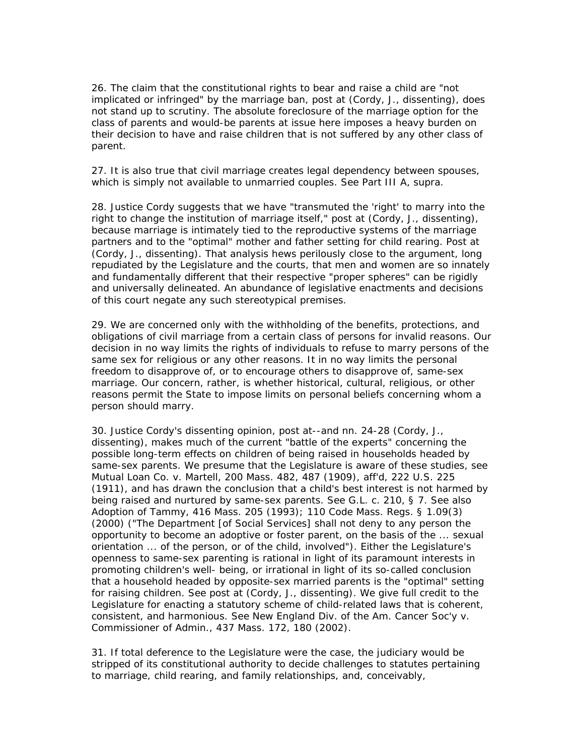26. The claim that the constitutional rights to bear and raise a child are "not implicated or infringed" by the marriage ban, post at (Cordy, J., dissenting), does not stand up to scrutiny. The absolute foreclosure of the marriage option for the class of parents and would-be parents at issue here imposes a heavy burden on their decision to have and raise children that is not suffered by any other class of parent.

27. It is also true that civil marriage creates legal dependency between spouses, which is simply not available to unmarried couples. See Part III A, supra.

28. Justice Cordy suggests that we have "transmuted the 'right' to marry into the right to change the institution of marriage itself," post at (Cordy, J., dissenting), because marriage is intimately tied to the reproductive systems of the marriage partners and to the "optimal" mother and father setting for child rearing. Post at (Cordy, J., dissenting). That analysis hews perilously close to the argument, long repudiated by the Legislature and the courts, that men and women are so innately and fundamentally different that their respective "proper spheres" can be rigidly and universally delineated. An abundance of legislative enactments and decisions of this court negate any such stereotypical premises.

29. We are concerned only with the withholding of the benefits, protections, and obligations of civil marriage from a certain class of persons for invalid reasons. Our decision in no way limits the rights of individuals to refuse to marry persons of the same sex for religious or any other reasons. It in no way limits the personal freedom to disapprove of, or to encourage others to disapprove of, same-sex marriage. Our concern, rather, is whether historical, cultural, religious, or other reasons permit the State to impose limits on personal beliefs concerning whom a person should marry.

30. Justice Cordy's dissenting opinion, post at--and nn. 24-28 (Cordy, J., dissenting), makes much of the current "battle of the experts" concerning the possible long-term effects on children of being raised in households headed by same-sex parents. We presume that the Legislature is aware of these studies, see Mutual Loan Co. v. Martell, 200 Mass. 482, 487 (1909), aff'd, 222 U.S. 225 (1911), and has drawn the conclusion that a child's best interest is not harmed by being raised and nurtured by same-sex parents. See G.L. c. 210, § 7. See also Adoption of Tammy, 416 Mass. 205 (1993); 110 Code Mass. Regs. § 1.09(3) (2000) ("The Department [of Social Services] shall not deny to any person the opportunity to become an adoptive or foster parent, on the basis of the ... sexual orientation ... of the person, or of the child, involved"). Either the Legislature's openness to same-sex parenting is rational in light of its paramount interests in promoting children's well- being, or irrational in light of its so-called conclusion that a household headed by opposite-sex married parents is the "optimal" setting for raising children. See post at (Cordy, J., dissenting). We give full credit to the Legislature for enacting a statutory scheme of child-related laws that is coherent, consistent, and harmonious. See New England Div. of the Am. Cancer Soc'y v. Commissioner of Admin., 437 Mass. 172, 180 (2002).

31. If total deference to the Legislature were the case, the judiciary would be stripped of its constitutional authority to decide challenges to statutes pertaining to marriage, child rearing, and family relationships, and, conceivably,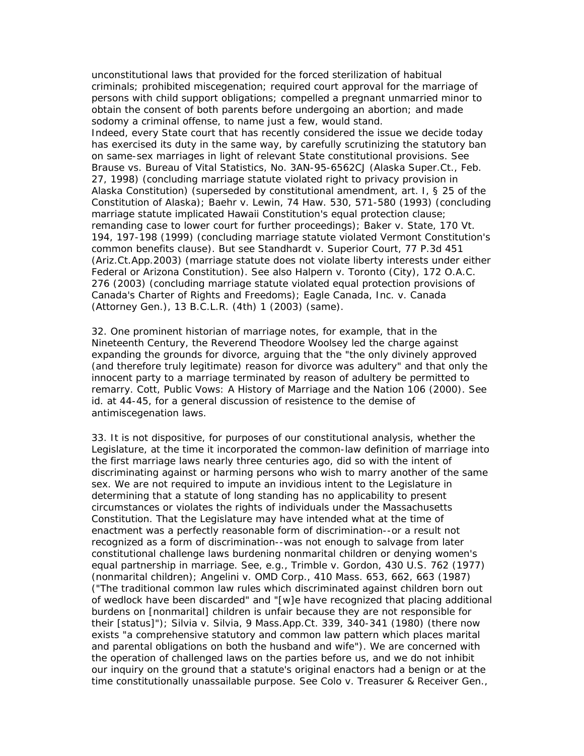unconstitutional laws that provided for the forced sterilization of habitual criminals; prohibited miscegenation; required court approval for the marriage of persons with child support obligations; compelled a pregnant unmarried minor to obtain the consent of both parents before undergoing an abortion; and made sodomy a criminal offense, to name just a few, would stand.

Indeed, every State court that has recently considered the issue we decide today has exercised its duty in the same way, by carefully scrutinizing the statutory ban on same-sex marriages in light of relevant State constitutional provisions. See Brause vs. Bureau of Vital Statistics, No. 3AN-95-6562CJ (Alaska Super.Ct., Feb. 27, 1998) (concluding marriage statute violated right to privacy provision in Alaska Constitution) (superseded by constitutional amendment, art. I, § 25 of the Constitution of Alaska); Baehr v. Lewin, 74 Haw. 530, 571-580 (1993) (concluding marriage statute implicated Hawaii Constitution's equal protection clause; remanding case to lower court for further proceedings); Baker v. State, 170 Vt. 194, 197-198 (1999) (concluding marriage statute violated Vermont Constitution's common benefits clause). But see Standhardt v. Superior Court, 77 P.3d 451 (Ariz.Ct.App.2003) (marriage statute does not violate liberty interests under either Federal or Arizona Constitution). See also Halpern v. Toronto (City), 172 O.A.C. 276 (2003) (concluding marriage statute violated equal protection provisions of Canada's Charter of Rights and Freedoms); Eagle Canada, Inc. v. Canada (Attorney Gen.), 13 B.C.L.R. (4th) 1 (2003) (same).

32. One prominent historian of marriage notes, for example, that in the Nineteenth Century, the Reverend Theodore Woolsey led the charge against expanding the grounds for divorce, arguing that the "the only divinely approved (and therefore truly legitimate) reason for divorce was adultery" and that only the innocent party to a marriage terminated by reason of adultery be permitted to remarry. Cott, Public Vows: A History of Marriage and the Nation 106 (2000). See id. at 44-45, for a general discussion of resistence to the demise of antimiscegenation laws.

33. It is not dispositive, for purposes of our constitutional analysis, whether the Legislature, at the time it incorporated the common-law definition of marriage into the first marriage laws nearly three centuries ago, did so with the intent of discriminating against or harming persons who wish to marry another of the same sex. We are not required to impute an invidious intent to the Legislature in determining that a statute of long standing has no applicability to present circumstances or violates the rights of individuals under the Massachusetts Constitution. That the Legislature may have intended what at the time of enactment was a perfectly reasonable form of discrimination--or a result not recognized as a form of discrimination--was not enough to salvage from later constitutional challenge laws burdening nonmarital children or denying women's equal partnership in marriage. See, e.g., Trimble v. Gordon, 430 U.S. 762 (1977) (nonmarital children); Angelini v. OMD Corp., 410 Mass. 653, 662, 663 (1987) ("The traditional common law rules which discriminated against children born out of wedlock have been discarded" and "[w]e have recognized that placing additional burdens on [nonmarital] children is unfair because they are not responsible for their [status]"); Silvia v. Silvia, 9 Mass.App.Ct. 339, 340-341 (1980) (there now exists "a comprehensive statutory and common law pattern which places marital and parental obligations on both the husband and wife"). We are concerned with the operation of challenged laws on the parties before us, and we do not inhibit our inquiry on the ground that a statute's original enactors had a benign or at the time constitutionally unassailable purpose. See Colo v. Treasurer & Receiver Gen.,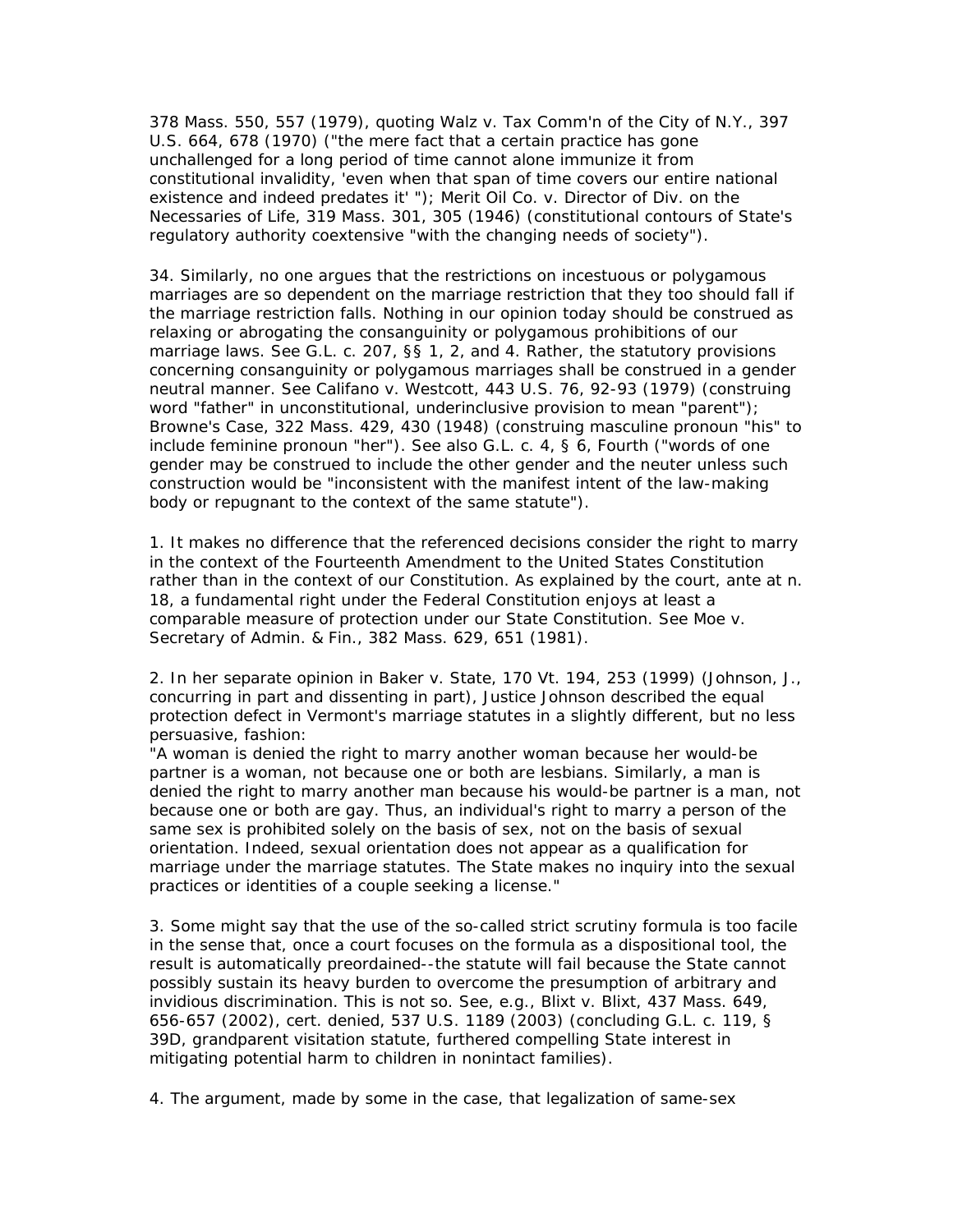378 Mass. 550, 557 (1979), quoting Walz v. Tax Comm'n of the City of N.Y., 397 U.S. 664, 678 (1970) ("the mere fact that a certain practice has gone unchallenged for a long period of time cannot alone immunize it from constitutional invalidity, 'even when that span of time covers our entire national existence and indeed predates it' "); Merit Oil Co. v. Director of Div. on the Necessaries of Life, 319 Mass. 301, 305 (1946) (constitutional contours of State's regulatory authority coextensive "with the changing needs of society").

34. Similarly, no one argues that the restrictions on incestuous or polygamous marriages are so dependent on the marriage restriction that they too should fall if the marriage restriction falls. Nothing in our opinion today should be construed as relaxing or abrogating the consanguinity or polygamous prohibitions of our marriage laws. See G.L. c. 207, §§ 1, 2, and 4. Rather, the statutory provisions concerning consanguinity or polygamous marriages shall be construed in a gender neutral manner. See Califano v. Westcott, 443 U.S. 76, 92-93 (1979) (construing word "father" in unconstitutional, underinclusive provision to mean "parent"); Browne's Case, 322 Mass. 429, 430 (1948) (construing masculine pronoun "his" to include feminine pronoun "her"). See also G.L. c. 4, § 6, Fourth ("words of one gender may be construed to include the other gender and the neuter unless such construction would be "inconsistent with the manifest intent of the law-making body or repugnant to the context of the same statute").

1. It makes no difference that the referenced decisions consider the right to marry in the context of the Fourteenth Amendment to the United States Constitution rather than in the context of our Constitution. As explained by the court, ante at n. 18, a fundamental right under the Federal Constitution enjoys at least a comparable measure of protection under our State Constitution. See Moe v. Secretary of Admin. & Fin., 382 Mass. 629, 651 (1981).

2. In her separate opinion in Baker v. State, 170 Vt. 194, 253 (1999) (Johnson, J., concurring in part and dissenting in part), Justice Johnson described the equal protection defect in Vermont's marriage statutes in a slightly different, but no less persuasive, fashion:
"A woman is denied the right to marry another woman because her would-be partner is a woman, not because one or both are lesbians. Similarly, a man is denied the right to marry another man because his would-be partner is a man, not because one or both are gay. Thus, an individual's right to marry a person of the same sex is prohibited solely on the basis of sex, not on the basis of sexual orientation. Indeed, sexual orientation does not appear as a qualification for marriage under the marriage statutes. The State makes no inquiry into the sexual practices or identities of a couple seeking a license."

3. Some might say that the use of the so-called strict scrutiny formula is too facile in the sense that, once a court focuses on the formula as a dispositional tool, the result is automatically preordained--the statute will fail because the State cannot possibly sustain its heavy burden to overcome the presumption of arbitrary and invidious discrimination. This is not so. See, e.g., Blixt v. Blixt, 437 Mass. 649, 656-657 (2002), cert. denied, 537 U.S. 1189 (2003) (concluding G.L. c. 119, § 39D, grandparent visitation statute, furthered compelling State interest in mitigating potential harm to children in nonintact families).

4. The argument, made by some in the case, that legalization of same-sex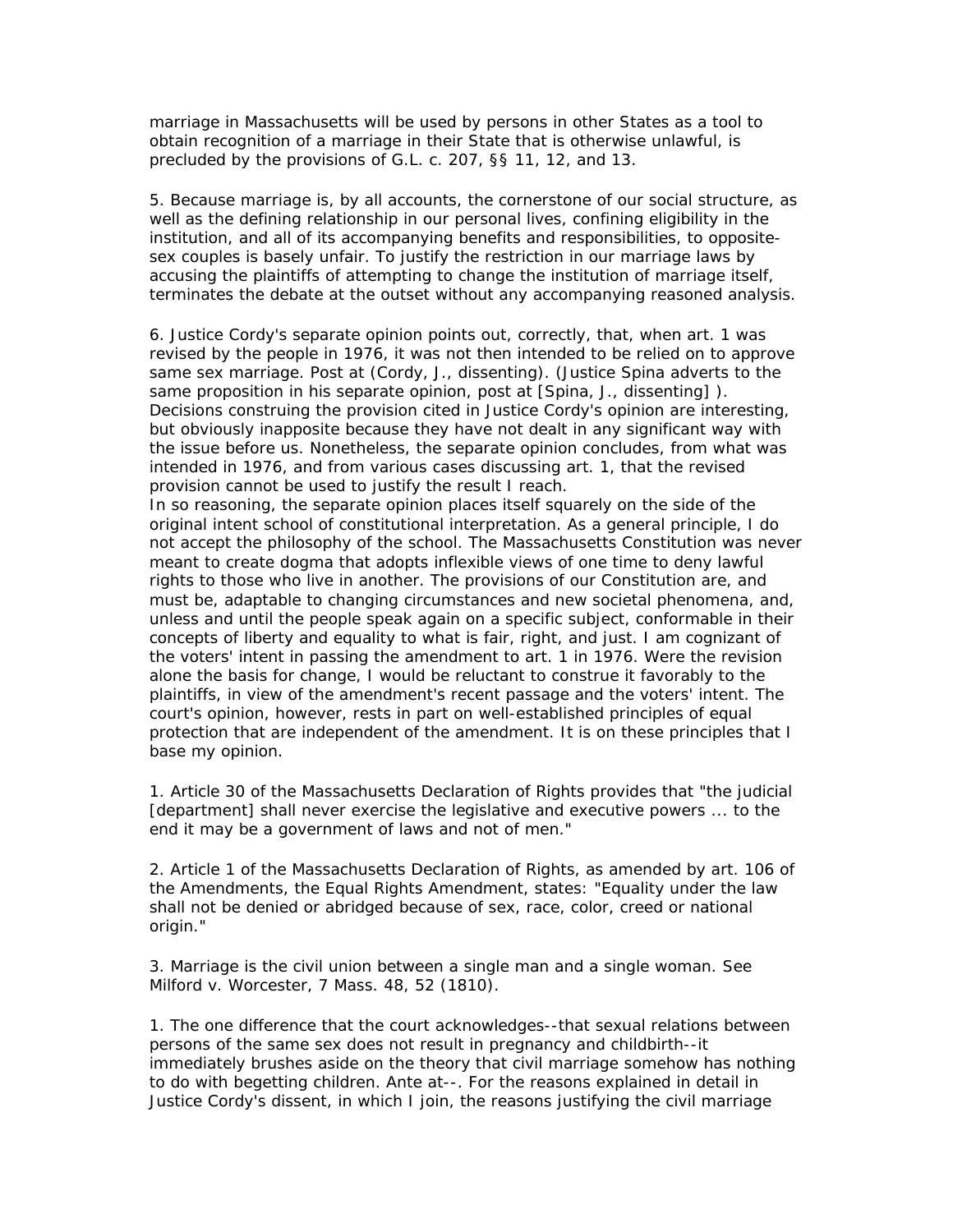marriage in Massachusetts will be used by persons in other States as a tool to obtain recognition of a marriage in their State that is otherwise unlawful, is precluded by the provisions of G.L. c. 207, §§ 11, 12, and 13.

5. Because marriage is, by all accounts, the cornerstone of our social structure, as well as the defining relationship in our personal lives, confining eligibility in the institution, and all of its accompanying benefits and responsibilities, to opposite-sex couples is basely unfair. To justify the restriction in our marriage laws by accusing the plaintiffs of attempting to change the institution of marriage itself, terminates the debate at the outset without any accompanying reasoned analysis.

6. Justice Cordy's separate opinion points out, correctly, that, when art. 1 was revised by the people in 1976, it was not then intended to be relied on to approve same sex marriage. Post at (Cordy, J., dissenting). (Justice Spina adverts to the same proposition in his separate opinion, post at [Spina, J., dissenting] ). Decisions construing the provision cited in Justice Cordy's opinion are interesting, but obviously inapposite because they have not dealt in any significant way with the issue before us. Nonetheless, the separate opinion concludes, from what was intended in 1976, and from various cases discussing art. 1, that the revised provision cannot be used to justify the result I reach.
In so reasoning, the separate opinion places itself squarely on the side of the original intent school of constitutional interpretation. As a general principle, I do not accept the philosophy of the school. The Massachusetts Constitution was never meant to create dogma that adopts inflexible views of one time to deny lawful rights to those who live in another. The provisions of our Constitution are, and must be, adaptable to changing circumstances and new societal phenomena, and, unless and until the people speak again on a specific subject, conformable in their concepts of liberty and equality to what is fair, right, and just. I am cognizant of the voters' intent in passing the amendment to art. 1 in 1976. Were the revision alone the basis for change, I would be reluctant to construe it favorably to the plaintiffs, in view of the amendment's recent passage and the voters' intent. The court's opinion, however, rests in part on well-established principles of equal protection that are independent of the amendment. It is on these principles that I base my opinion.

1. Article 30 of the Massachusetts Declaration of Rights provides that "the judicial [department] shall never exercise the legislative and executive powers ... to the end it may be a government of laws and not of men."

2. Article 1 of the Massachusetts Declaration of Rights, as amended by art. 106 of the Amendments, the Equal Rights Amendment, states: "Equality under the law shall not be denied or abridged because of sex, race, color, creed or national origin."

3. Marriage is the civil union between a single man and a single woman. See Milford v. Worcester, 7 Mass. 48, 52 (1810).

1. The one difference that the court acknowledges--that sexual relations between persons of the same sex does not result in pregnancy and childbirth--it immediately brushes aside on the theory that civil marriage somehow has nothing to do with begetting children. Ante at--. For the reasons explained in detail in Justice Cordy's dissent, in which I join, the reasons justifying the civil marriage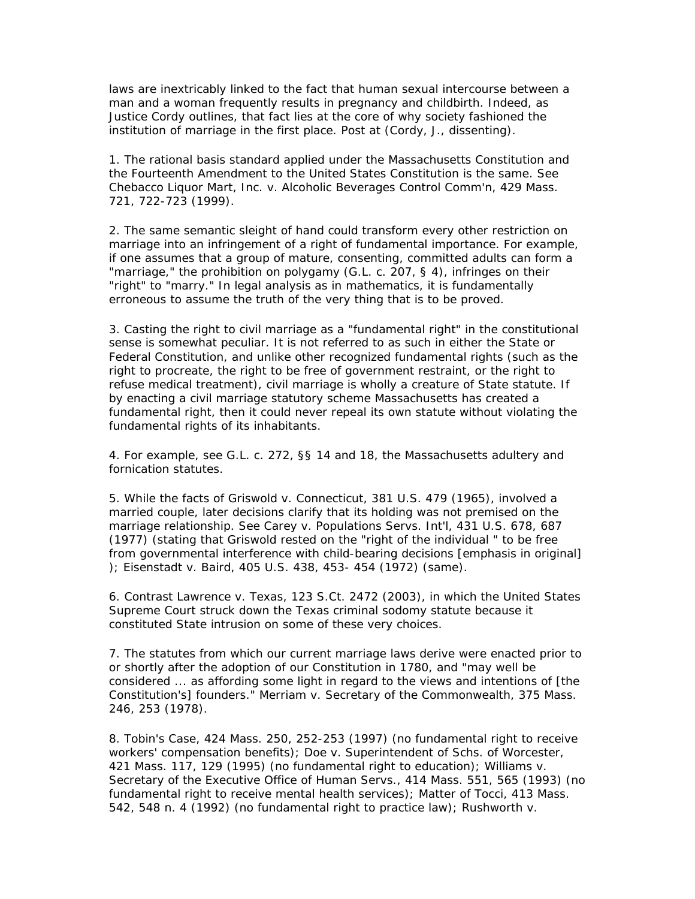laws are inextricably linked to the fact that human sexual intercourse between a man and a woman frequently results in pregnancy and childbirth. Indeed, as Justice Cordy outlines, that fact lies at the core of why society fashioned the institution of marriage in the first place. Post at (Cordy, J., dissenting).

1. The rational basis standard applied under the Massachusetts Constitution and the Fourteenth Amendment to the United States Constitution is the same. See Chebacco Liquor Mart, Inc. v. Alcoholic Beverages Control Comm'n, 429 Mass. 721, 722-723 (1999).

2. The same semantic sleight of hand could transform every other restriction on marriage into an infringement of a right of fundamental importance. For example, if one assumes that a group of mature, consenting, committed adults can form a "marriage," the prohibition on polygamy (G.L. c. 207, § 4), infringes on their "right" to "marry." In legal analysis as in mathematics, it is fundamentally erroneous to assume the truth of the very thing that is to be proved.

3. Casting the right to civil marriage as a "fundamental right" in the constitutional sense is somewhat peculiar. It is not referred to as such in either the State or Federal Constitution, and unlike other recognized fundamental rights (such as the right to procreate, the right to be free of government restraint, or the right to refuse medical treatment), civil marriage is wholly a creature of State statute. If by enacting a civil marriage statutory scheme Massachusetts has created a fundamental right, then it could never repeal its own statute without violating the fundamental rights of its inhabitants.

4. For example, see G.L. c. 272, §§ 14 and 18, the Massachusetts adultery and fornication statutes.

5. While the facts of Griswold v. Connecticut, 381 U.S. 479 (1965), involved a married couple, later decisions clarify that its holding was not premised on the marriage relationship. See Carey v. Populations Servs. Int'l, 431 U.S. 678, 687 (1977) (stating that Griswold rested on the "right of the individual " to be free from governmental interference with child-bearing decisions [emphasis in original] ); Eisenstadt v. Baird, 405 U.S. 438, 453- 454 (1972) (same).

6. Contrast Lawrence v. Texas, 123 S.Ct. 2472 (2003), in which the United States Supreme Court struck down the Texas criminal sodomy statute because it constituted State intrusion on some of these very choices.

7. The statutes from which our current marriage laws derive were enacted prior to or shortly after the adoption of our Constitution in 1780, and "may well be considered ... as affording some light in regard to the views and intentions of [the Constitution's] founders." Merriam v. Secretary of the Commonwealth, 375 Mass. 246, 253 (1978).

8. Tobin's Case, 424 Mass. 250, 252-253 (1997) (no fundamental right to receive workers' compensation benefits); Doe v. Superintendent of Schs. of Worcester, 421 Mass. 117, 129 (1995) (no fundamental right to education); Williams v. Secretary of the Executive Office of Human Servs., 414 Mass. 551, 565 (1993) (no fundamental right to receive mental health services); Matter of Tocci, 413 Mass. 542, 548 n. 4 (1992) (no fundamental right to practice law); Rushworth v.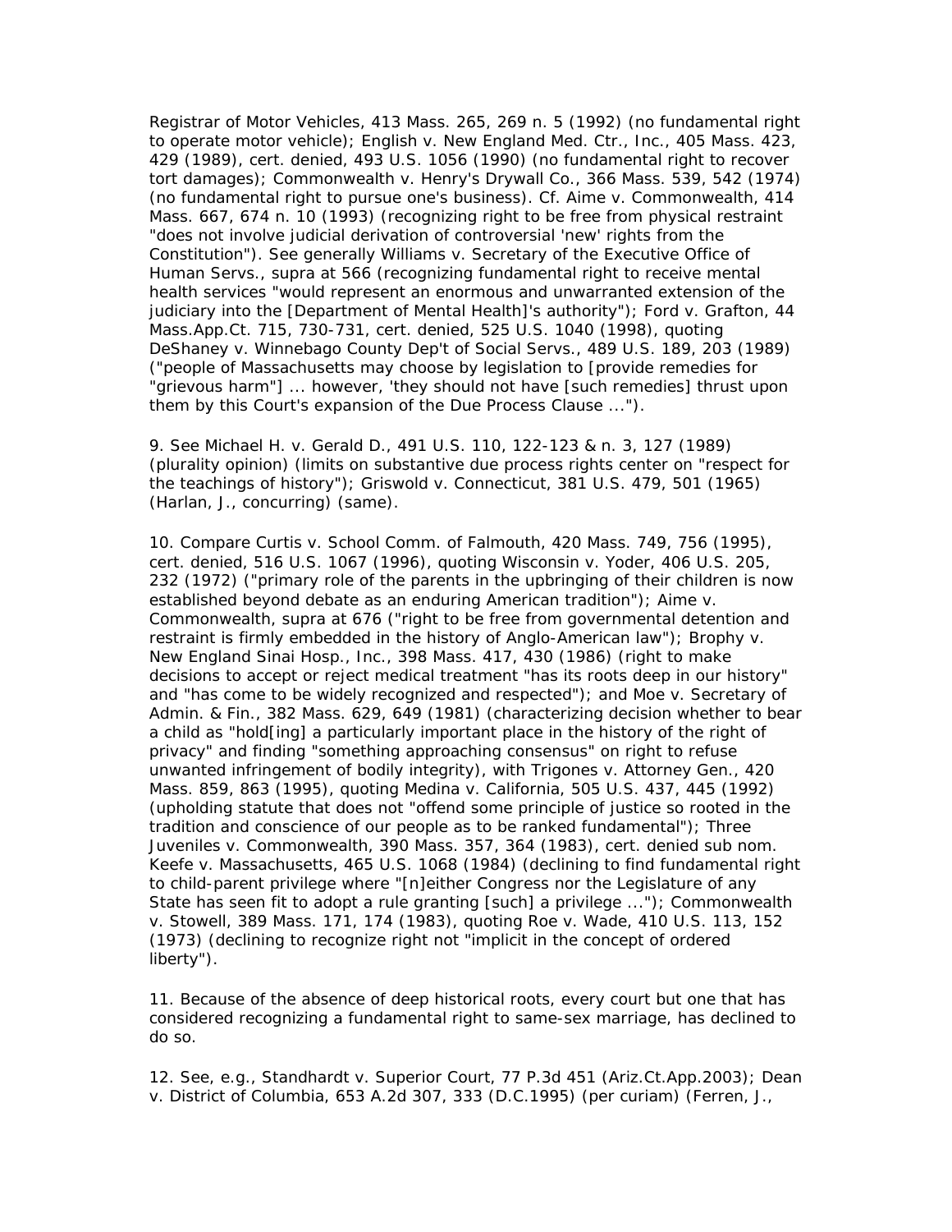Registrar of Motor Vehicles, 413 Mass. 265, 269 n. 5 (1992) (no fundamental right to operate motor vehicle); English v. New England Med. Ctr., Inc., 405 Mass. 423, 429 (1989), cert. denied, 493 U.S. 1056 (1990) (no fundamental right to recover tort damages); Commonwealth v. Henry's Drywall Co., 366 Mass. 539, 542 (1974) (no fundamental right to pursue one's business). Cf. Aime v. Commonwealth, 414 Mass. 667, 674 n. 10 (1993) (recognizing right to be free from physical restraint "does not involve judicial derivation of controversial 'new' rights from the Constitution"). See generally Williams v. Secretary of the Executive Office of Human Servs., supra at 566 (recognizing fundamental right to receive mental health services "would represent an enormous and unwarranted extension of the judiciary into the [Department of Mental Health]'s authority"); Ford v. Grafton, 44 Mass.App.Ct. 715, 730-731, cert. denied, 525 U.S. 1040 (1998), quoting DeShaney v. Winnebago County Dep't of Social Servs., 489 U.S. 189, 203 (1989) ("people of Massachusetts may choose by legislation to [provide remedies for "grievous harm"] ... however, 'they should not have [such remedies] thrust upon them by this Court's expansion of the Due Process Clause ...").

9. See Michael H. v. Gerald D., 491 U.S. 110, 122-123 & n. 3, 127 (1989) (plurality opinion) (limits on substantive due process rights center on "respect for the teachings of history"); Griswold v. Connecticut, 381 U.S. 479, 501 (1965) (Harlan, J., concurring) (same).

10. Compare Curtis v. School Comm. of Falmouth, 420 Mass. 749, 756 (1995), cert. denied, 516 U.S. 1067 (1996), quoting Wisconsin v. Yoder, 406 U.S. 205, 232 (1972) ("primary role of the parents in the upbringing of their children is now established beyond debate as an enduring American tradition"); Aime v. Commonwealth, supra at 676 ("right to be free from governmental detention and restraint is firmly embedded in the history of Anglo-American law"); Brophy v. New England Sinai Hosp., Inc., 398 Mass. 417, 430 (1986) (right to make decisions to accept or reject medical treatment "has its roots deep in our history" and "has come to be widely recognized and respected"); and Moe v. Secretary of Admin. & Fin., 382 Mass. 629, 649 (1981) (characterizing decision whether to bear a child as "hold[ing] a particularly important place in the history of the right of privacy" and finding "something approaching consensus" on right to refuse unwanted infringement of bodily integrity), with Trigones v. Attorney Gen., 420 Mass. 859, 863 (1995), quoting Medina v. California, 505 U.S. 437, 445 (1992) (upholding statute that does not "offend some principle of justice so rooted in the tradition and conscience of our people as to be ranked fundamental"); Three Juveniles v. Commonwealth, 390 Mass. 357, 364 (1983), cert. denied sub nom. Keefe v. Massachusetts, 465 U.S. 1068 (1984) (declining to find fundamental right to child-parent privilege where "[n]either Congress nor the Legislature of any State has seen fit to adopt a rule granting [such] a privilege ..."); Commonwealth v. Stowell, 389 Mass. 171, 174 (1983), quoting Roe v. Wade, 410 U.S. 113, 152 (1973) (declining to recognize right not "implicit in the concept of ordered liberty").

11. Because of the absence of deep historical roots, every court but one that has considered recognizing a fundamental right to same-sex marriage, has declined to do so.

12. See, e.g., Standhardt v. Superior Court, 77 P.3d 451 (Ariz.Ct.App.2003); Dean v. District of Columbia, 653 A.2d 307, 333 (D.C.1995) (per curiam) (Ferren, J.,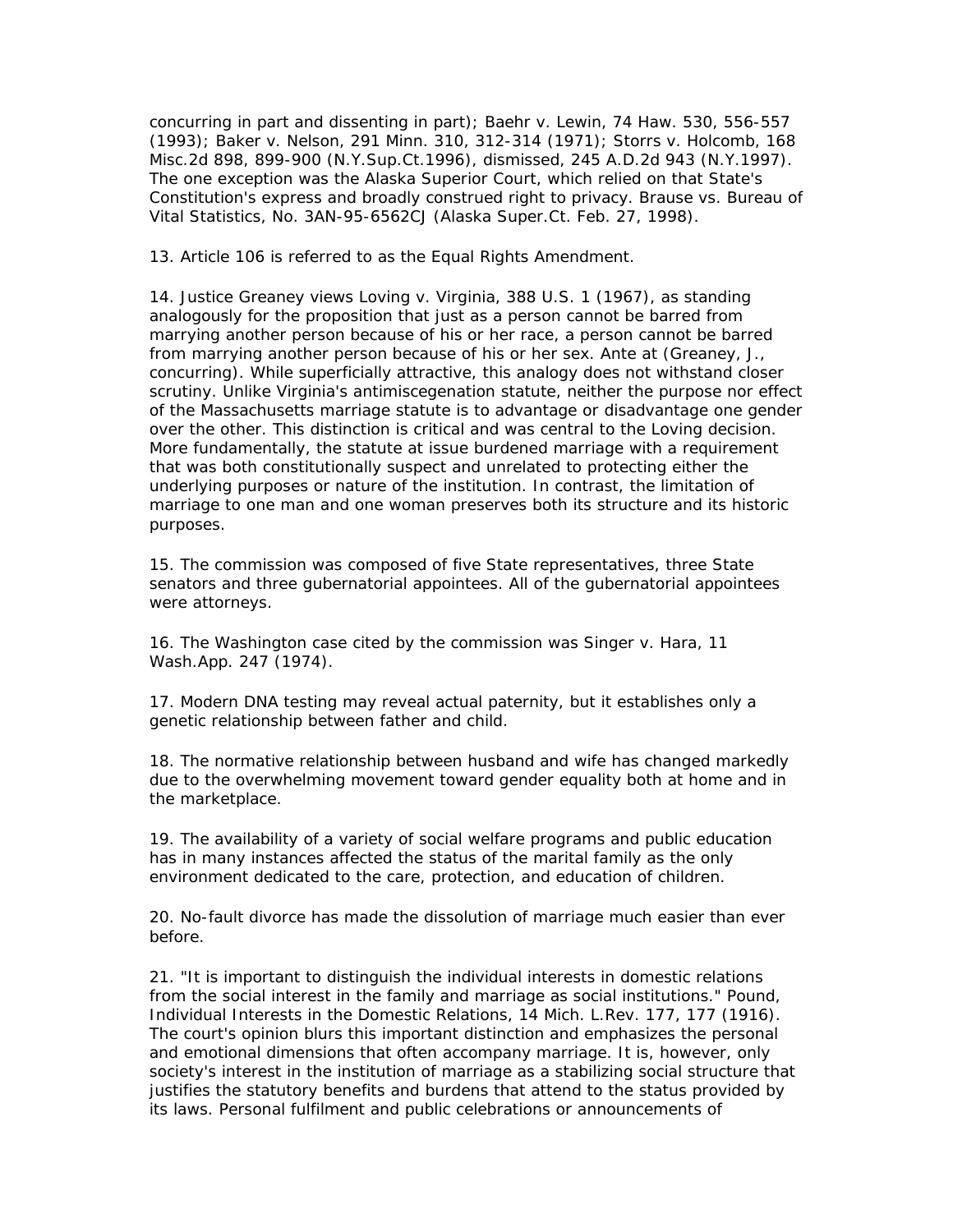concurring in part and dissenting in part); Baehr v. Lewin, 74 Haw. 530, 556-557 (1993); Baker v. Nelson, 291 Minn. 310, 312-314 (1971); Storrs v. Holcomb, 168 Misc.2d 898, 899-900 (N.Y.Sup.Ct.1996), dismissed, 245 A.D.2d 943 (N.Y.1997). The one exception was the Alaska Superior Court, which relied on that State's Constitution's express and broadly construed right to privacy. Brause vs. Bureau of Vital Statistics, No. 3AN-95-6562CJ (Alaska Super.Ct. Feb. 27, 1998).

13. Article 106 is referred to as the Equal Rights Amendment.

14. Justice Greaney views Loving v. Virginia, 388 U.S. 1 (1967), as standing analogously for the proposition that just as a person cannot be barred from marrying another person because of his or her race, a person cannot be barred from marrying another person because of his or her sex. Ante at (Greaney, J., concurring). While superficially attractive, this analogy does not withstand closer scrutiny. Unlike Virginia's antimiscegenation statute, neither the purpose nor effect of the Massachusetts marriage statute is to advantage or disadvantage one gender over the other. This distinction is critical and was central to the Loving decision. More fundamentally, the statute at issue burdened marriage with a requirement that was both constitutionally suspect and unrelated to protecting either the underlying purposes or nature of the institution. In contrast, the limitation of marriage to one man and one woman preserves both its structure and its historic purposes.

15. The commission was composed of five State representatives, three State senators and three gubernatorial appointees. All of the gubernatorial appointees were attorneys.

16. The Washington case cited by the commission was Singer v. Hara, 11 Wash.App. 247 (1974).

17. Modern DNA testing may reveal actual paternity, but it establishes only a genetic relationship between father and child.

18. The normative relationship between husband and wife has changed markedly due to the overwhelming movement toward gender equality both at home and in the marketplace.

19. The availability of a variety of social welfare programs and public education has in many instances affected the status of the marital family as the only environment dedicated to the care, protection, and education of children.

20. No-fault divorce has made the dissolution of marriage much easier than ever before.

21. "It is important to distinguish the individual interests in domestic relations from the social interest in the family and marriage as social institutions." Pound, Individual Interests in the Domestic Relations, 14 Mich. L.Rev. 177, 177 (1916). The court's opinion blurs this important distinction and emphasizes the personal and emotional dimensions that often accompany marriage. It is, however, only society's interest in the institution of marriage as a stabilizing social structure that justifies the statutory benefits and burdens that attend to the status provided by its laws. Personal fulfilment and public celebrations or announcements of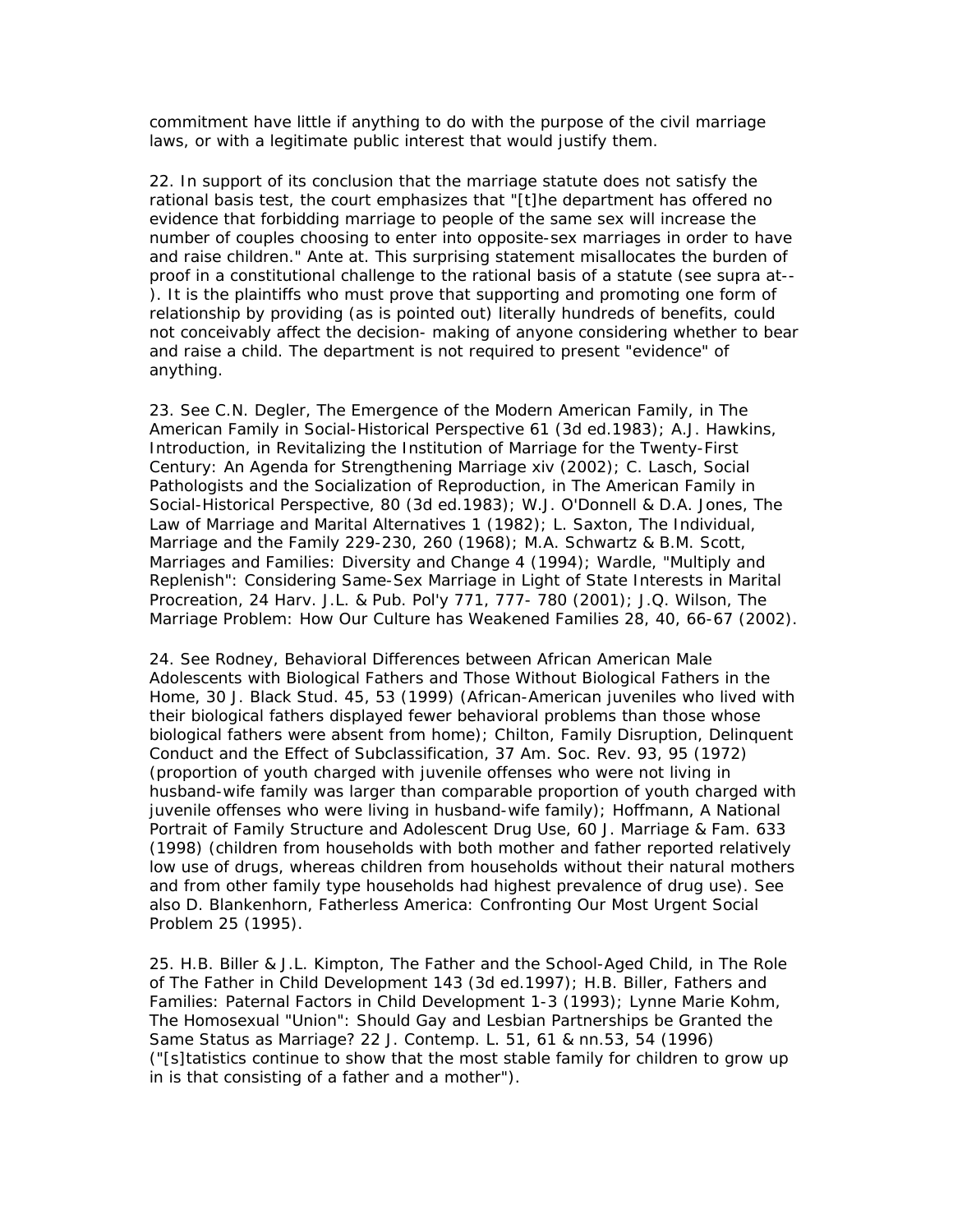commitment have little if anything to do with the purpose of the civil marriage laws, or with a legitimate public interest that would justify them.

22. In support of its conclusion that the marriage statute does not satisfy the rational basis test, the court emphasizes that "[t]he department has offered no evidence that forbidding marriage to people of the same sex will increase the number of couples choosing to enter into opposite-sex marriages in order to have and raise children." Ante at. This surprising statement misallocates the burden of proof in a constitutional challenge to the rational basis of a statute (see supra at-- ). It is the plaintiffs who must prove that supporting and promoting one form of relationship by providing (as is pointed out) literally hundreds of benefits, could not conceivably affect the decision- making of anyone considering whether to bear and raise a child. The department is not required to present "evidence" of anything.

23. See C.N. Degler, The Emergence of the Modern American Family, in The American Family in Social-Historical Perspective 61 (3d ed.1983); A.J. Hawkins, Introduction, in Revitalizing the Institution of Marriage for the Twenty-First Century: An Agenda for Strengthening Marriage xiv (2002); C. Lasch, Social Pathologists and the Socialization of Reproduction, in The American Family in Social-Historical Perspective, 80 (3d ed.1983); W.J. O'Donnell & D.A. Jones, The Law of Marriage and Marital Alternatives 1 (1982); L. Saxton, The Individual, Marriage and the Family 229-230, 260 (1968); M.A. Schwartz & B.M. Scott, Marriages and Families: Diversity and Change 4 (1994); Wardle, "Multiply and Replenish": Considering Same-Sex Marriage in Light of State Interests in Marital Procreation, 24 Harv. J.L. & Pub. Pol'y 771, 777- 780 (2001); J.Q. Wilson, The Marriage Problem: How Our Culture has Weakened Families 28, 40, 66-67 (2002).

24. See Rodney, Behavioral Differences between African American Male Adolescents with Biological Fathers and Those Without Biological Fathers in the Home, 30 J. Black Stud. 45, 53 (1999) (African-American juveniles who lived with their biological fathers displayed fewer behavioral problems than those whose biological fathers were absent from home); Chilton, Family Disruption, Delinquent Conduct and the Effect of Subclassification, 37 Am. Soc. Rev. 93, 95 (1972) (proportion of youth charged with juvenile offenses who were not living in husband-wife family was larger than comparable proportion of youth charged with juvenile offenses who were living in husband-wife family); Hoffmann, A National Portrait of Family Structure and Adolescent Drug Use, 60 J. Marriage & Fam. 633 (1998) (children from households with both mother and father reported relatively low use of drugs, whereas children from households without their natural mothers and from other family type households had highest prevalence of drug use). See also D. Blankenhorn, Fatherless America: Confronting Our Most Urgent Social Problem 25 (1995).

25. H.B. Biller & J.L. Kimpton, The Father and the School-Aged Child, in The Role of The Father in Child Development 143 (3d ed.1997); H.B. Biller, Fathers and Families: Paternal Factors in Child Development 1-3 (1993); Lynne Marie Kohm, The Homosexual "Union": Should Gay and Lesbian Partnerships be Granted the Same Status as Marriage? 22 J. Contemp. L. 51, 61 & nn.53, 54 (1996) ("[s]tatistics continue to show that the most stable family for children to grow up in is that consisting of a father and a mother").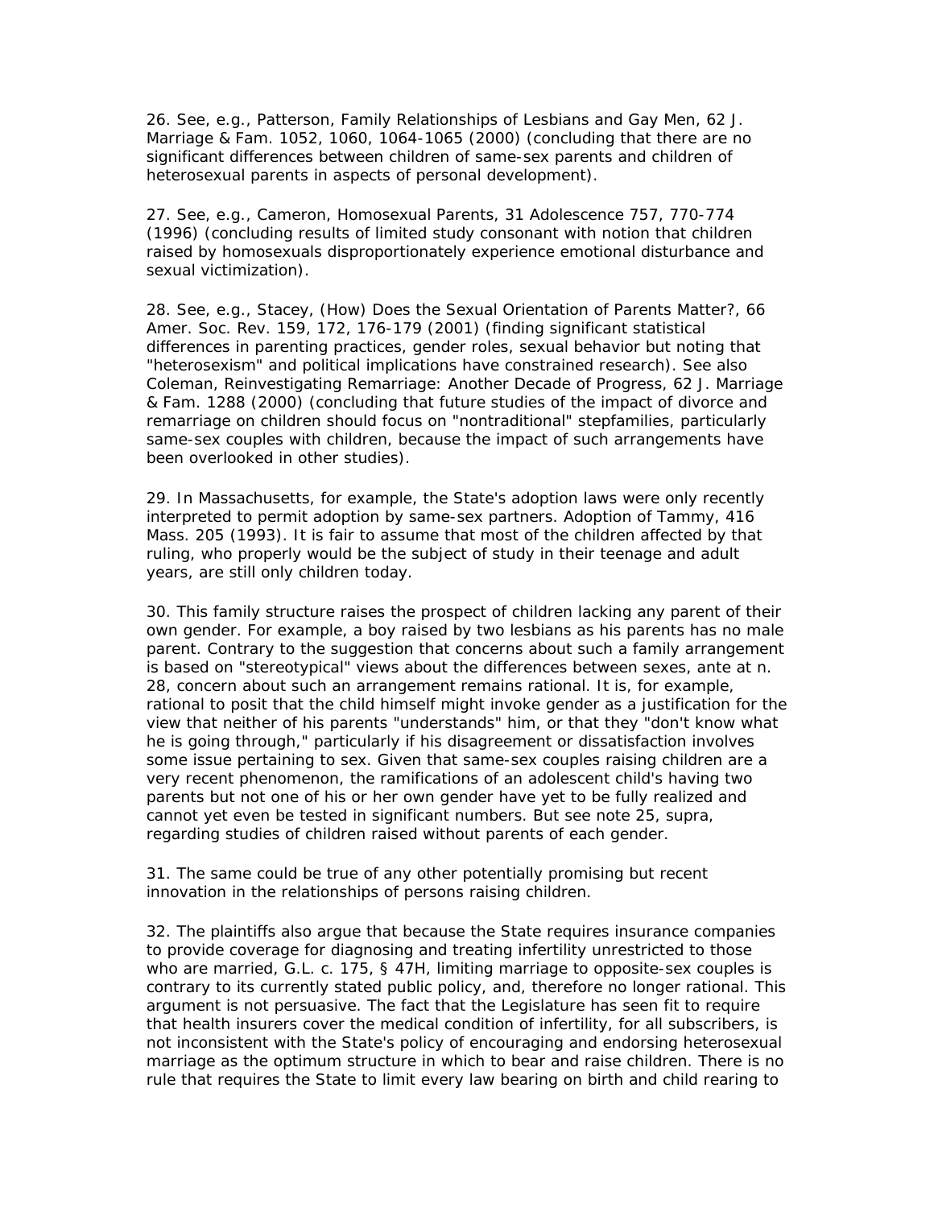26. See, e.g., Patterson, Family Relationships of Lesbians and Gay Men, 62 J. Marriage & Fam. 1052, 1060, 1064-1065 (2000) (concluding that there are no significant differences between children of same-sex parents and children of heterosexual parents in aspects of personal development).

27. See, e.g., Cameron, Homosexual Parents, 31 Adolescence 757, 770-774 (1996) (concluding results of limited study consonant with notion that children raised by homosexuals disproportionately experience emotional disturbance and sexual victimization).

28. See, e.g., Stacey, (How) Does the Sexual Orientation of Parents Matter?, 66 Amer. Soc. Rev. 159, 172, 176-179 (2001) (finding significant statistical differences in parenting practices, gender roles, sexual behavior but noting that "heterosexism" and political implications have constrained research). See also Coleman, Reinvestigating Remarriage: Another Decade of Progress, 62 J. Marriage & Fam. 1288 (2000) (concluding that future studies of the impact of divorce and remarriage on children should focus on "nontraditional" stepfamilies, particularly same-sex couples with children, because the impact of such arrangements have been overlooked in other studies).

29. In Massachusetts, for example, the State's adoption laws were only recently interpreted to permit adoption by same-sex partners. Adoption of Tammy, 416 Mass. 205 (1993). It is fair to assume that most of the children affected by that ruling, who properly would be the subject of study in their teenage and adult years, are still only children today.

30. This family structure raises the prospect of children lacking any parent of their own gender. For example, a boy raised by two lesbians as his parents has no male parent. Contrary to the suggestion that concerns about such a family arrangement is based on "stereotypical" views about the differences between sexes, ante at n. 28, concern about such an arrangement remains rational. It is, for example, rational to posit that the child himself might invoke gender as a justification for the view that neither of his parents "understands" him, or that they "don't know what he is going through," particularly if his disagreement or dissatisfaction involves some issue pertaining to sex. Given that same-sex couples raising children are a very recent phenomenon, the ramifications of an adolescent child's having two parents but not one of his or her own gender have yet to be fully realized and cannot yet even be tested in significant numbers. But see note 25, supra, regarding studies of children raised without parents of each gender.

31. The same could be true of any other potentially promising but recent innovation in the relationships of persons raising children.

32. The plaintiffs also argue that because the State requires insurance companies to provide coverage for diagnosing and treating infertility unrestricted to those who are married, G.L. c. 175, § 47H, limiting marriage to opposite-sex couples is contrary to its currently stated public policy, and, therefore no longer rational. This argument is not persuasive. The fact that the Legislature has seen fit to require that health insurers cover the medical condition of infertility, for all subscribers, is not inconsistent with the State's policy of encouraging and endorsing heterosexual marriage as the optimum structure in which to bear and raise children. There is no rule that requires the State to limit every law bearing on birth and child rearing to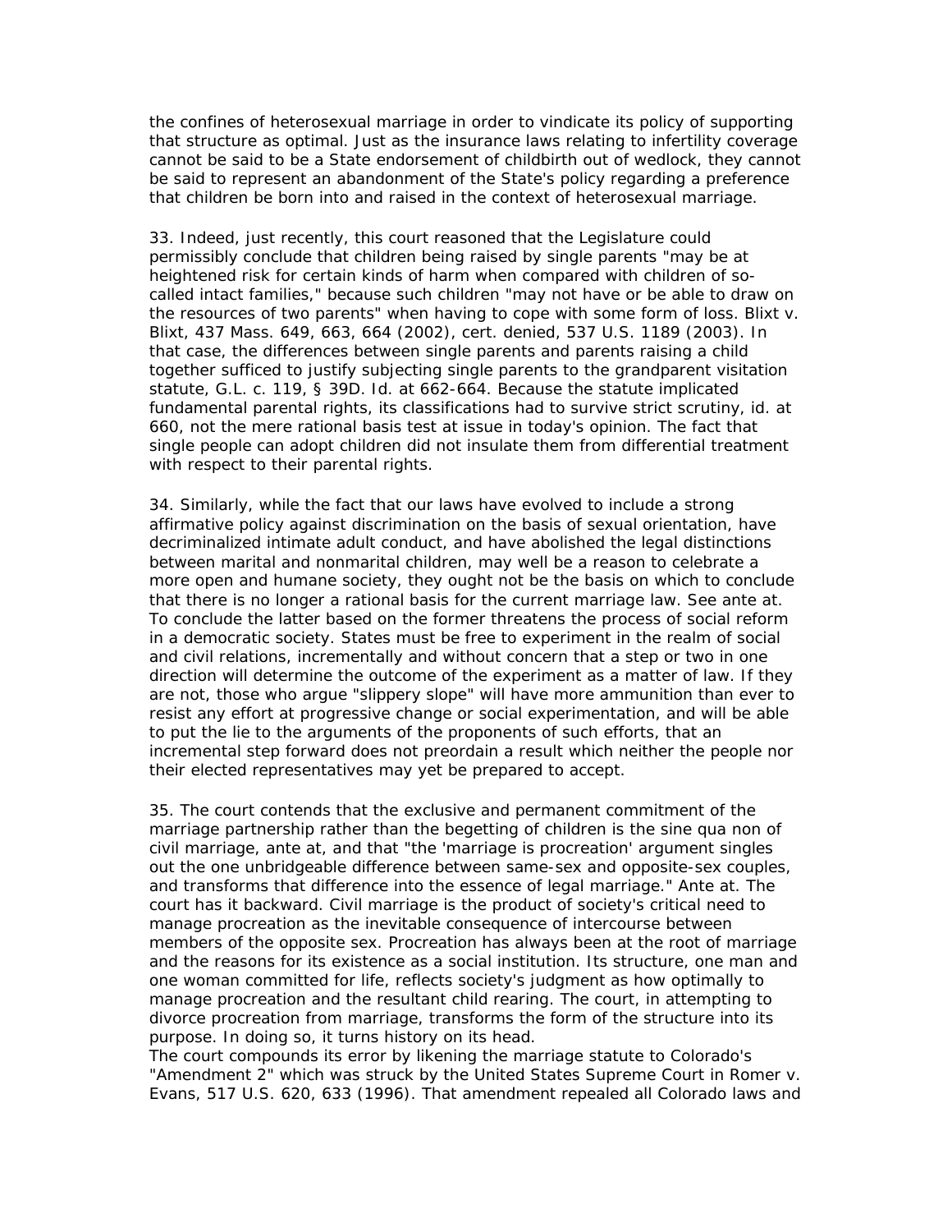the confines of heterosexual marriage in order to vindicate its policy of supporting that structure as optimal. Just as the insurance laws relating to infertility coverage cannot be said to be a State endorsement of childbirth out of wedlock, they cannot be said to represent an abandonment of the State's policy regarding a preference that children be born into and raised in the context of heterosexual marriage.

33. Indeed, just recently, this court reasoned that the Legislature could permissibly conclude that children being raised by single parents "may be at heightened risk for certain kinds of harm when compared with children of so-called intact families," because such children "may not have or be able to draw on the resources of two parents" when having to cope with some form of loss. Blixt v. Blixt, 437 Mass. 649, 663, 664 (2002), cert. denied, 537 U.S. 1189 (2003). In that case, the differences between single parents and parents raising a child together sufficed to justify subjecting single parents to the grandparent visitation statute, G.L. c. 119, § 39D. Id. at 662-664. Because the statute implicated fundamental parental rights, its classifications had to survive strict scrutiny, id. at 660, not the mere rational basis test at issue in today's opinion. The fact that single people can adopt children did not insulate them from differential treatment with respect to their parental rights.

34. Similarly, while the fact that our laws have evolved to include a strong affirmative policy against discrimination on the basis of sexual orientation, have decriminalized intimate adult conduct, and have abolished the legal distinctions between marital and nonmarital children, may well be a reason to celebrate a more open and humane society, they ought not be the basis on which to conclude that there is no longer a rational basis for the current marriage law. See ante at. To conclude the latter based on the former threatens the process of social reform in a democratic society. States must be free to experiment in the realm of social and civil relations, incrementally and without concern that a step or two in one direction will determine the outcome of the experiment as a matter of law. If they are not, those who argue "slippery slope" will have more ammunition than ever to resist any effort at progressive change or social experimentation, and will be able to put the lie to the arguments of the proponents of such efforts, that an incremental step forward does not preordain a result which neither the people nor their elected representatives may yet be prepared to accept.

35. The court contends that the exclusive and permanent commitment of the marriage partnership rather than the begetting of children is the sine qua non of civil marriage, ante at, and that "the 'marriage is procreation' argument singles out the one unbridgeable difference between same-sex and opposite-sex couples, and transforms that difference into the essence of legal marriage." Ante at. The court has it backward. Civil marriage is the product of society's critical need to manage procreation as the inevitable consequence of intercourse between members of the opposite sex. Procreation has always been at the root of marriage and the reasons for its existence as a social institution. Its structure, one man and one woman committed for life, reflects society's judgment as how optimally to manage procreation and the resultant child rearing. The court, in attempting to divorce procreation from marriage, transforms the form of the structure into its purpose. In doing so, it turns history on its head.
The court compounds its error by likening the marriage statute to Colorado's "Amendment 2" which was struck by the United States Supreme Court in Romer v. Evans, 517 U.S. 620, 633 (1996). That amendment repealed all Colorado laws and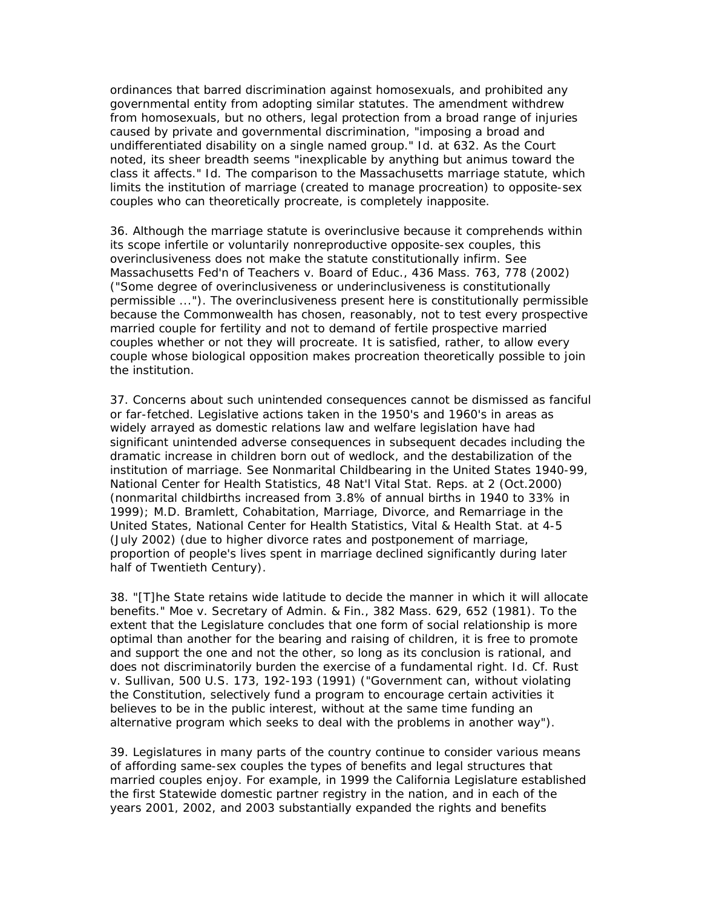ordinances that barred discrimination against homosexuals, and prohibited any governmental entity from adopting similar statutes. The amendment withdrew from homosexuals, but no others, legal protection from a broad range of injuries caused by private and governmental discrimination, "imposing a broad and undifferentiated disability on a single named group." Id. at 632. As the Court noted, its sheer breadth seems "inexplicable by anything but animus toward the class it affects." Id. The comparison to the Massachusetts marriage statute, which limits the institution of marriage (created to manage procreation) to opposite-sex couples who can theoretically procreate, is completely inapposite.

36. Although the marriage statute is overinclusive because it comprehends within its scope infertile or voluntarily nonreproductive opposite-sex couples, this overinclusiveness does not make the statute constitutionally infirm. See Massachusetts Fed'n of Teachers v. Board of Educ., 436 Mass. 763, 778 (2002) ("Some degree of overinclusiveness or underinclusiveness is constitutionally permissible ..."). The overinclusiveness present here is constitutionally permissible because the Commonwealth has chosen, reasonably, not to test every prospective married couple for fertility and not to demand of fertile prospective married couples whether or not they will procreate. It is satisfied, rather, to allow every couple whose biological opposition makes procreation theoretically possible to join the institution.

37. Concerns about such unintended consequences cannot be dismissed as fanciful or far-fetched. Legislative actions taken in the 1950's and 1960's in areas as widely arrayed as domestic relations law and welfare legislation have had significant unintended adverse consequences in subsequent decades including the dramatic increase in children born out of wedlock, and the destabilization of the institution of marriage. See Nonmarital Childbearing in the United States 1940-99, National Center for Health Statistics, 48 Nat'l Vital Stat. Reps. at 2 (Oct.2000) (nonmarital childbirths increased from 3.8% of annual births in 1940 to 33% in 1999); M.D. Bramlett, Cohabitation, Marriage, Divorce, and Remarriage in the United States, National Center for Health Statistics, Vital & Health Stat. at 4-5 (July 2002) (due to higher divorce rates and postponement of marriage, proportion of people's lives spent in marriage declined significantly during later half of Twentieth Century).

38. "[T]he State retains wide latitude to decide the manner in which it will allocate benefits." Moe v. Secretary of Admin. & Fin., 382 Mass. 629, 652 (1981). To the extent that the Legislature concludes that one form of social relationship is more optimal than another for the bearing and raising of children, it is free to promote and support the one and not the other, so long as its conclusion is rational, and does not discriminatorily burden the exercise of a fundamental right. Id. Cf. Rust v. Sullivan, 500 U.S. 173, 192-193 (1991) ("Government can, without violating the Constitution, selectively fund a program to encourage certain activities it believes to be in the public interest, without at the same time funding an alternative program which seeks to deal with the problems in another way").

39. Legislatures in many parts of the country continue to consider various means of affording same-sex couples the types of benefits and legal structures that married couples enjoy. For example, in 1999 the California Legislature established the first Statewide domestic partner registry in the nation, and in each of the years 2001, 2002, and 2003 substantially expanded the rights and benefits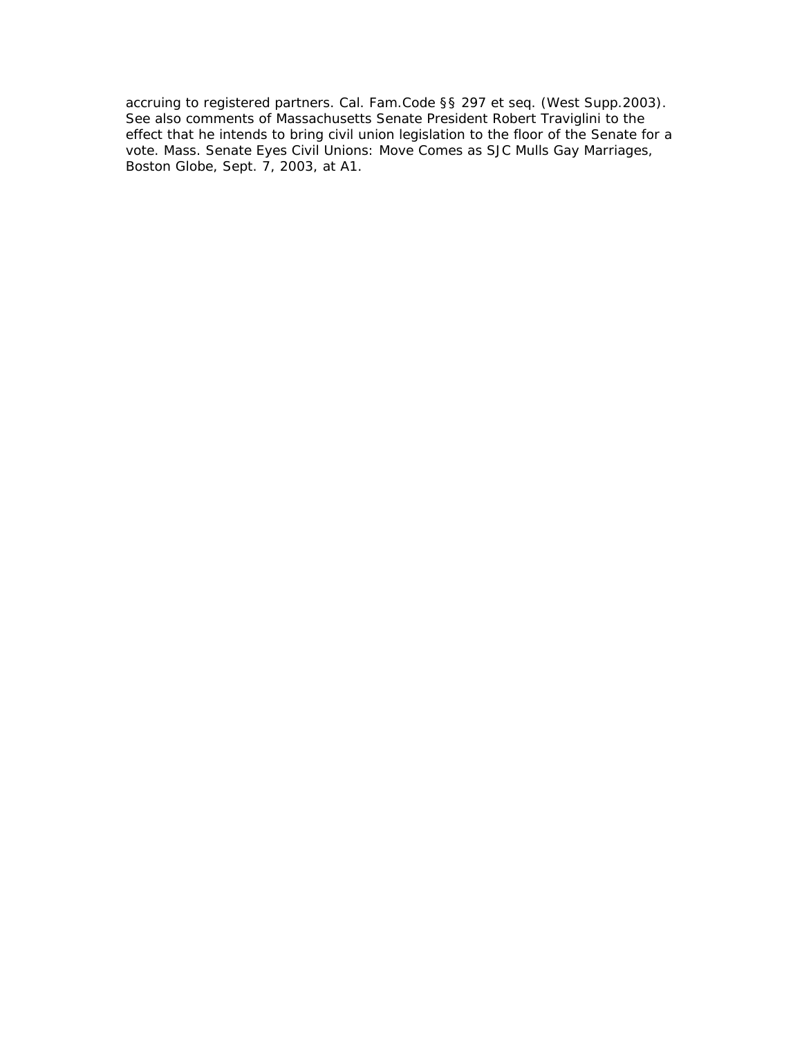accruing to registered partners. Cal. Fam.Code §§ 297 et seq. (West Supp.2003). See also comments of Massachusetts Senate President Robert Traviglini to the effect that he intends to bring civil union legislation to the floor of the Senate for a vote. Mass. Senate Eyes Civil Unions: Move Comes as SJC Mulls Gay Marriages, Boston Globe, Sept. 7, 2003, at A1.